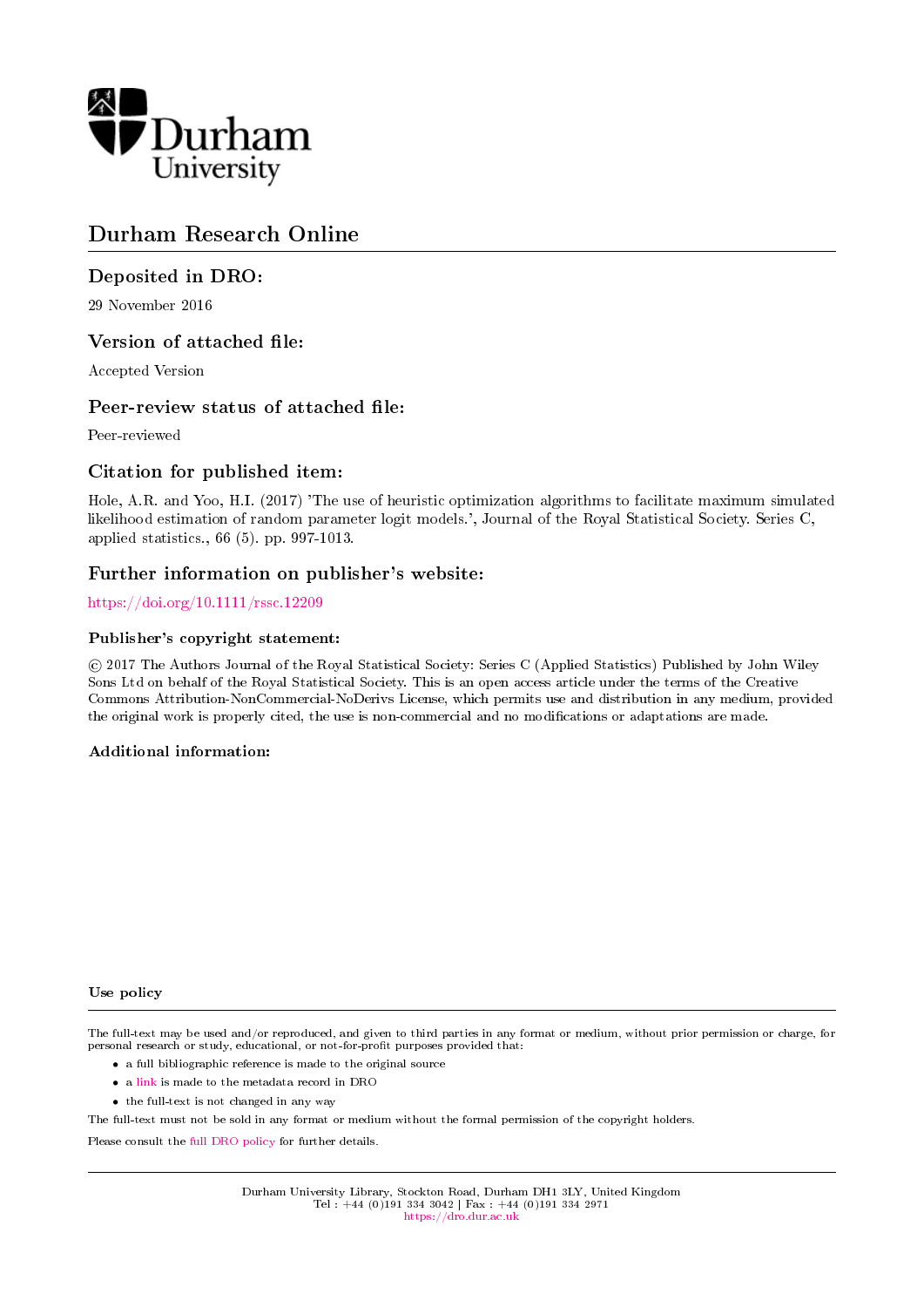Durham University

# Durham Research Online

## Deposited in DRO:

29 November 2016

## Version of attached file:

Accepted Version

## Peer-review status of attached file:

Peer-reviewed

## Citation for published item:

Hole, A.R. and Yoo, H.I. (2017) 'The use of heuristic optimization algorithms to facilitate maximum simulated likelihood estimation of random parameter logit models.', Journal of the Royal Statistical Society. Series C, applied statistics., 66 (5). pp. 997-1013.

## Further information on publisher's website:

https://doi.org/10.1111/rssc.12209

### Publisher's copyright statement:

© 2017 The Authors Journal of the Royal Statistical Society: Series C (Applied Statistics) Published by John Wiley Sons Ltd on behalf of the Royal Statistical Society. This is an open access article under the terms of the Creative Commons Attribution-NonCommercial-NoDerivs License, which permits use and distribution in any medium, provided the original work is properly cited, the use is non-commercial and no modifications or adaptations are made.

### Additional information:

### Use policy

The full-text may be used and/or reproduced, and given to third parties in any format or medium, without prior permission or charge, for personal research or study, educational, or not-for-profit purposes provided that:

- a full bibliographic reference is made to the original source
- a link is made to the metadata record in DRO
- the full-text is not changed in any way

The full-text must not be sold in any format or medium without the formal permission of the copyright holders.

Please consult the full DRO policy for further details.

Durham University Library, Stockton Road, Durham DH1 3LY, United Kingdom
Tel : +44 (0)191 334 3042 | Fax : +44 (0)191 334 2971
https://dro.dur.ac.uk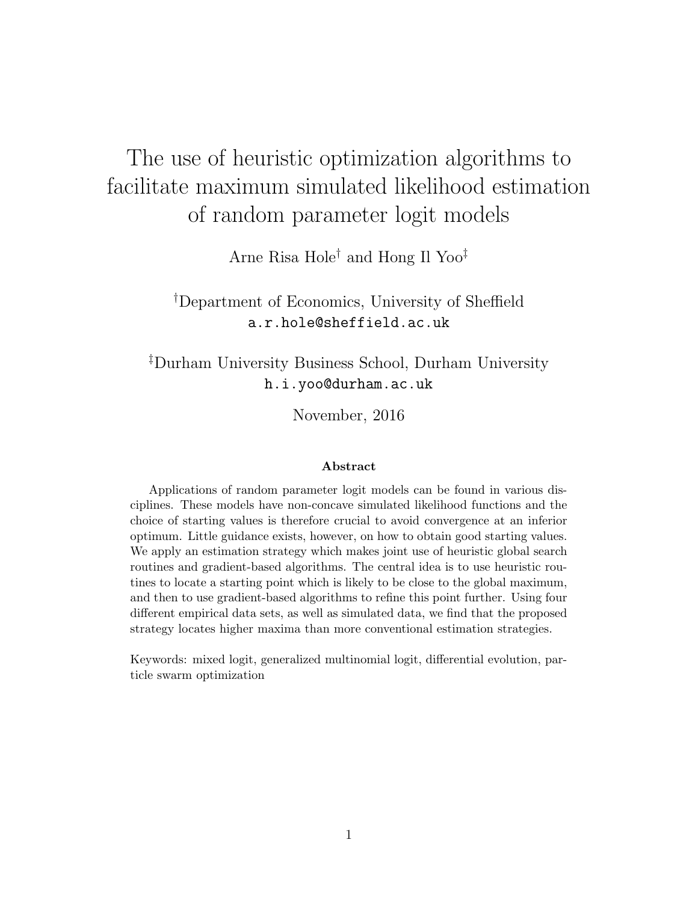# The use of heuristic optimization algorithms to facilitate maximum simulated likelihood estimation of random parameter logit models

Arne Risa Hole[†] and Hong Il Yoo[‡]

[†]Department of Economics, University of Sheffield
a.r.hole@sheffield.ac.uk

[‡]Durham University Business School, Durham University
h.i.yoo@durham.ac.uk

November, 2016

**Abstract**

Applications of random parameter logit models can be found in various disciplines. These models have non-concave simulated likelihood functions and the choice of starting values is therefore crucial to avoid convergence at an inferior optimum. Little guidance exists, however, on how to obtain good starting values. We apply an estimation strategy which makes joint use of heuristic global search routines and gradient-based algorithms. The central idea is to use heuristic routines to locate a starting point which is likely to be close to the global maximum, and then to use gradient-based algorithms to refine this point further. Using four different empirical data sets, as well as simulated data, we find that the proposed strategy locates higher maxima than more conventional estimation strategies.

Keywords: mixed logit, generalized multinomial logit, differential evolution, particle swarm optimization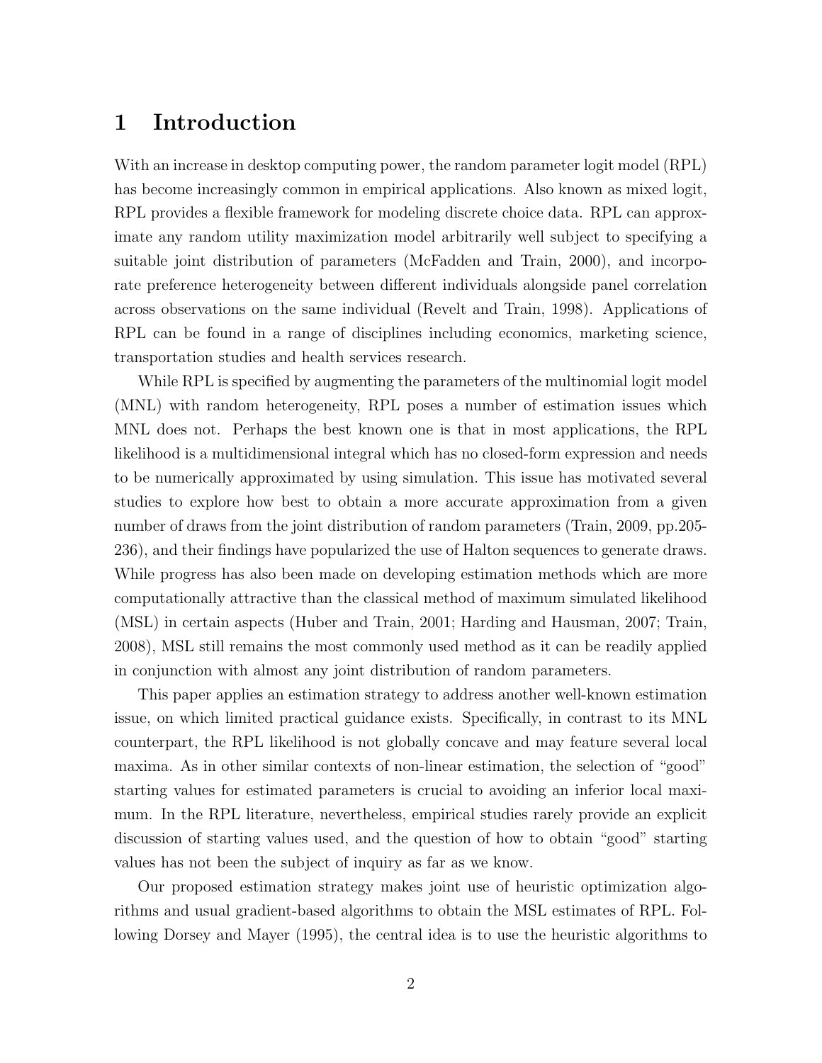# 1 Introduction

With an increase in desktop computing power, the random parameter logit model (RPL) has become increasingly common in empirical applications. Also known as mixed logit, RPL provides a flexible framework for modeling discrete choice data. RPL can approximate any random utility maximization model arbitrarily well subject to specifying a suitable joint distribution of parameters (McFadden and Train, 2000), and incorporate preference heterogeneity between different individuals alongside panel correlation across observations on the same individual (Revelt and Train, 1998). Applications of RPL can be found in a range of disciplines including economics, marketing science, transportation studies and health services research.

While RPL is specified by augmenting the parameters of the multinomial logit model (MNL) with random heterogeneity, RPL poses a number of estimation issues which MNL does not. Perhaps the best known one is that in most applications, the RPL likelihood is a multidimensional integral which has no closed-form expression and needs to be numerically approximated by using simulation. This issue has motivated several studies to explore how best to obtain a more accurate approximation from a given number of draws from the joint distribution of random parameters (Train, 2009, pp.205-236), and their findings have popularized the use of Halton sequences to generate draws. While progress has also been made on developing estimation methods which are more computationally attractive than the classical method of maximum simulated likelihood (MSL) in certain aspects (Huber and Train, 2001; Harding and Hausman, 2007; Train, 2008), MSL still remains the most commonly used method as it can be readily applied in conjunction with almost any joint distribution of random parameters.

This paper applies an estimation strategy to address another well-known estimation issue, on which limited practical guidance exists. Specifically, in contrast to its MNL counterpart, the RPL likelihood is not globally concave and may feature several local maxima. As in other similar contexts of non-linear estimation, the selection of "good" starting values for estimated parameters is crucial to avoiding an inferior local maximum. In the RPL literature, nevertheless, empirical studies rarely provide an explicit discussion of starting values used, and the question of how to obtain "good" starting values has not been the subject of inquiry as far as we know.

Our proposed estimation strategy makes joint use of heuristic optimization algorithms and usual gradient-based algorithms to obtain the MSL estimates of RPL. Following Dorsey and Mayer (1995), the central idea is to use the heuristic algorithms to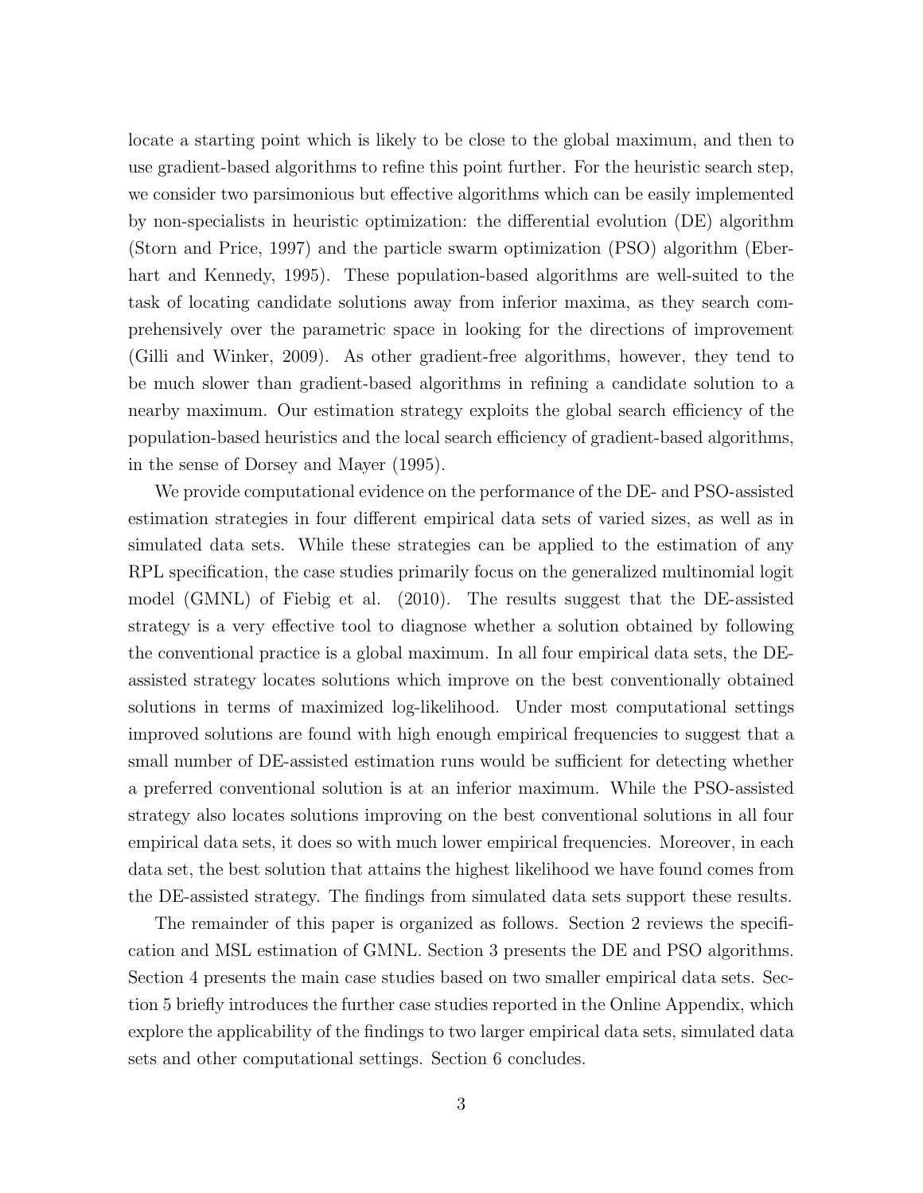locate a starting point which is likely to be close to the global maximum, and then to use gradient-based algorithms to refine this point further. For the heuristic search step, we consider two parsimonious but effective algorithms which can be easily implemented by non-specialists in heuristic optimization: the differential evolution (DE) algorithm (Storn and Price, 1997) and the particle swarm optimization (PSO) algorithm (Eberhart and Kennedy, 1995). These population-based algorithms are well-suited to the task of locating candidate solutions away from inferior maxima, as they search comprehensively over the parametric space in looking for the directions of improvement (Gilli and Winker, 2009). As other gradient-free algorithms, however, they tend to be much slower than gradient-based algorithms in refining a candidate solution to a nearby maximum. Our estimation strategy exploits the global search efficiency of the population-based heuristics and the local search efficiency of gradient-based algorithms, in the sense of Dorsey and Mayer (1995).

We provide computational evidence on the performance of the DE- and PSO-assisted estimation strategies in four different empirical data sets of varied sizes, as well as in simulated data sets. While these strategies can be applied to the estimation of any RPL specification, the case studies primarily focus on the generalized multinomial logit model (GMNL) of Fiebig et al. (2010). The results suggest that the DE-assisted strategy is a very effective tool to diagnose whether a solution obtained by following the conventional practice is a global maximum. In all four empirical data sets, the DE-assisted strategy locates solutions which improve on the best conventionally obtained solutions in terms of maximized log-likelihood. Under most computational settings improved solutions are found with high enough empirical frequencies to suggest that a small number of DE-assisted estimation runs would be sufficient for detecting whether a preferred conventional solution is at an inferior maximum. While the PSO-assisted strategy also locates solutions improving on the best conventional solutions in all four empirical data sets, it does so with much lower empirical frequencies. Moreover, in each data set, the best solution that attains the highest likelihood we have found comes from the DE-assisted strategy. The findings from simulated data sets support these results.

The remainder of this paper is organized as follows. Section 2 reviews the specification and MSL estimation of GMNL. Section 3 presents the DE and PSO algorithms. Section 4 presents the main case studies based on two smaller empirical data sets. Section 5 briefly introduces the further case studies reported in the Online Appendix, which explore the applicability of the findings to two larger empirical data sets, simulated data sets and other computational settings. Section 6 concludes.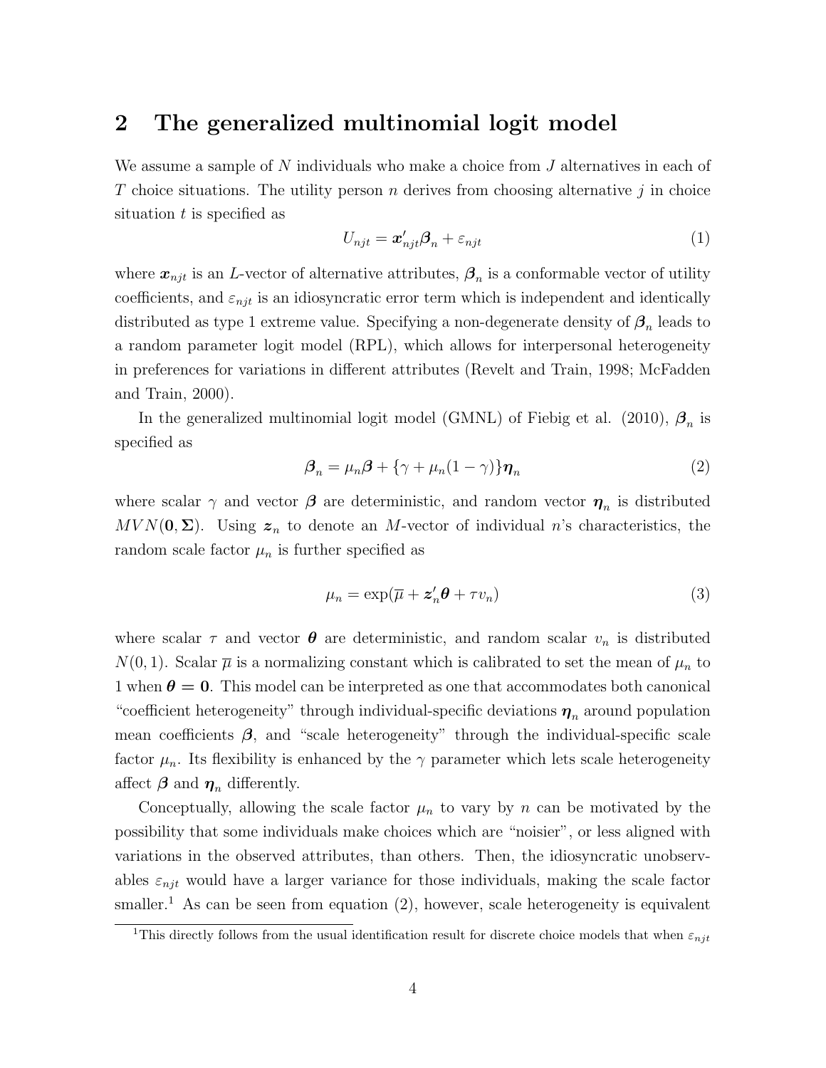## 2 The generalized multinomial logit model

We assume a sample of $N$ individuals who make a choice from $J$ alternatives in each of $T$ choice situations. The utility person $n$ derives from choosing alternative $j$ in choice situation $t$ is specified as

$$U_{njt} = \boldsymbol{x}_{njt}'\boldsymbol{\beta}_n + \varepsilon_{njt} \tag{1}$$

where $\boldsymbol{x}_{njt}$ is an $L$-vector of alternative attributes, $\boldsymbol{\beta}_n$ is a conformable vector of utility coefficients, and $\varepsilon_{njt}$ is an idiosyncratic error term which is independent and identically distributed as type 1 extreme value. Specifying a non-degenerate density of $\boldsymbol{\beta}_n$ leads to a random parameter logit model (RPL), which allows for interpersonal heterogeneity in preferences for variations in different attributes (Revelt and Train, 1998; McFadden and Train, 2000).

In the generalized multinomial logit model (GMNL) of Fiebig et al. (2010), $\boldsymbol{\beta}_n$ is specified as

$$\boldsymbol{\beta}_n = \mu_n \boldsymbol{\beta} + \{\gamma + \mu_n(1-\gamma)\}\boldsymbol{\eta}_n \tag{2}$$

where scalar $\gamma$ and vector $\boldsymbol{\beta}$ are deterministic, and random vector $\boldsymbol{\eta}_n$ is distributed $MVN(\mathbf{0}, \boldsymbol{\Sigma})$. Using $\boldsymbol{z}_n$ to denote an $M$-vector of individual $n$'s characteristics, the random scale factor $\mu_n$ is further specified as

$$\mu_n = \exp(\overline{\mu} + \boldsymbol{z}_n'\boldsymbol{\theta} + \tau v_n) \tag{3}$$

where scalar $\tau$ and vector $\boldsymbol{\theta}$ are deterministic, and random scalar $v_n$ is distributed $N(0,1)$. Scalar $\overline{\mu}$ is a normalizing constant which is calibrated to set the mean of $\mu_n$ to 1 when $\boldsymbol{\theta} = \mathbf{0}$. This model can be interpreted as one that accommodates both canonical "coefficient heterogeneity" through individual-specific deviations $\boldsymbol{\eta}_n$ around population mean coefficients $\boldsymbol{\beta}$, and "scale heterogeneity" through the individual-specific scale factor $\mu_n$. Its flexibility is enhanced by the $\gamma$ parameter which lets scale heterogeneity affect $\boldsymbol{\beta}$ and $\boldsymbol{\eta}_n$ differently.

Conceptually, allowing the scale factor $\mu_n$ to vary by $n$ can be motivated by the possibility that some individuals make choices which are "noisier", or less aligned with variations in the observed attributes, than others. Then, the idiosyncratic unobservables $\varepsilon_{njt}$ would have a larger variance for those individuals, making the scale factor smaller.[1] As can be seen from equation (2), however, scale heterogeneity is equivalent

[1] This directly follows from the usual identification result for discrete choice models that when $\varepsilon_{njt}$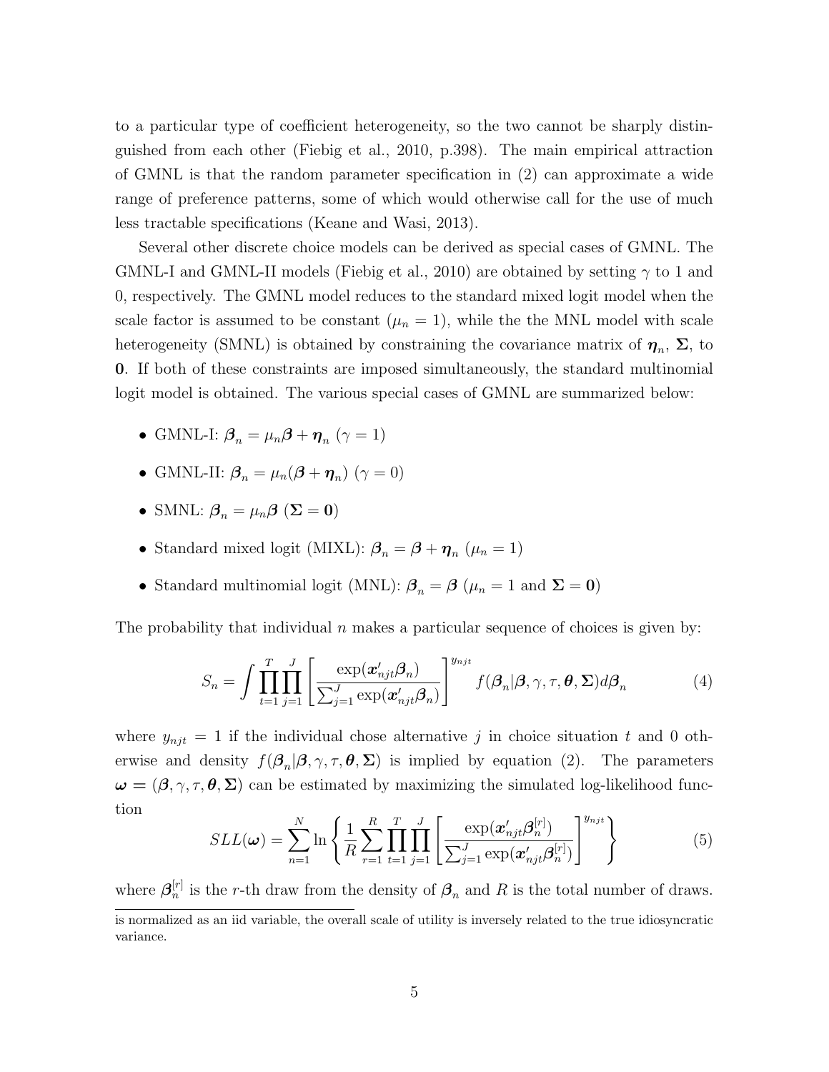to a particular type of coefficient heterogeneity, so the two cannot be sharply distinguished from each other (Fiebig et al., 2010, p.398). The main empirical attraction of GMNL is that the random parameter specification in (2) can approximate a wide range of preference patterns, some of which would otherwise call for the use of much less tractable specifications (Keane and Wasi, 2013).

Several other discrete choice models can be derived as special cases of GMNL. The GMNL-I and GMNL-II models (Fiebig et al., 2010) are obtained by setting $\gamma$ to 1 and 0, respectively. The GMNL model reduces to the standard mixed logit model when the scale factor is assumed to be constant ($\mu_n = 1$), while the the MNL model with scale heterogeneity (SMNL) is obtained by constraining the covariance matrix of $\boldsymbol{\eta}_n$, $\boldsymbol{\Sigma}$, to $\mathbf{0}$. If both of these constraints are imposed simultaneously, the standard multinomial logit model is obtained. The various special cases of GMNL are summarized below:

- GMNL-I: $\boldsymbol{\beta}_n = \mu_n \boldsymbol{\beta} + \boldsymbol{\eta}_n$ ($\gamma = 1$)
- GMNL-II: $\boldsymbol{\beta}_n = \mu_n(\boldsymbol{\beta} + \boldsymbol{\eta}_n)$ ($\gamma = 0$)
- SMNL: $\boldsymbol{\beta}_n = \mu_n \boldsymbol{\beta}$ ($\boldsymbol{\Sigma} = \mathbf{0}$)
- Standard mixed logit (MIXL): $\boldsymbol{\beta}_n = \boldsymbol{\beta} + \boldsymbol{\eta}_n$ ($\mu_n = 1$)
- Standard multinomial logit (MNL): $\boldsymbol{\beta}_n = \boldsymbol{\beta}$ ($\mu_n = 1$ and $\boldsymbol{\Sigma} = \mathbf{0}$)

The probability that individual $n$ makes a particular sequence of choices is given by:

$$S_n = \int \prod_{t=1}^{T} \prod_{j=1}^{J} \left[ \frac{\exp(\boldsymbol{x}'_{njt}\boldsymbol{\beta}_n)}{\sum_{j=1}^{J} \exp(\boldsymbol{x}'_{njt}\boldsymbol{\beta}_n)} \right]^{y_{njt}} f(\boldsymbol{\beta}_n | \boldsymbol{\beta}, \gamma, \tau, \boldsymbol{\theta}, \boldsymbol{\Sigma}) d\boldsymbol{\beta}_n \tag{4}$$

where $y_{njt} = 1$ if the individual chose alternative $j$ in choice situation $t$ and 0 otherwise and density $f(\boldsymbol{\beta}_n | \boldsymbol{\beta}, \gamma, \tau, \boldsymbol{\theta}, \boldsymbol{\Sigma})$ is implied by equation (2). The parameters $\boldsymbol{\omega} = (\boldsymbol{\beta}, \gamma, \tau, \boldsymbol{\theta}, \boldsymbol{\Sigma})$ can be estimated by maximizing the simulated log-likelihood function

$$SLL(\boldsymbol{\omega}) = \sum_{n=1}^{N} \ln \left\{ \frac{1}{R} \sum_{r=1}^{R} \prod_{t=1}^{T} \prod_{j=1}^{J} \left[ \frac{\exp(\boldsymbol{x}'_{njt}\boldsymbol{\beta}_n^{[r]})}{\sum_{j=1}^{J} \exp(\boldsymbol{x}'_{njt}\boldsymbol{\beta}_n^{[r]})} \right]^{y_{njt}} \right\} \tag{5}$$

where $\boldsymbol{\beta}_n^{[r]}$ is the $r$-th draw from the density of $\boldsymbol{\beta}_n$ and $R$ is the total number of draws.

is normalized as an iid variable, the overall scale of utility is inversely related to the true idiosyncratic variance.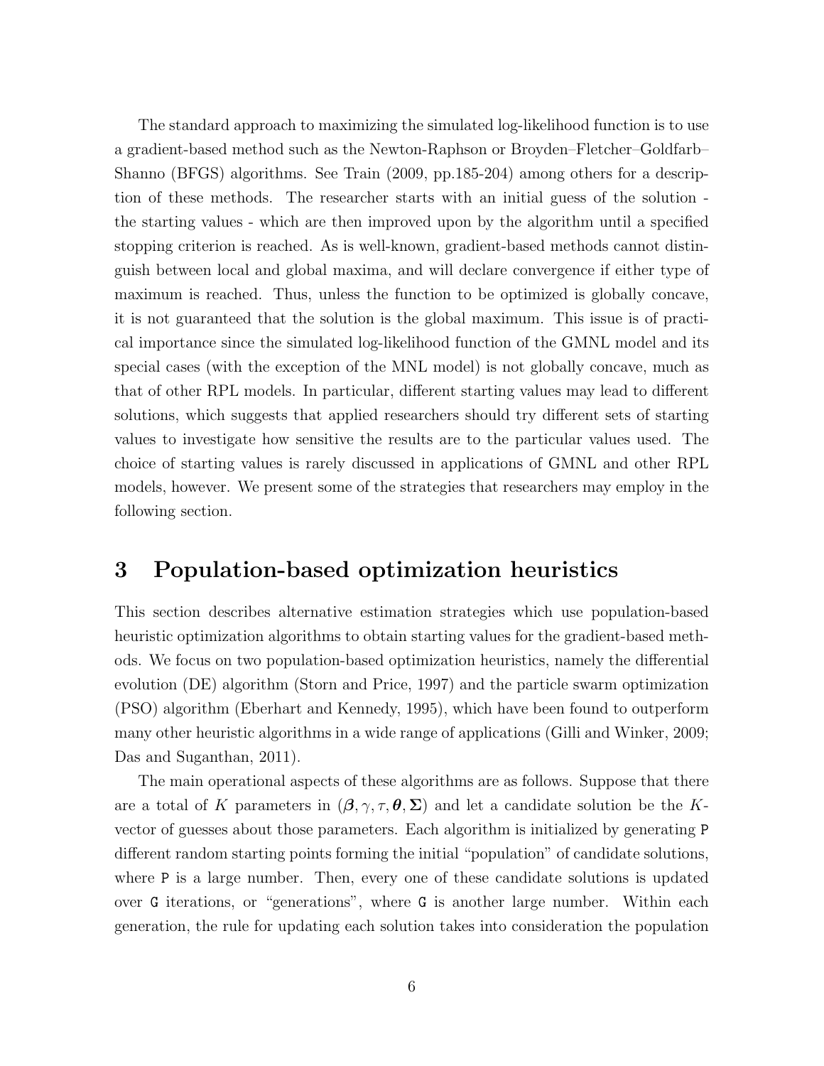The standard approach to maximizing the simulated log-likelihood function is to use a gradient-based method such as the Newton-Raphson or Broyden–Fletcher–Goldfarb–Shanno (BFGS) algorithms. See Train (2009, pp.185-204) among others for a description of these methods. The researcher starts with an initial guess of the solution - the starting values - which are then improved upon by the algorithm until a specified stopping criterion is reached. As is well-known, gradient-based methods cannot distinguish between local and global maxima, and will declare convergence if either type of maximum is reached. Thus, unless the function to be optimized is globally concave, it is not guaranteed that the solution is the global maximum. This issue is of practical importance since the simulated log-likelihood function of the GMNL model and its special cases (with the exception of the MNL model) is not globally concave, much as that of other RPL models. In particular, different starting values may lead to different solutions, which suggests that applied researchers should try different sets of starting values to investigate how sensitive the results are to the particular values used. The choice of starting values is rarely discussed in applications of GMNL and other RPL models, however. We present some of the strategies that researchers may employ in the following section.

# 3 Population-based optimization heuristics

This section describes alternative estimation strategies which use population-based heuristic optimization algorithms to obtain starting values for the gradient-based methods. We focus on two population-based optimization heuristics, namely the differential evolution (DE) algorithm (Storn and Price, 1997) and the particle swarm optimization (PSO) algorithm (Eberhart and Kennedy, 1995), which have been found to outperform many other heuristic algorithms in a wide range of applications (Gilli and Winker, 2009; Das and Suganthan, 2011).

The main operational aspects of these algorithms are as follows. Suppose that there are a total of $K$ parameters in $(\boldsymbol{\beta}, \gamma, \tau, \boldsymbol{\theta}, \boldsymbol{\Sigma})$ and let a candidate solution be the $K$-vector of guesses about those parameters. Each algorithm is initialized by generating `P` different random starting points forming the initial "population" of candidate solutions, where `P` is a large number. Then, every one of these candidate solutions is updated over `G` iterations, or "generations", where `G` is another large number. Within each generation, the rule for updating each solution takes into consideration the population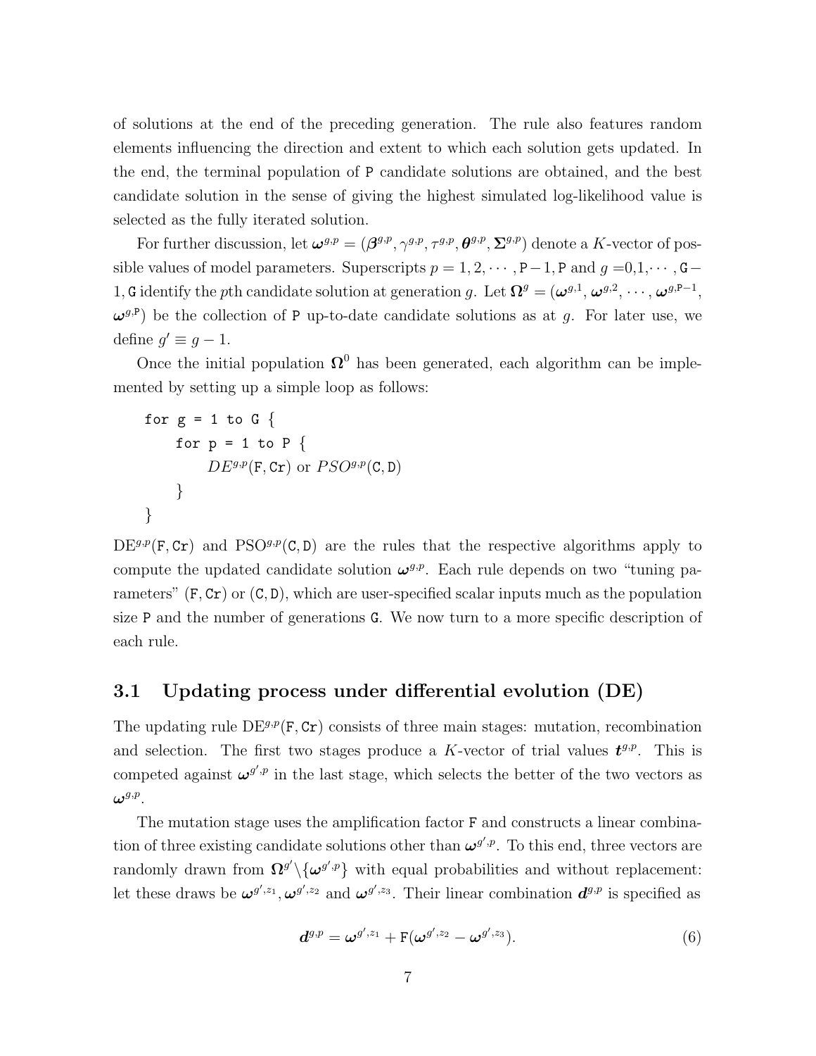of solutions at the end of the preceding generation. The rule also features random elements influencing the direction and extent to which each solution gets updated. In the end, the terminal population of P candidate solutions are obtained, and the best candidate solution in the sense of giving the highest simulated log-likelihood value is selected as the fully iterated solution.

For further discussion, let $\boldsymbol{\omega}^{g,p} = (\boldsymbol{\beta}^{g,p}, \gamma^{g,p}, \tau^{g,p}, \boldsymbol{\theta}^{g,p}, \boldsymbol{\Sigma}^{g,p})$ denote a $K$-vector of possible values of model parameters. Superscripts $p = 1, 2, \cdots, \mathtt{P}-1, \mathtt{P}$ and $g = 0, 1, \cdots, \mathtt{G}-1, \mathtt{G}$ identify the $p$th candidate solution at generation $g$. Let $\boldsymbol{\Omega}^{g} = (\boldsymbol{\omega}^{g,1}, \boldsymbol{\omega}^{g,2}, \cdots, \boldsymbol{\omega}^{g,\mathtt{P}-1}, \boldsymbol{\omega}^{g,\mathtt{P}})$ be the collection of P up-to-date candidate solutions as at $g$. For later use, we define $g' \equiv g - 1$.

Once the initial population $\boldsymbol{\Omega}^0$ has been generated, each algorithm can be implemented by setting up a simple loop as follows:

```
for g = 1 to G {
    for p = 1 to P {
        DE^{g,p}(F,Cr) or PSO^{g,p}(C,D)
    }
}
```

$\mathrm{DE}^{g,p}(\mathtt{F}, \mathtt{Cr})$ and $\mathrm{PSO}^{g,p}(\mathtt{C}, \mathtt{D})$ are the rules that the respective algorithms apply to compute the updated candidate solution $\boldsymbol{\omega}^{g,p}$. Each rule depends on two "tuning parameters" $(\mathtt{F}, \mathtt{Cr})$ or $(\mathtt{C}, \mathtt{D})$, which are user-specified scalar inputs much as the population size P and the number of generations G. We now turn to a more specific description of each rule.

### 3.1 Updating process under differential evolution (DE)

The updating rule $\mathrm{DE}^{g,p}(\mathtt{F}, \mathtt{Cr})$ consists of three main stages: mutation, recombination and selection. The first two stages produce a $K$-vector of trial values $\boldsymbol{t}^{g,p}$. This is competed against $\boldsymbol{\omega}^{g',p}$ in the last stage, which selects the better of the two vectors as $\boldsymbol{\omega}^{g,p}$.

The mutation stage uses the amplification factor F and constructs a linear combination of three existing candidate solutions other than $\boldsymbol{\omega}^{g',p}$. To this end, three vectors are randomly drawn from $\boldsymbol{\Omega}^{g'} \backslash \{\boldsymbol{\omega}^{g',p}\}$ with equal probabilities and without replacement: let these draws be $\boldsymbol{\omega}^{g',z_1}, \boldsymbol{\omega}^{g',z_2}$ and $\boldsymbol{\omega}^{g',z_3}$. Their linear combination $\boldsymbol{d}^{g,p}$ is specified as

$$\boldsymbol{d}^{g,p} = \boldsymbol{\omega}^{g',z_1} + \mathtt{F}(\boldsymbol{\omega}^{g',z_2} - \boldsymbol{\omega}^{g',z_3}). \tag{6}$$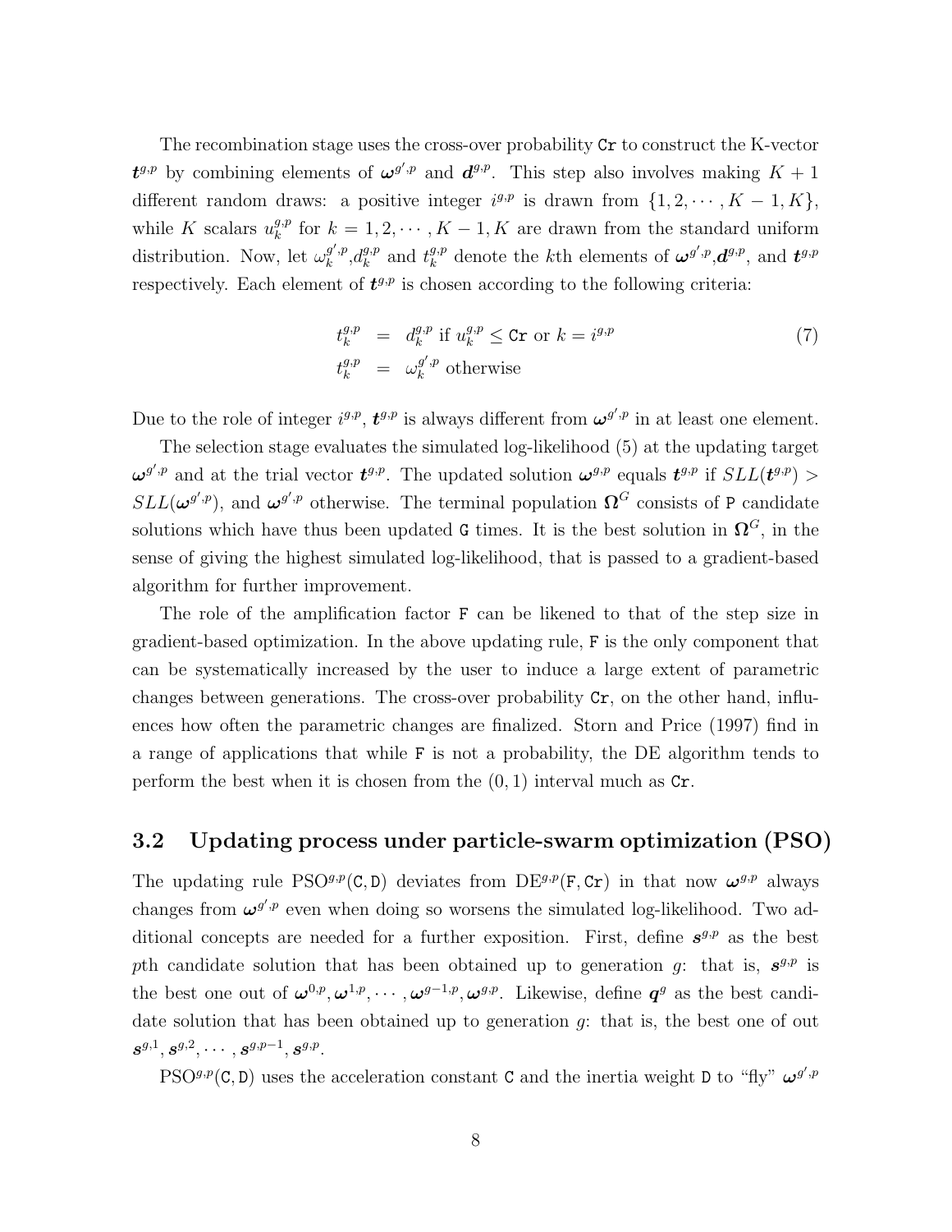The recombination stage uses the cross-over probability $\texttt{Cr}$ to construct the K-vector $\boldsymbol{t}^{g,p}$ by combining elements of $\boldsymbol{\omega}^{g',p}$ and $\boldsymbol{d}^{g,p}$. This step also involves making $K+1$ different random draws: a positive integer $i^{g,p}$ is drawn from $\{1, 2, \cdots, K-1, K\}$, while $K$ scalars $u_k^{g,p}$ for $k = 1, 2, \cdots, K-1, K$ are drawn from the standard uniform distribution. Now, let $\omega_k^{g',p}$,$d_k^{g,p}$ and $t_k^{g,p}$ denote the $k$th elements of $\boldsymbol{\omega}^{g',p}$,$\boldsymbol{d}^{g,p}$, and $\boldsymbol{t}^{g,p}$ respectively. Each element of $\boldsymbol{t}^{g,p}$ is chosen according to the following criteria:

$$
\begin{aligned}
t_k^{g,p} &= d_k^{g,p} \text{ if } u_k^{g,p} \leq \texttt{Cr} \text{ or } k = i^{g,p} \\
t_k^{g,p} &= \omega_k^{g',p} \text{ otherwise}
\end{aligned}
\tag{7}
$$

Due to the role of integer $i^{g,p}$, $\boldsymbol{t}^{g,p}$ is always different from $\boldsymbol{\omega}^{g',p}$ in at least one element.

The selection stage evaluates the simulated log-likelihood (5) at the updating target $\boldsymbol{\omega}^{g',p}$ and at the trial vector $\boldsymbol{t}^{g,p}$. The updated solution $\boldsymbol{\omega}^{g,p}$ equals $\boldsymbol{t}^{g,p}$ if $SLL(\boldsymbol{t}^{g,p}) > SLL(\boldsymbol{\omega}^{g',p})$, and $\boldsymbol{\omega}^{g',p}$ otherwise. The terminal population $\boldsymbol{\Omega}^G$ consists of $\texttt{P}$ candidate solutions which have thus been updated $\texttt{G}$ times. It is the best solution in $\boldsymbol{\Omega}^G$, in the sense of giving the highest simulated log-likelihood, that is passed to a gradient-based algorithm for further improvement.

The role of the amplification factor $\texttt{F}$ can be likened to that of the step size in gradient-based optimization. In the above updating rule, $\texttt{F}$ is the only component that can be systematically increased by the user to induce a large extent of parametric changes between generations. The cross-over probability $\texttt{Cr}$, on the other hand, influences how often the parametric changes are finalized. Storn and Price (1997) find in a range of applications that while $\texttt{F}$ is not a probability, the DE algorithm tends to perform the best when it is chosen from the $(0, 1)$ interval much as $\texttt{Cr}$.

## 3.2 Updating process under particle-swarm optimization (PSO)

The updating rule $\text{PSO}^{g,p}(\texttt{C}, \texttt{D})$ deviates from $\text{DE}^{g,p}(\texttt{F}, \texttt{Cr})$ in that now $\boldsymbol{\omega}^{g,p}$ always changes from $\boldsymbol{\omega}^{g',p}$ even when doing so worsens the simulated log-likelihood. Two additional concepts are needed for a further exposition. First, define $\boldsymbol{s}^{g,p}$ as the best $p$th candidate solution that has been obtained up to generation $g$: that is, $\boldsymbol{s}^{g,p}$ is the best one out of $\boldsymbol{\omega}^{0,p}, \boldsymbol{\omega}^{1,p}, \cdots, \boldsymbol{\omega}^{g-1,p}, \boldsymbol{\omega}^{g,p}$. Likewise, define $\boldsymbol{q}^g$ as the best candidate solution that has been obtained up to generation $g$: that is, the best one of out $\boldsymbol{s}^{g,1}, \boldsymbol{s}^{g,2}, \cdots, \boldsymbol{s}^{g,p-1}, \boldsymbol{s}^{g,p}$.

$\text{PSO}^{g,p}(\texttt{C}, \texttt{D})$ uses the acceleration constant $\texttt{C}$ and the inertia weight $\texttt{D}$ to "fly" $\boldsymbol{\omega}^{g',p}$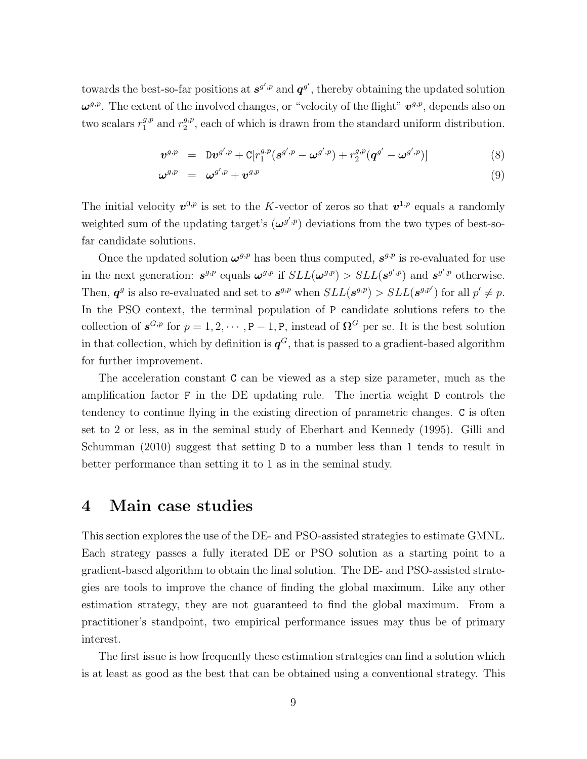towards the best-so-far positions at $\boldsymbol{s}^{g',p}$ and $\boldsymbol{q}^{g'}$, thereby obtaining the updated solution $\boldsymbol{\omega}^{g,p}$. The extent of the involved changes, or "velocity of the flight" $\boldsymbol{v}^{g,p}$, depends also on two scalars $r_1^{g,p}$ and $r_2^{g,p}$, each of which is drawn from the standard uniform distribution.

$$
\begin{aligned}
\boldsymbol{v}^{g,p} &= \mathtt{D}\boldsymbol{v}^{g',p} + \mathtt{C}[r_1^{g,p}(\boldsymbol{s}^{g',p} - \boldsymbol{\omega}^{g',p}) + r_2^{g,p}(\boldsymbol{q}^{g'} - \boldsymbol{\omega}^{g',p})] \qquad (8) \\
\boldsymbol{\omega}^{g,p} &= \boldsymbol{\omega}^{g',p} + \boldsymbol{v}^{g,p} \qquad (9)
\end{aligned}
$$

The initial velocity $\boldsymbol{v}^{0,p}$ is set to the $K$-vector of zeros so that $\boldsymbol{v}^{1,p}$ equals a randomly weighted sum of the updating target's ($\boldsymbol{\omega}^{g',p}$) deviations from the two types of best-so-far candidate solutions.

Once the updated solution $\boldsymbol{\omega}^{g,p}$ has been thus computed, $\boldsymbol{s}^{g,p}$ is re-evaluated for use in the next generation: $\boldsymbol{s}^{g,p}$ equals $\boldsymbol{\omega}^{g,p}$ if $SLL(\boldsymbol{\omega}^{g,p}) > SLL(\boldsymbol{s}^{g',p})$ and $\boldsymbol{s}^{g',p}$ otherwise. Then, $\boldsymbol{q}^{g}$ is also re-evaluated and set to $\boldsymbol{s}^{g,p}$ when $SLL(\boldsymbol{s}^{g,p}) > SLL(\boldsymbol{s}^{g,p'})$ for all $p' \neq p$. In the PSO context, the terminal population of P candidate solutions refers to the collection of $\boldsymbol{s}^{G,p}$ for $p = 1, 2, \cdots, \mathtt{P}-1, \mathtt{P}$, instead of $\boldsymbol{\Omega}^G$ per se. It is the best solution in that collection, which by definition is $\boldsymbol{q}^G$, that is passed to a gradient-based algorithm for further improvement.

The acceleration constant C can be viewed as a step size parameter, much as the amplification factor F in the DE updating rule. The inertia weight D controls the tendency to continue flying in the existing direction of parametric changes. C is often set to 2 or less, as in the seminal study of Eberhart and Kennedy (1995). Gilli and Schumman (2010) suggest that setting D to a number less than 1 tends to result in better performance than setting it to 1 as in the seminal study.

# 4 Main case studies

This section explores the use of the DE- and PSO-assisted strategies to estimate GMNL. Each strategy passes a fully iterated DE or PSO solution as a starting point to a gradient-based algorithm to obtain the final solution. The DE- and PSO-assisted strategies are tools to improve the chance of finding the global maximum. Like any other estimation strategy, they are not guaranteed to find the global maximum. From a practitioner's standpoint, two empirical performance issues may thus be of primary interest.

The first issue is how frequently these estimation strategies can find a solution which is at least as good as the best that can be obtained using a conventional strategy. This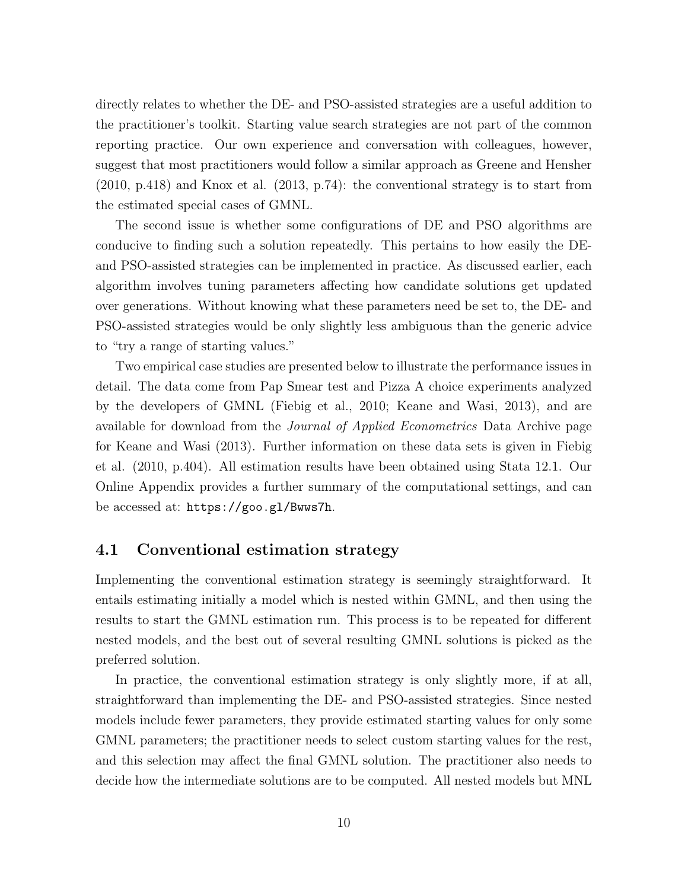directly relates to whether the DE- and PSO-assisted strategies are a useful addition to the practitioner's toolkit. Starting value search strategies are not part of the common reporting practice. Our own experience and conversation with colleagues, however, suggest that most practitioners would follow a similar approach as Greene and Hensher (2010, p.418) and Knox et al. (2013, p.74): the conventional strategy is to start from the estimated special cases of GMNL.

The second issue is whether some configurations of DE and PSO algorithms are conducive to finding such a solution repeatedly. This pertains to how easily the DE- and PSO-assisted strategies can be implemented in practice. As discussed earlier, each algorithm involves tuning parameters affecting how candidate solutions get updated over generations. Without knowing what these parameters need be set to, the DE- and PSO-assisted strategies would be only slightly less ambiguous than the generic advice to "try a range of starting values."

Two empirical case studies are presented below to illustrate the performance issues in detail. The data come from Pap Smear test and Pizza A choice experiments analyzed by the developers of GMNL (Fiebig et al., 2010; Keane and Wasi, 2013), and are available for download from the *Journal of Applied Econometrics* Data Archive page for Keane and Wasi (2013). Further information on these data sets is given in Fiebig et al. (2010, p.404). All estimation results have been obtained using Stata 12.1. Our Online Appendix provides a further summary of the computational settings, and can be accessed at: `https://goo.gl/Bwws7h`.

## 4.1 Conventional estimation strategy

Implementing the conventional estimation strategy is seemingly straightforward. It entails estimating initially a model which is nested within GMNL, and then using the results to start the GMNL estimation run. This process is to be repeated for different nested models, and the best out of several resulting GMNL solutions is picked as the preferred solution.

In practice, the conventional estimation strategy is only slightly more, if at all, straightforward than implementing the DE- and PSO-assisted strategies. Since nested models include fewer parameters, they provide estimated starting values for only some GMNL parameters; the practitioner needs to select custom starting values for the rest, and this selection may affect the final GMNL solution. The practitioner also needs to decide how the intermediate solutions are to be computed. All nested models but MNL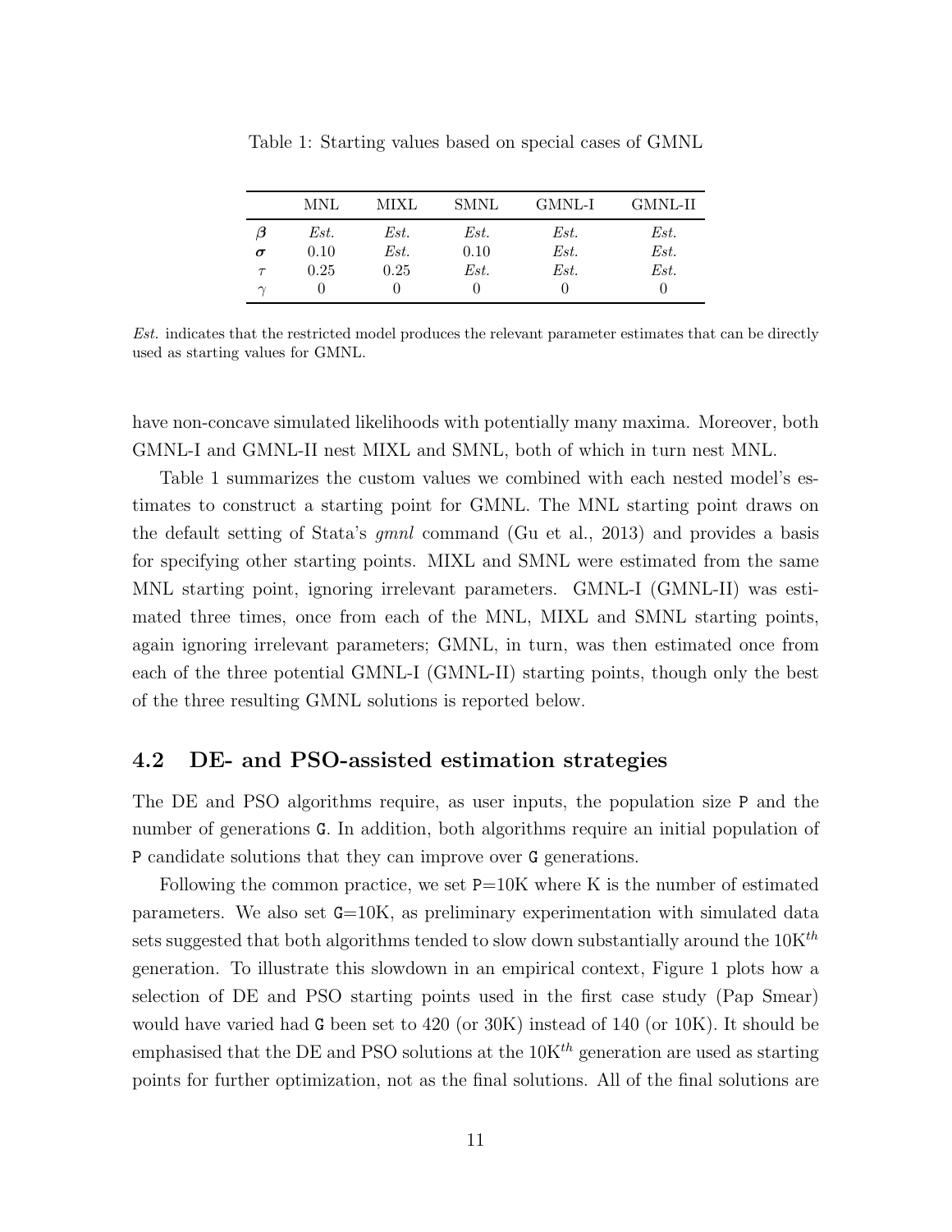Table 1: Starting values based on special cases of GMNL

| | MNL | MIXL | SMNL | GMNL-I | GMNL-II |
|---|---|---|---|---|---|
| $\boldsymbol{\beta}$ | *Est.* | *Est.* | *Est.* | *Est.* | *Est.* |
| $\boldsymbol{\sigma}$ | 0.10 | *Est.* | 0.10 | *Est.* | *Est.* |
| $\tau$ | 0.25 | 0.25 | *Est.* | *Est.* | *Est.* |
| $\gamma$ | 0 | 0 | 0 | 0 | 0 |

*Est.* indicates that the restricted model produces the relevant parameter estimates that can be directly used as starting values for GMNL.

have non-concave simulated likelihoods with potentially many maxima. Moreover, both GMNL-I and GMNL-II nest MIXL and SMNL, both of which in turn nest MNL.

Table 1 summarizes the custom values we combined with each nested model's estimates to construct a starting point for GMNL. The MNL starting point draws on the default setting of Stata's *gmnl* command (Gu et al., 2013) and provides a basis for specifying other starting points. MIXL and SMNL were estimated from the same MNL starting point, ignoring irrelevant parameters. GMNL-I (GMNL-II) was estimated three times, once from each of the MNL, MIXL and SMNL starting points, again ignoring irrelevant parameters; GMNL, in turn, was then estimated once from each of the three potential GMNL-I (GMNL-II) starting points, though only the best of the three resulting GMNL solutions is reported below.

## 4.2 DE- and PSO-assisted estimation strategies

The DE and PSO algorithms require, as user inputs, the population size `P` and the number of generations `G`. In addition, both algorithms require an initial population of `P` candidate solutions that they can improve over `G` generations.

Following the common practice, we set `P`=10K where K is the number of estimated parameters. We also set `G`=10K, as preliminary experimentation with simulated data sets suggested that both algorithms tended to slow down substantially around the 10K$^{th}$ generation. To illustrate this slowdown in an empirical context, Figure 1 plots how a selection of DE and PSO starting points used in the first case study (Pap Smear) would have varied had `G` been set to 420 (or 30K) instead of 140 (or 10K). It should be emphasised that the DE and PSO solutions at the 10K$^{th}$ generation are used as starting points for further optimization, not as the final solutions. All of the final solutions are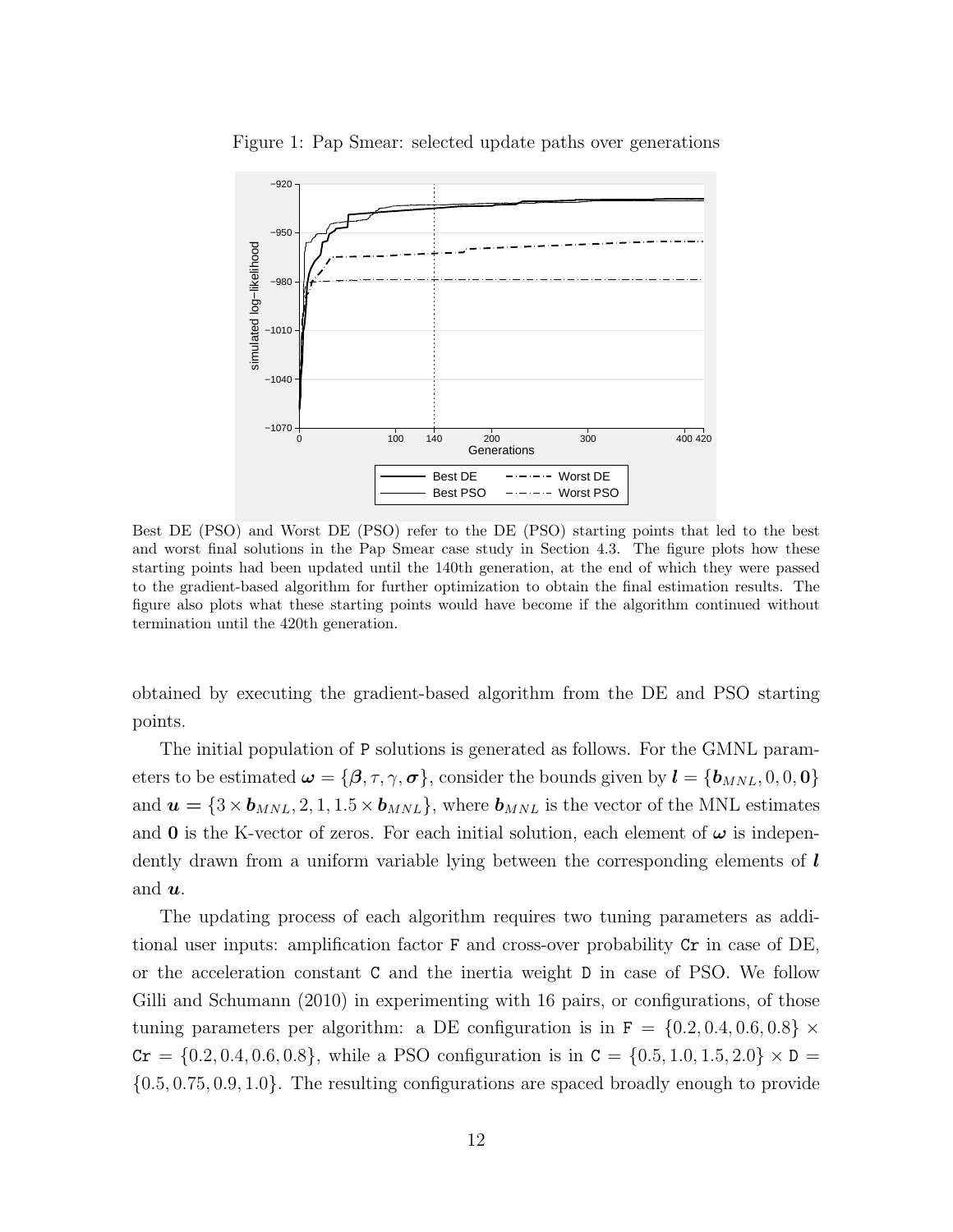Figure 1: Pap Smear: selected update paths over generations

−920
−950
−980
−1010
−1040
−1070

simulated log−likelihood

0 100 140 200 300 400 420

Generations

Best DE
Best PSO
Worst DE
Worst PSO

Best DE (PSO) and Worst DE (PSO) refer to the DE (PSO) starting points that led to the best and worst final solutions in the Pap Smear case study in Section 4.3. The figure plots how these starting points had been updated until the 140th generation, at the end of which they were passed to the gradient-based algorithm for further optimization to obtain the final estimation results. The figure also plots what these starting points would have become if the algorithm continued without termination until the 420th generation.

obtained by executing the gradient-based algorithm from the DE and PSO starting points.

The initial population of P solutions is generated as follows. For the GMNL parameters to be estimated $\boldsymbol{\omega} = \{\boldsymbol{\beta}, \tau, \gamma, \boldsymbol{\sigma}\}$, consider the bounds given by $\boldsymbol{l} = \{\boldsymbol{b}_{MNL}, 0, 0, \mathbf{0}\}$ and $\boldsymbol{u} = \{3 \times \boldsymbol{b}_{MNL}, 2, 1, 1.5 \times \boldsymbol{b}_{MNL}\}$, where $\boldsymbol{b}_{MNL}$ is the vector of the MNL estimates and $\mathbf{0}$ is the K-vector of zeros. For each initial solution, each element of $\boldsymbol{\omega}$ is independently drawn from a uniform variable lying between the corresponding elements of $\boldsymbol{l}$ and $\boldsymbol{u}$.

The updating process of each algorithm requires two tuning parameters as additional user inputs: amplification factor F and cross-over probability Cr in case of DE, or the acceleration constant C and the inertia weight D in case of PSO. We follow Gilli and Schumann (2010) in experimenting with 16 pairs, or configurations, of those tuning parameters per algorithm: a DE configuration is in $\texttt{F} = \{0.2, 0.4, 0.6, 0.8\} \times \texttt{Cr} = \{0.2, 0.4, 0.6, 0.8\}$, while a PSO configuration is in $\texttt{C} = \{0.5, 1.0, 1.5, 2.0\} \times \texttt{D} = \{0.5, 0.75, 0.9, 1.0\}$. The resulting configurations are spaced broadly enough to provide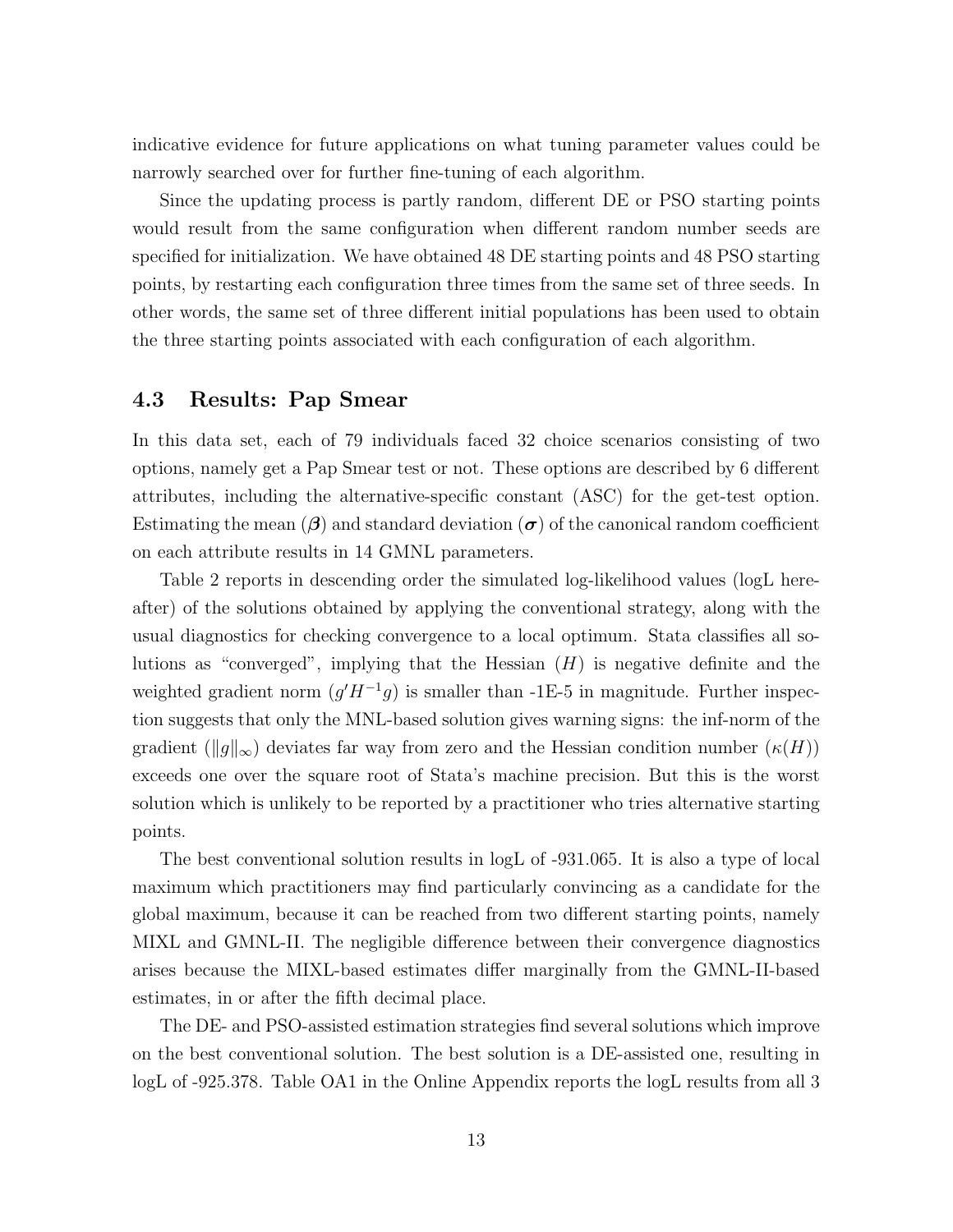indicative evidence for future applications on what tuning parameter values could be narrowly searched over for further fine-tuning of each algorithm.

Since the updating process is partly random, different DE or PSO starting points would result from the same configuration when different random number seeds are specified for initialization. We have obtained 48 DE starting points and 48 PSO starting points, by restarting each configuration three times from the same set of three seeds. In other words, the same set of three different initial populations has been used to obtain the three starting points associated with each configuration of each algorithm.

### 4.3 Results: Pap Smear

In this data set, each of 79 individuals faced 32 choice scenarios consisting of two options, namely get a Pap Smear test or not. These options are described by 6 different attributes, including the alternative-specific constant (ASC) for the get-test option. Estimating the mean ($\boldsymbol{\beta}$) and standard deviation ($\boldsymbol{\sigma}$) of the canonical random coefficient on each attribute results in 14 GMNL parameters.

Table 2 reports in descending order the simulated log-likelihood values (logL hereafter) of the solutions obtained by applying the conventional strategy, along with the usual diagnostics for checking convergence to a local optimum. Stata classifies all solutions as "converged", implying that the Hessian ($H$) is negative definite and the weighted gradient norm ($g'H^{-1}g$) is smaller than -1E-5 in magnitude. Further inspection suggests that only the MNL-based solution gives warning signs: the inf-norm of the gradient ($\|g\|_\infty$) deviates far way from zero and the Hessian condition number ($\kappa(H)$) exceeds one over the square root of Stata's machine precision. But this is the worst solution which is unlikely to be reported by a practitioner who tries alternative starting points.

The best conventional solution results in logL of -931.065. It is also a type of local maximum which practitioners may find particularly convincing as a candidate for the global maximum, because it can be reached from two different starting points, namely MIXL and GMNL-II. The negligible difference between their convergence diagnostics arises because the MIXL-based estimates differ marginally from the GMNL-II-based estimates, in or after the fifth decimal place.

The DE- and PSO-assisted estimation strategies find several solutions which improve on the best conventional solution. The best solution is a DE-assisted one, resulting in logL of -925.378. Table OA1 in the Online Appendix reports the logL results from all 3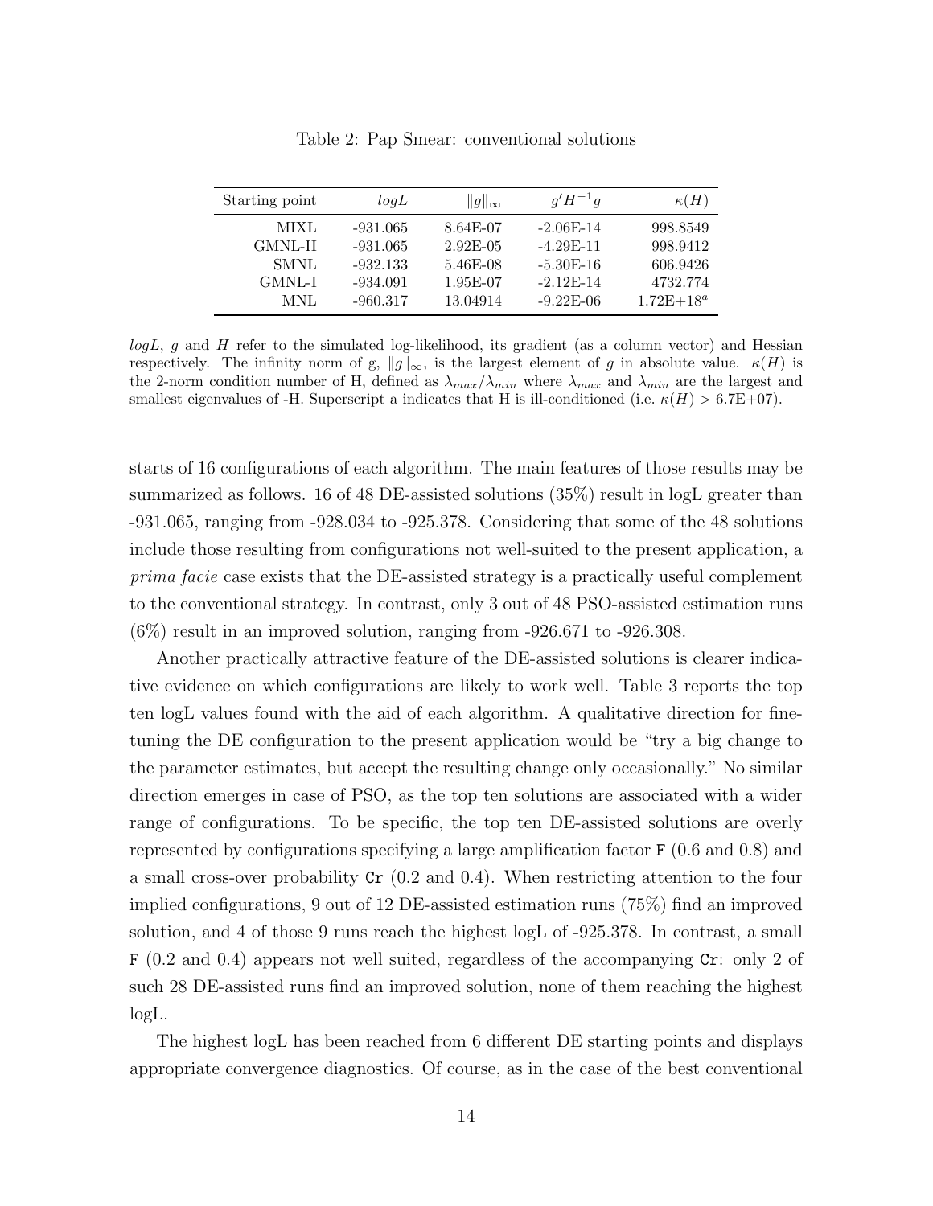Table 2: Pap Smear: conventional solutions

| Starting point | $logL$ | $\|g\|_\infty$ | $g'H^{-1}g$ | $\kappa(H)$ |
|---|---|---|---|---|
| MIXL | -931.065 | 8.64E-07 | -2.06E-14 | 998.8549 |
| GMNL-II | -931.065 | 2.92E-05 | -4.29E-11 | 998.9412 |
| SMNL | -932.133 | 5.46E-08 | -5.30E-16 | 606.9426 |
| GMNL-I | -934.091 | 1.95E-07 | -2.12E-14 | 4732.774 |
| MNL | -960.317 | 13.04914 | -9.22E-06 | 1.72E+18[a] |

$logL$, $g$ and $H$ refer to the simulated log-likelihood, its gradient (as a column vector) and Hessian respectively. The infinity norm of g, $\|g\|_\infty$, is the largest element of $g$ in absolute value. $\kappa(H)$ is the 2-norm condition number of H, defined as $\lambda_{max}/\lambda_{min}$ where $\lambda_{max}$ and $\lambda_{min}$ are the largest and smallest eigenvalues of -H. Superscript a indicates that H is ill-conditioned (i.e. $\kappa(H) >$ 6.7E+07).

starts of 16 configurations of each algorithm. The main features of those results may be summarized as follows. 16 of 48 DE-assisted solutions (35%) result in logL greater than -931.065, ranging from -928.034 to -925.378. Considering that some of the 48 solutions include those resulting from configurations not well-suited to the present application, a *prima facie* case exists that the DE-assisted strategy is a practically useful complement to the conventional strategy. In contrast, only 3 out of 48 PSO-assisted estimation runs (6%) result in an improved solution, ranging from -926.671 to -926.308.

Another practically attractive feature of the DE-assisted solutions is clearer indicative evidence on which configurations are likely to work well. Table 3 reports the top ten logL values found with the aid of each algorithm. A qualitative direction for fine-tuning the DE configuration to the present application would be "try a big change to the parameter estimates, but accept the resulting change only occasionally." No similar direction emerges in case of PSO, as the top ten solutions are associated with a wider range of configurations. To be specific, the top ten DE-assisted solutions are overly represented by configurations specifying a large amplification factor `F` (0.6 and 0.8) and a small cross-over probability `Cr` (0.2 and 0.4). When restricting attention to the four implied configurations, 9 out of 12 DE-assisted estimation runs (75%) find an improved solution, and 4 of those 9 runs reach the highest logL of -925.378. In contrast, a small `F` (0.2 and 0.4) appears not well suited, regardless of the accompanying `Cr`: only 2 of such 28 DE-assisted runs find an improved solution, none of them reaching the highest logL.

The highest logL has been reached from 6 different DE starting points and displays appropriate convergence diagnostics. Of course, as in the case of the best conventional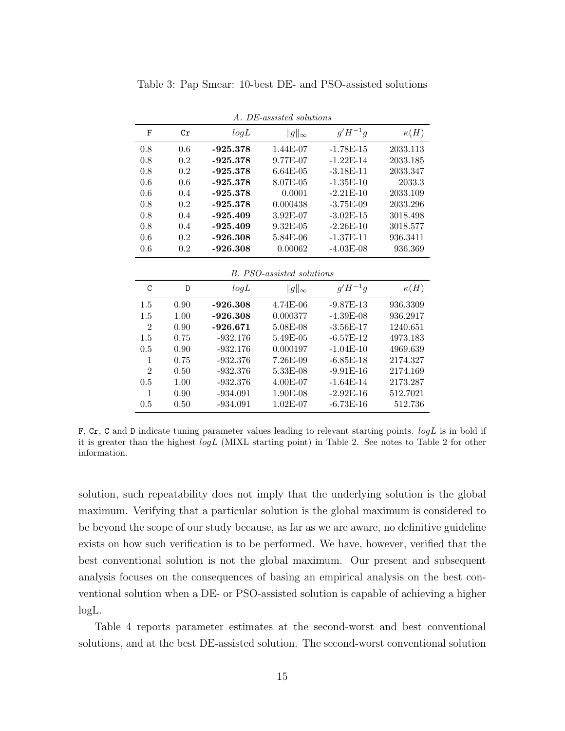Table 3: Pap Smear: 10-best DE- and PSO-assisted solutions

*A. DE-assisted solutions*

| F | Cr | $logL$ | $\|g\|_\infty$ | $g'H^{-1}g$ | $\kappa(H)$ |
|---|---|---|---|---|---|
| 0.8 | 0.6 | **-925.378** | 1.44E-07 | -1.78E-15 | 2033.113 |
| 0.8 | 0.2 | **-925.378** | 9.77E-07 | -1.22E-14 | 2033.185 |
| 0.8 | 0.2 | **-925.378** | 6.64E-05 | -3.18E-11 | 2033.347 |
| 0.6 | 0.6 | **-925.378** | 8.07E-05 | -1.35E-10 | 2033.3 |
| 0.6 | 0.4 | **-925.378** | 0.0001 | -2.21E-10 | 2033.109 |
| 0.8 | 0.2 | **-925.378** | 0.000438 | -3.75E-09 | 2033.296 |
| 0.8 | 0.4 | **-925.409** | 3.92E-07 | -3.02E-15 | 3018.498 |
| 0.8 | 0.4 | **-925.409** | 9.32E-05 | -2.26E-10 | 3018.577 |
| 0.6 | 0.2 | **-926.308** | 5.84E-06 | -1.37E-11 | 936.3411 |
| 0.6 | 0.2 | **-926.308** | 0.00062 | -4.03E-08 | 936.369 |

*B. PSO-assisted solutions*

| C | D | $logL$ | $\|g\|_\infty$ | $g'H^{-1}g$ | $\kappa(H)$ |
|---|---|---|---|---|---|
| 1.5 | 0.90 | **-926.308** | 4.74E-06 | -9.87E-13 | 936.3309 |
| 1.5 | 1.00 | **-926.308** | 0.000377 | -4.39E-08 | 936.2917 |
| 2 | 0.90 | **-926.671** | 5.08E-08 | -3.56E-17 | 1240.651 |
| 1.5 | 0.75 | -932.176 | 5.49E-05 | -6.57E-12 | 4973.183 |
| 0.5 | 0.90 | -932.176 | 0.000197 | -1.04E-10 | 4969.639 |
| 1 | 0.75 | -932.376 | 7.26E-09 | -6.85E-18 | 2174.327 |
| 2 | 0.50 | -932.376 | 5.33E-08 | -9.91E-16 | 2174.169 |
| 0.5 | 1.00 | -932.376 | 4.00E-07 | -1.64E-14 | 2173.287 |
| 1 | 0.90 | -934.091 | 1.90E-08 | -2.92E-16 | 512.7021 |
| 0.5 | 0.50 | -934.091 | 1.02E-07 | -6.73E-16 | 512.736 |

F, Cr, C and D indicate tuning parameter values leading to relevant starting points. $logL$ is in bold if it is greater than the highest $logL$ (MIXL starting point) in Table 2. See notes to Table 2 for other information.

solution, such repeatability does not imply that the underlying solution is the global maximum. Verifying that a particular solution is the global maximum is considered to be beyond the scope of our study because, as far as we are aware, no definitive guideline exists on how such verification is to be performed. We have, however, verified that the best conventional solution is not the global maximum. Our present and subsequent analysis focuses on the consequences of basing an empirical analysis on the best conventional solution when a DE- or PSO-assisted solution is capable of achieving a higher logL.

Table 4 reports parameter estimates at the second-worst and best conventional solutions, and at the best DE-assisted solution. The second-worst conventional solution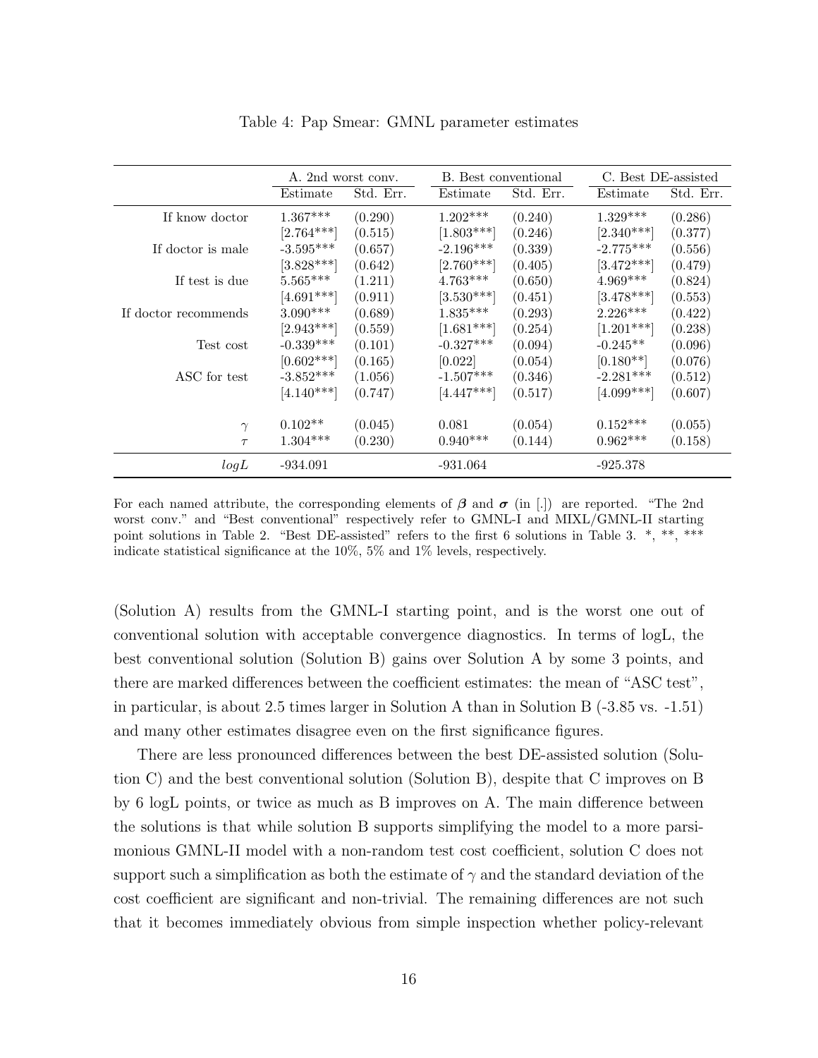Table 4: Pap Smear: GMNL parameter estimates

| | A. 2nd worst conv. | | B. Best conventional | | C. Best DE-assisted | |
|---|---|---|---|---|---|---|
| | Estimate | Std. Err. | Estimate | Std. Err. | Estimate | Std. Err. |
| If know doctor | 1.367*** | (0.290) | 1.202*** | (0.240) | 1.329*** | (0.286) |
| | [2.764***] | (0.515) | [1.803***] | (0.246) | [2.340***] | (0.377) |
| If doctor is male | -3.595*** | (0.657) | -2.196*** | (0.339) | -2.775*** | (0.556) |
| | [3.828***] | (0.642) | [2.760***] | (0.405) | [3.472***] | (0.479) |
| If test is due | 5.565*** | (1.211) | 4.763*** | (0.650) | 4.969*** | (0.824) |
| | [4.691***] | (0.911) | [3.530***] | (0.451) | [3.478***] | (0.553) |
| If doctor recommends | 3.090*** | (0.689) | 1.835*** | (0.293) | 2.226*** | (0.422) |
| | [2.943***] | (0.559) | [1.681***] | (0.254) | [1.201***] | (0.238) |
| Test cost | -0.339*** | (0.101) | -0.327*** | (0.094) | -0.245** | (0.096) |
| | [0.602***] | (0.165) | [0.022] | (0.054) | [0.180**] | (0.076) |
| ASC for test | -3.852*** | (1.056) | -1.507*** | (0.346) | -2.281*** | (0.512) |
| | [4.140***] | (0.747) | [4.447***] | (0.517) | [4.099***] | (0.607) |
| $\gamma$ | 0.102** | (0.045) | 0.081 | (0.054) | 0.152*** | (0.055) |
| $\tau$ | 1.304*** | (0.230) | 0.940*** | (0.144) | 0.962*** | (0.158) |
| $logL$ | -934.091 | | -931.064 | | -925.378 | |

For each named attribute, the corresponding elements of $\boldsymbol{\beta}$ and $\boldsymbol{\sigma}$ (in [.]) are reported. "The 2nd worst conv." and "Best conventional" respectively refer to GMNL-I and MIXL/GMNL-II starting point solutions in Table 2. "Best DE-assisted" refers to the first 6 solutions in Table 3. *, **, *** indicate statistical significance at the 10%, 5% and 1% levels, respectively.

(Solution A) results from the GMNL-I starting point, and is the worst one out of conventional solution with acceptable convergence diagnostics. In terms of logL, the best conventional solution (Solution B) gains over Solution A by some 3 points, and there are marked differences between the coefficient estimates: the mean of "ASC test", in particular, is about 2.5 times larger in Solution A than in Solution B (-3.85 vs. -1.51) and many other estimates disagree even on the first significance figures.

There are less pronounced differences between the best DE-assisted solution (Solution C) and the best conventional solution (Solution B), despite that C improves on B by 6 logL points, or twice as much as B improves on A. The main difference between the solutions is that while solution B supports simplifying the model to a more parsimonious GMNL-II model with a non-random test cost coefficient, solution C does not support such a simplification as both the estimate of $\gamma$ and the standard deviation of the cost coefficient are significant and non-trivial. The remaining differences are not such that it becomes immediately obvious from simple inspection whether policy-relevant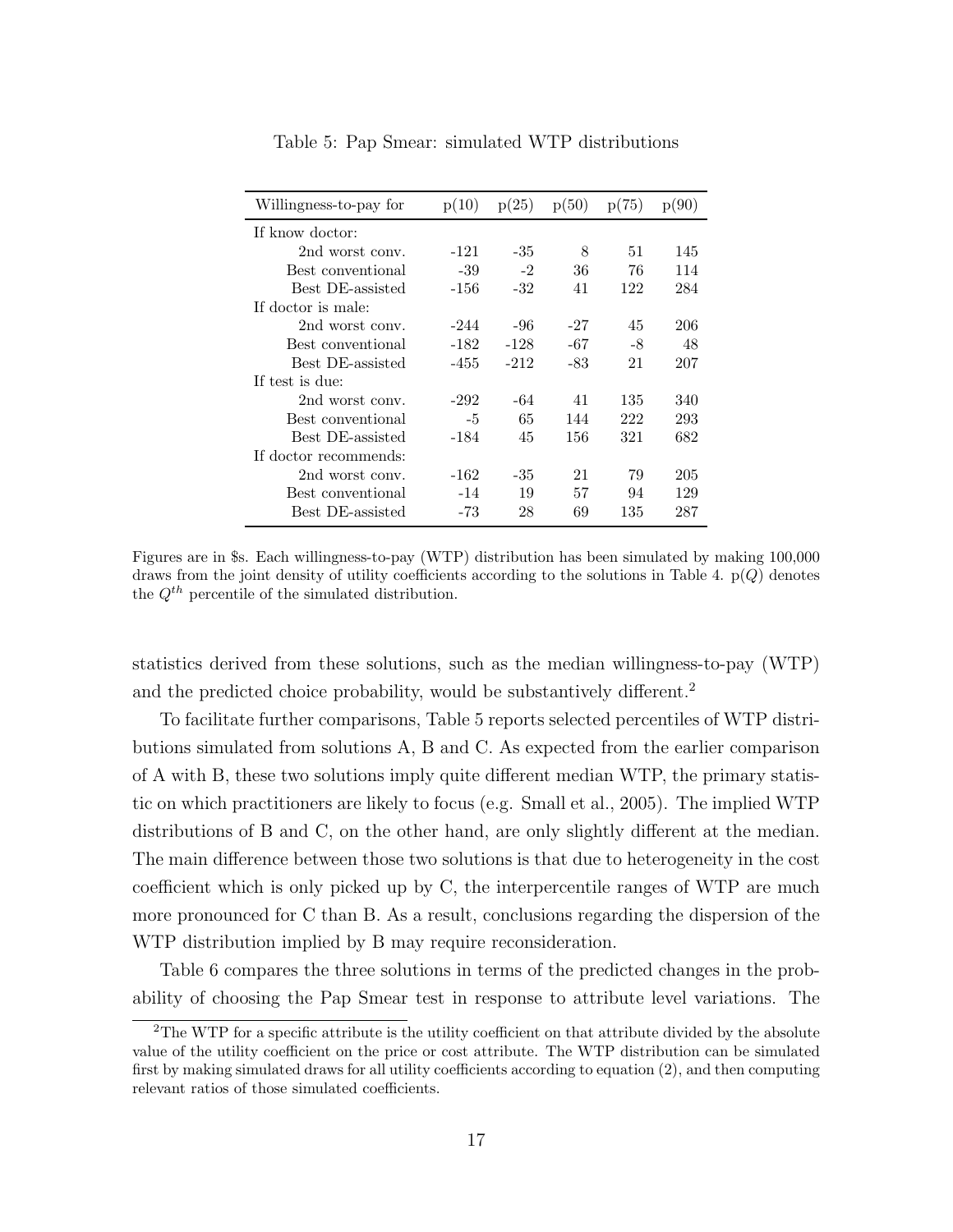Table 5: Pap Smear: simulated WTP distributions

| Willingness-to-pay for | p(10) | p(25) | p(50) | p(75) | p(90) |
|---|---|---|---|---|---|
| If know doctor: | | | | | |
| 2nd worst conv. | -121 | -35 | 8 | 51 | 145 |
| Best conventional | -39 | -2 | 36 | 76 | 114 |
| Best DE-assisted | -156 | -32 | 41 | 122 | 284 |
| If doctor is male: | | | | | |
| 2nd worst conv. | -244 | -96 | -27 | 45 | 206 |
| Best conventional | -182 | -128 | -67 | -8 | 48 |
| Best DE-assisted | -455 | -212 | -83 | 21 | 207 |
| If test is due: | | | | | |
| 2nd worst conv. | -292 | -64 | 41 | 135 | 340 |
| Best conventional | -5 | 65 | 144 | 222 | 293 |
| Best DE-assisted | -184 | 45 | 156 | 321 | 682 |
| If doctor recommends: | | | | | |
| 2nd worst conv. | -162 | -35 | 21 | 79 | 205 |
| Best conventional | -14 | 19 | 57 | 94 | 129 |
| Best DE-assisted | -73 | 28 | 69 | 135 | 287 |

Figures are in \$s. Each willingness-to-pay (WTP) distribution has been simulated by making 100,000 draws from the joint density of utility coefficients according to the solutions in Table 4. p($Q$) denotes the $Q^{th}$ percentile of the simulated distribution.

statistics derived from these solutions, such as the median willingness-to-pay (WTP) and the predicted choice probability, would be substantively different.[2]

To facilitate further comparisons, Table 5 reports selected percentiles of WTP distributions simulated from solutions A, B and C. As expected from the earlier comparison of A with B, these two solutions imply quite different median WTP, the primary statistic on which practitioners are likely to focus (e.g. Small et al., 2005). The implied WTP distributions of B and C, on the other hand, are only slightly different at the median. The main difference between those two solutions is that due to heterogeneity in the cost coefficient which is only picked up by C, the interpercentile ranges of WTP are much more pronounced for C than B. As a result, conclusions regarding the dispersion of the WTP distribution implied by B may require reconsideration.

Table 6 compares the three solutions in terms of the predicted changes in the probability of choosing the Pap Smear test in response to attribute level variations. The

[2] The WTP for a specific attribute is the utility coefficient on that attribute divided by the absolute value of the utility coefficient on the price or cost attribute. The WTP distribution can be simulated first by making simulated draws for all utility coefficients according to equation (2), and then computing relevant ratios of those simulated coefficients.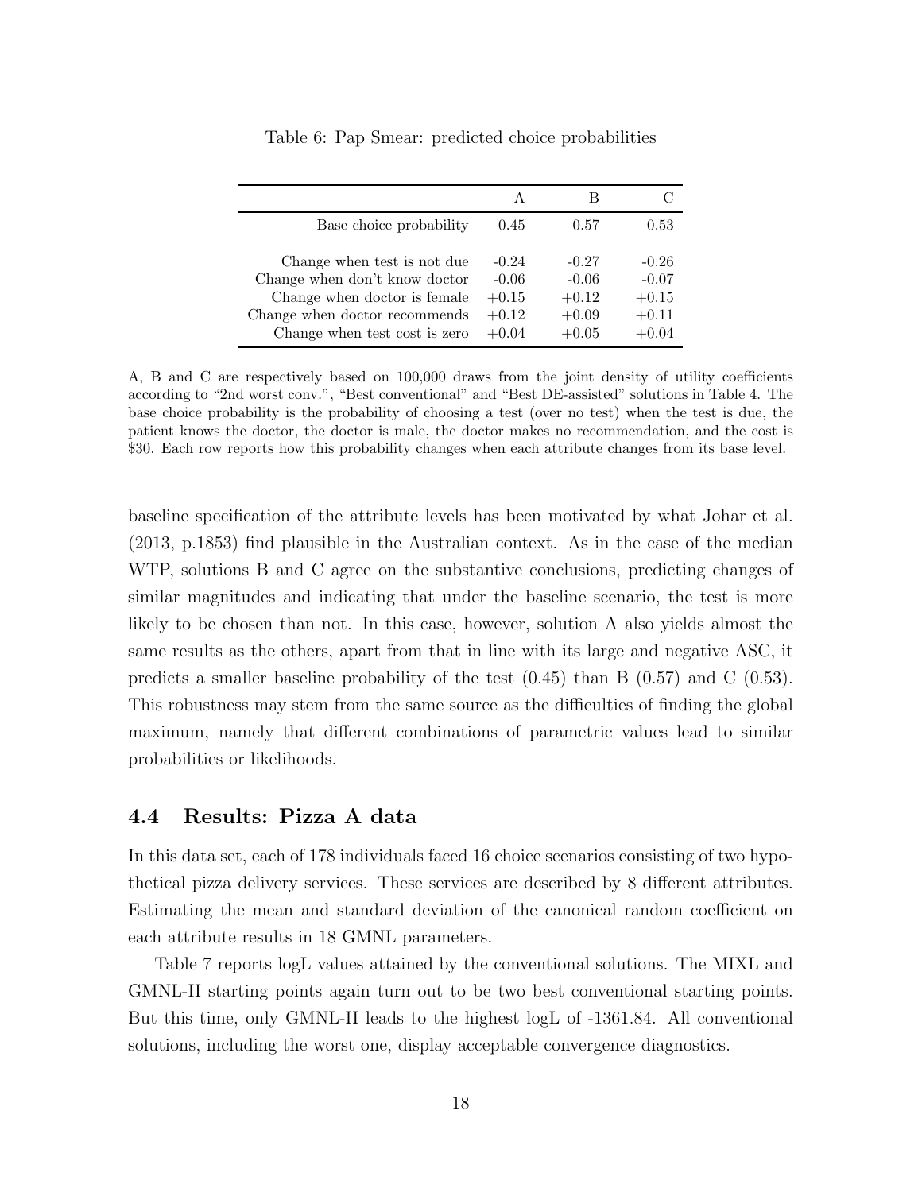Table 6: Pap Smear: predicted choice probabilities

| | A | B | C |
|---|---|---|---|
| Base choice probability | 0.45 | 0.57 | 0.53 |
| Change when test is not due | -0.24 | -0.27 | -0.26 |
| Change when don't know doctor | -0.06 | -0.06 | -0.07 |
| Change when doctor is female | +0.15 | +0.12 | +0.15 |
| Change when doctor recommends | +0.12 | +0.09 | +0.11 |
| Change when test cost is zero | +0.04 | +0.05 | +0.04 |

A, B and C are respectively based on 100,000 draws from the joint density of utility coefficients according to "2nd worst conv.", "Best conventional" and "Best DE-assisted" solutions in Table 4. The base choice probability is the probability of choosing a test (over no test) when the test is due, the patient knows the doctor, the doctor is male, the doctor makes no recommendation, and the cost is $30. Each row reports how this probability changes when each attribute changes from its base level.

baseline specification of the attribute levels has been motivated by what Johar et al. (2013, p.1853) find plausible in the Australian context. As in the case of the median WTP, solutions B and C agree on the substantive conclusions, predicting changes of similar magnitudes and indicating that under the baseline scenario, the test is more likely to be chosen than not. In this case, however, solution A also yields almost the same results as the others, apart from that in line with its large and negative ASC, it predicts a smaller baseline probability of the test (0.45) than B (0.57) and C (0.53). This robustness may stem from the same source as the difficulties of finding the global maximum, namely that different combinations of parametric values lead to similar probabilities or likelihoods.

## 4.4 Results: Pizza A data

In this data set, each of 178 individuals faced 16 choice scenarios consisting of two hypothetical pizza delivery services. These services are described by 8 different attributes. Estimating the mean and standard deviation of the canonical random coefficient on each attribute results in 18 GMNL parameters.

Table 7 reports logL values attained by the conventional solutions. The MIXL and GMNL-II starting points again turn out to be two best conventional starting points. But this time, only GMNL-II leads to the highest logL of -1361.84. All conventional solutions, including the worst one, display acceptable convergence diagnostics.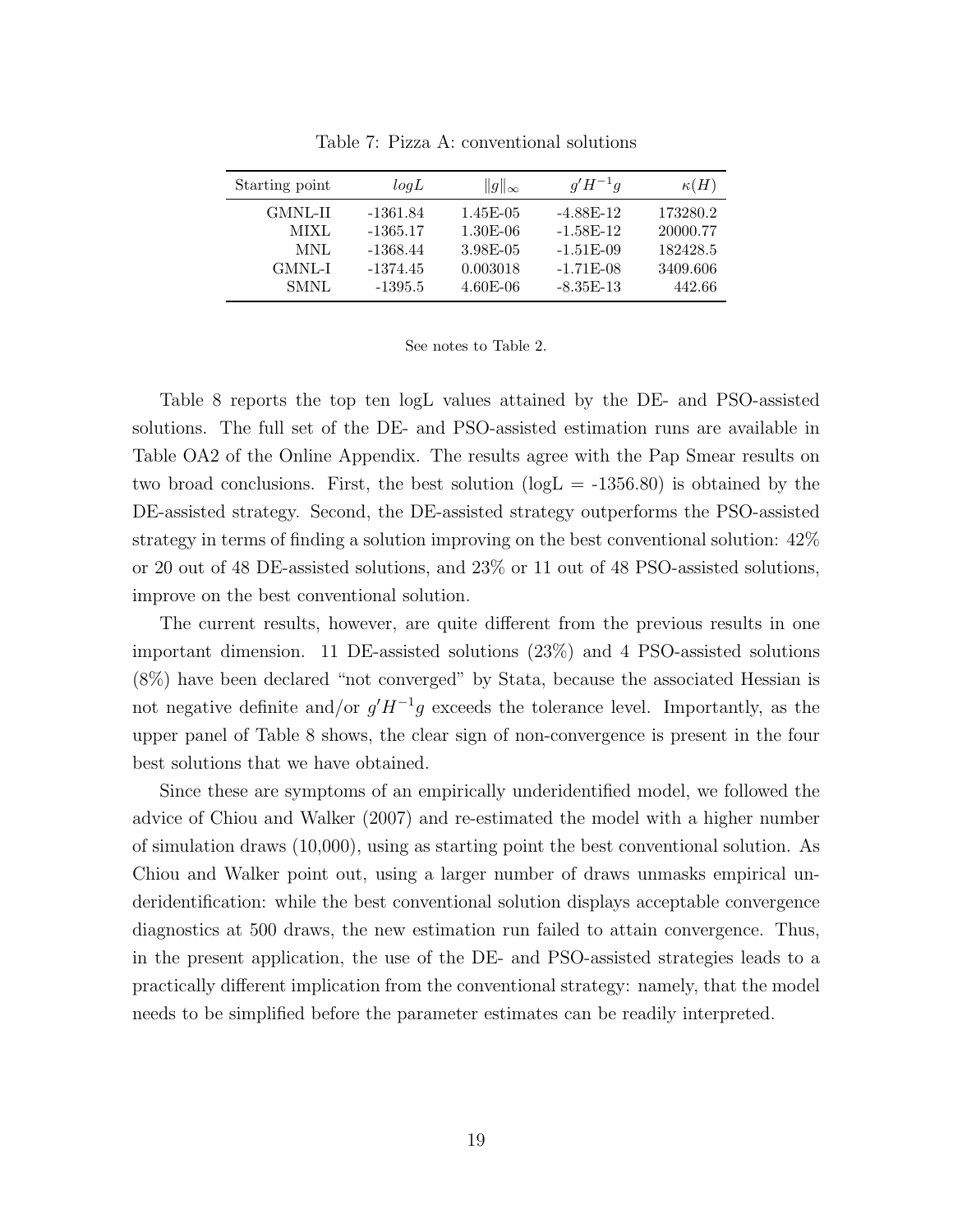Table 7: Pizza A: conventional solutions

| Starting point | $logL$ | $\|g\|_\infty$ | $g'H^{-1}g$ | $\kappa(H)$ |
|---|---|---|---|---|
| GMNL-II | -1361.84 | 1.45E-05 | -4.88E-12 | 173280.2 |
| MIXL | -1365.17 | 1.30E-06 | -1.58E-12 | 20000.77 |
| MNL | -1368.44 | 3.98E-05 | -1.51E-09 | 182428.5 |
| GMNL-I | -1374.45 | 0.003018 | -1.71E-08 | 3409.606 |
| SMNL | -1395.5 | 4.60E-06 | -8.35E-13 | 442.66 |

See notes to Table 2.

Table 8 reports the top ten logL values attained by the DE- and PSO-assisted solutions. The full set of the DE- and PSO-assisted estimation runs are available in Table OA2 of the Online Appendix. The results agree with the Pap Smear results on two broad conclusions. First, the best solution (logL = -1356.80) is obtained by the DE-assisted strategy. Second, the DE-assisted strategy outperforms the PSO-assisted strategy in terms of finding a solution improving on the best conventional solution: 42% or 20 out of 48 DE-assisted solutions, and 23% or 11 out of 48 PSO-assisted solutions, improve on the best conventional solution.

The current results, however, are quite different from the previous results in one important dimension. 11 DE-assisted solutions (23%) and 4 PSO-assisted solutions (8%) have been declared "not converged" by Stata, because the associated Hessian is not negative definite and/or $g'H^{-1}g$ exceeds the tolerance level. Importantly, as the upper panel of Table 8 shows, the clear sign of non-convergence is present in the four best solutions that we have obtained.

Since these are symptoms of an empirically underidentified model, we followed the advice of Chiou and Walker (2007) and re-estimated the model with a higher number of simulation draws (10,000), using as starting point the best conventional solution. As Chiou and Walker point out, using a larger number of draws unmasks empirical underidentification: while the best conventional solution displays acceptable convergence diagnostics at 500 draws, the new estimation run failed to attain convergence. Thus, in the present application, the use of the DE- and PSO-assisted strategies leads to a practically different implication from the conventional strategy: namely, that the model needs to be simplified before the parameter estimates can be readily interpreted.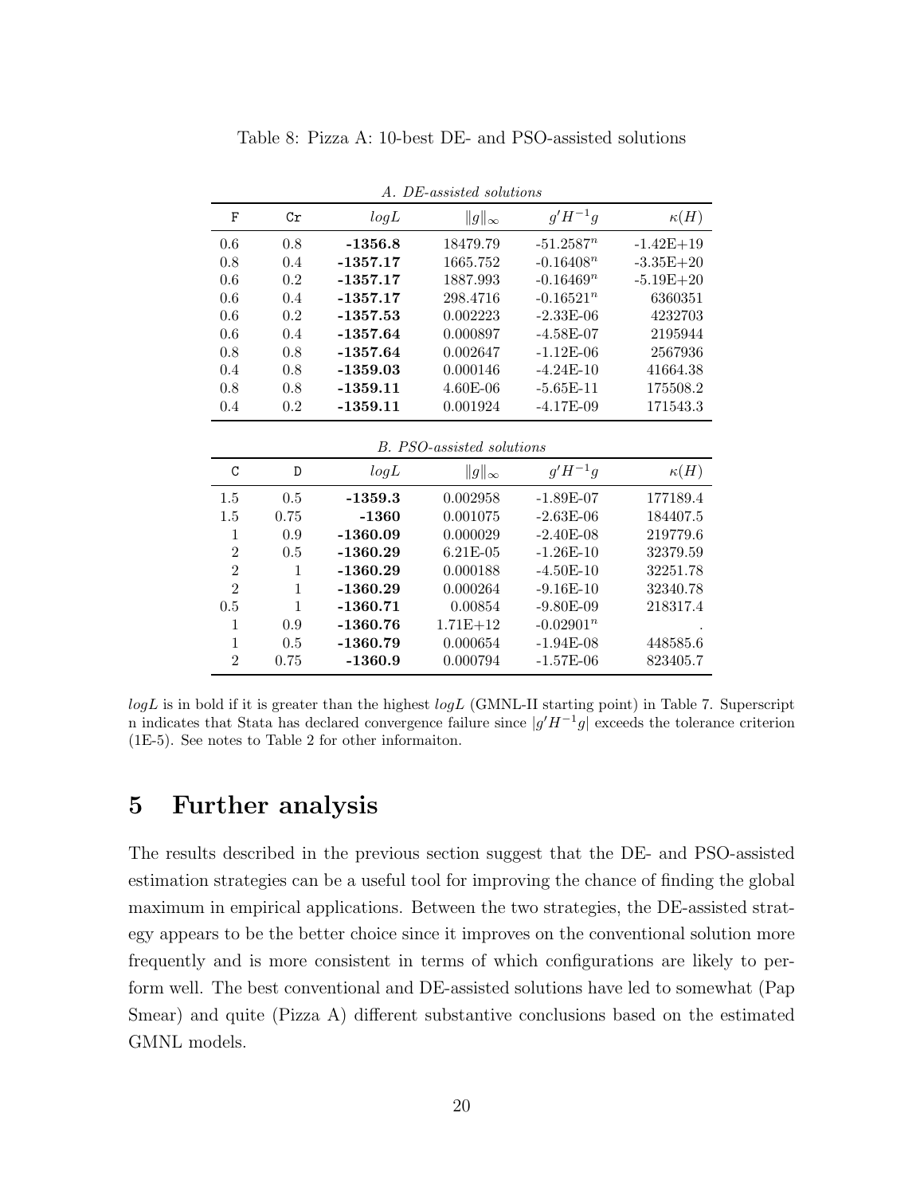Table 8: Pizza A: 10-best DE- and PSO-assisted solutions

*A. DE-assisted solutions*

| F | Cr | $logL$ | $\|g\|_\infty$ | $g'H^{-1}g$ | $\kappa(H)$ |
|---|---|---|---|---|---|
| 0.6 | 0.8 | **-1356.8** | 18479.79 | $-51.2587^n$ | -1.42E+19 |
| 0.8 | 0.4 | **-1357.17** | 1665.752 | $-0.16408^n$ | -3.35E+20 |
| 0.6 | 0.2 | **-1357.17** | 1887.993 | $-0.16469^n$ | -5.19E+20 |
| 0.6 | 0.4 | **-1357.17** | 298.4716 | $-0.16521^n$ | 6360351 |
| 0.6 | 0.2 | **-1357.53** | 0.002223 | -2.33E-06 | 4232703 |
| 0.6 | 0.4 | **-1357.64** | 0.000897 | -4.58E-07 | 2195944 |
| 0.8 | 0.8 | **-1357.64** | 0.002647 | -1.12E-06 | 2567936 |
| 0.4 | 0.8 | **-1359.03** | 0.000146 | -4.24E-10 | 41664.38 |
| 0.8 | 0.8 | **-1359.11** | 4.60E-06 | -5.65E-11 | 175508.2 |
| 0.4 | 0.2 | **-1359.11** | 0.001924 | -4.17E-09 | 171543.3 |

*B. PSO-assisted solutions*

| C | D | $logL$ | $\|g\|_\infty$ | $g'H^{-1}g$ | $\kappa(H)$ |
|---|---|---|---|---|---|
| 1.5 | 0.5 | **-1359.3** | 0.002958 | -1.89E-07 | 177189.4 |
| 1.5 | 0.75 | **-1360** | 0.001075 | -2.63E-06 | 184407.5 |
| 1 | 0.9 | **-1360.09** | 0.000029 | -2.40E-08 | 219779.6 |
| 2 | 0.5 | **-1360.29** | 6.21E-05 | -1.26E-10 | 32379.59 |
| 2 | 1 | **-1360.29** | 0.000188 | -4.50E-10 | 32251.78 |
| 2 | 1 | **-1360.29** | 0.000264 | -9.16E-10 | 32340.78 |
| 0.5 | 1 | **-1360.71** | 0.00854 | -9.80E-09 | 218317.4 |
| 1 | 0.9 | **-1360.76** | 1.71E+12 | $-0.02901^n$ | . |
| 1 | 0.5 | **-1360.79** | 0.000654 | -1.94E-08 | 448585.6 |
| 2 | 0.75 | **-1360.9** | 0.000794 | -1.57E-06 | 823405.7 |

$logL$ is in bold if it is greater than the highest $logL$ (GMNL-II starting point) in Table 7. Superscript n indicates that Stata has declared convergence failure since $|g'H^{-1}g|$ exceeds the tolerance criterion (1E-5). See notes to Table 2 for other informaiton.

# 5 Further analysis

The results described in the previous section suggest that the DE- and PSO-assisted estimation strategies can be a useful tool for improving the chance of finding the global maximum in empirical applications. Between the two strategies, the DE-assisted strategy appears to be the better choice since it improves on the conventional solution more frequently and is more consistent in terms of which configurations are likely to perform well. The best conventional and DE-assisted solutions have led to somewhat (Pap Smear) and quite (Pizza A) different substantive conclusions based on the estimated GMNL models.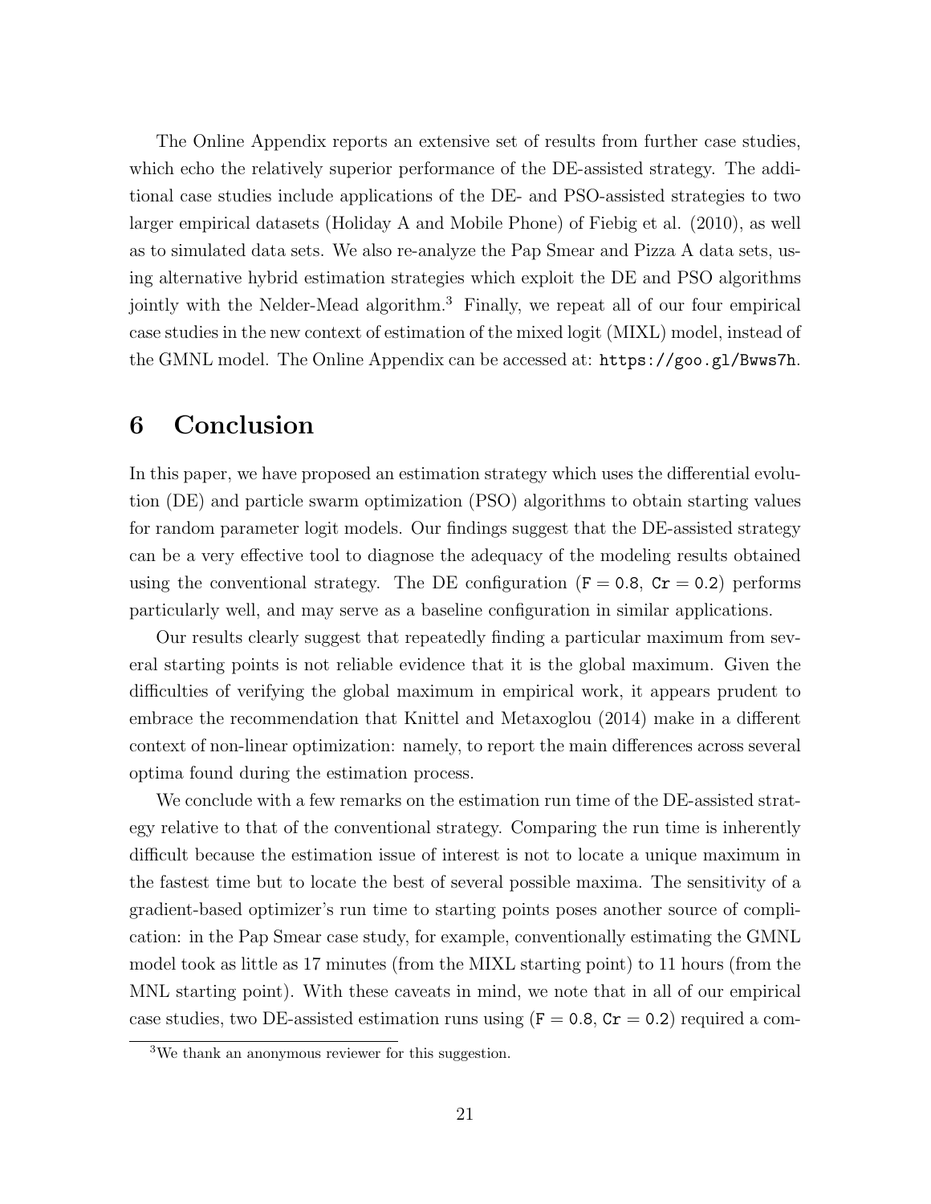The Online Appendix reports an extensive set of results from further case studies, which echo the relatively superior performance of the DE-assisted strategy. The additional case studies include applications of the DE- and PSO-assisted strategies to two larger empirical datasets (Holiday A and Mobile Phone) of Fiebig et al. (2010), as well as to simulated data sets. We also re-analyze the Pap Smear and Pizza A data sets, using alternative hybrid estimation strategies which exploit the DE and PSO algorithms jointly with the Nelder-Mead algorithm.[3] Finally, we repeat all of our four empirical case studies in the new context of estimation of the mixed logit (MIXL) model, instead of the GMNL model. The Online Appendix can be accessed at: `https://goo.gl/Bwws7h`.

# 6 Conclusion

In this paper, we have proposed an estimation strategy which uses the differential evolution (DE) and particle swarm optimization (PSO) algorithms to obtain starting values for random parameter logit models. Our findings suggest that the DE-assisted strategy can be a very effective tool to diagnose the adequacy of the modeling results obtained using the conventional strategy. The DE configuration ($\texttt{F} = \texttt{0.8}$, $\texttt{Cr} = \texttt{0.2}$) performs particularly well, and may serve as a baseline configuration in similar applications.

Our results clearly suggest that repeatedly finding a particular maximum from several starting points is not reliable evidence that it is the global maximum. Given the difficulties of verifying the global maximum in empirical work, it appears prudent to embrace the recommendation that Knittel and Metaxoglou (2014) make in a different context of non-linear optimization: namely, to report the main differences across several optima found during the estimation process.

We conclude with a few remarks on the estimation run time of the DE-assisted strategy relative to that of the conventional strategy. Comparing the run time is inherently difficult because the estimation issue of interest is not to locate a unique maximum in the fastest time but to locate the best of several possible maxima. The sensitivity of a gradient-based optimizer's run time to starting points poses another source of complication: in the Pap Smear case study, for example, conventionally estimating the GMNL model took as little as 17 minutes (from the MIXL starting point) to 11 hours (from the MNL starting point). With these caveats in mind, we note that in all of our empirical case studies, two DE-assisted estimation runs using ($\texttt{F} = \texttt{0.8}$, $\texttt{Cr} = \texttt{0.2}$) required a com-

[3] We thank an anonymous reviewer for this suggestion.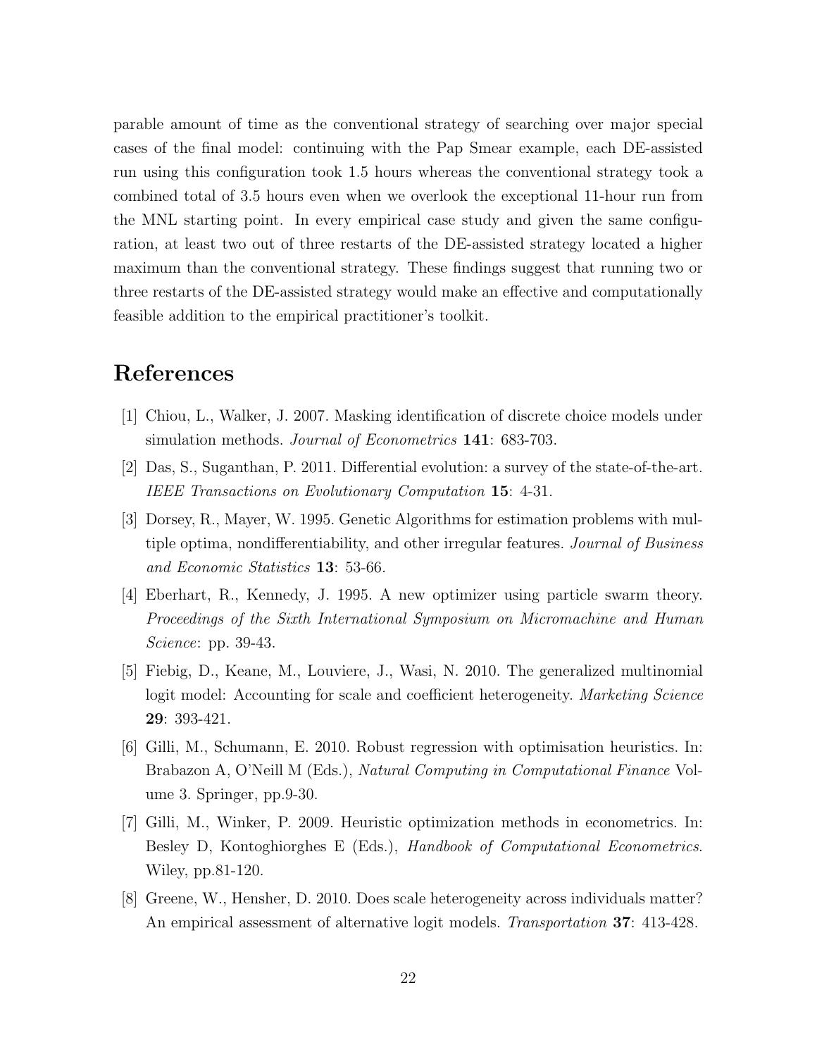parable amount of time as the conventional strategy of searching over major special cases of the final model: continuing with the Pap Smear example, each DE-assisted run using this configuration took 1.5 hours whereas the conventional strategy took a combined total of 3.5 hours even when we overlook the exceptional 11-hour run from the MNL starting point. In every empirical case study and given the same configuration, at least two out of three restarts of the DE-assisted strategy located a higher maximum than the conventional strategy. These findings suggest that running two or three restarts of the DE-assisted strategy would make an effective and computationally feasible addition to the empirical practitioner's toolkit.

# References

[1] Chiou, L., Walker, J. 2007. Masking identification of discrete choice models under simulation methods. *Journal of Econometrics* **141**: 683-703.

[2] Das, S., Suganthan, P. 2011. Differential evolution: a survey of the state-of-the-art. *IEEE Transactions on Evolutionary Computation* **15**: 4-31.

[3] Dorsey, R., Mayer, W. 1995. Genetic Algorithms for estimation problems with multiple optima, nondifferentiability, and other irregular features. *Journal of Business and Economic Statistics* **13**: 53-66.

[4] Eberhart, R., Kennedy, J. 1995. A new optimizer using particle swarm theory. *Proceedings of the Sixth International Symposium on Micromachine and Human Science*: pp. 39-43.

[5] Fiebig, D., Keane, M., Louviere, J., Wasi, N. 2010. The generalized multinomial logit model: Accounting for scale and coefficient heterogeneity. *Marketing Science* **29**: 393-421.

[6] Gilli, M., Schumann, E. 2010. Robust regression with optimisation heuristics. In: Brabazon A, O'Neill M (Eds.), *Natural Computing in Computational Finance* Volume 3. Springer, pp.9-30.

[7] Gilli, M., Winker, P. 2009. Heuristic optimization methods in econometrics. In: Besley D, Kontoghiorghes E (Eds.), *Handbook of Computational Econometrics*. Wiley, pp.81-120.

[8] Greene, W., Hensher, D. 2010. Does scale heterogeneity across individuals matter? An empirical assessment of alternative logit models. *Transportation* **37**: 413-428.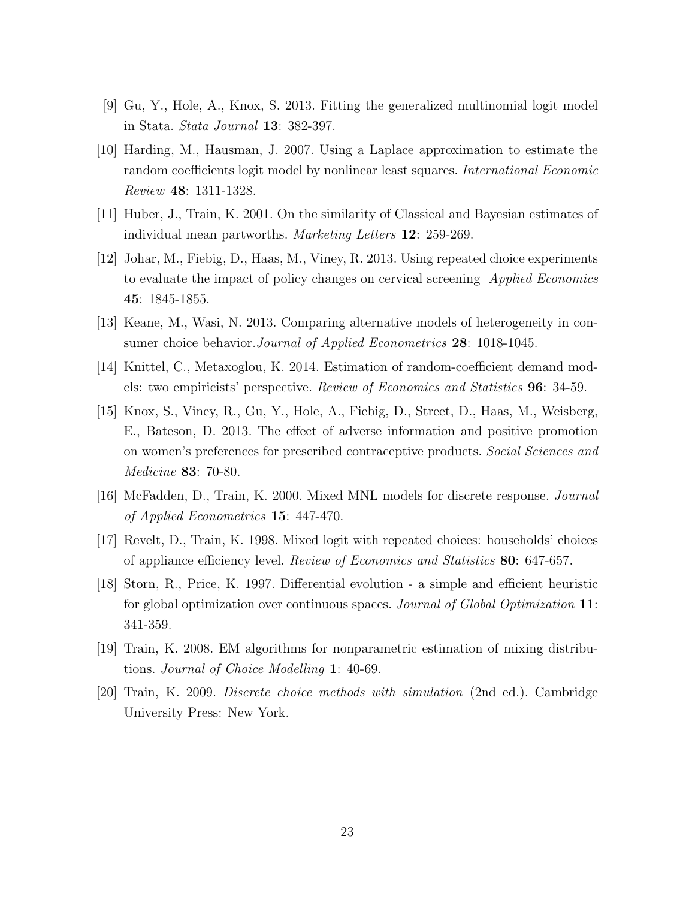[9] Gu, Y., Hole, A., Knox, S. 2013. Fitting the generalized multinomial logit model in Stata. *Stata Journal* **13**: 382-397.

[10] Harding, M., Hausman, J. 2007. Using a Laplace approximation to estimate the random coefficients logit model by nonlinear least squares. *International Economic Review* **48**: 1311-1328.

[11] Huber, J., Train, K. 2001. On the similarity of Classical and Bayesian estimates of individual mean partworths. *Marketing Letters* **12**: 259-269.

[12] Johar, M., Fiebig, D., Haas, M., Viney, R. 2013. Using repeated choice experiments to evaluate the impact of policy changes on cervical screening *Applied Economics* **45**: 1845-1855.

[13] Keane, M., Wasi, N. 2013. Comparing alternative models of heterogeneity in consumer choice behavior. *Journal of Applied Econometrics* **28**: 1018-1045.

[14] Knittel, C., Metaxoglou, K. 2014. Estimation of random-coefficient demand models: two empiricists' perspective. *Review of Economics and Statistics* **96**: 34-59.

[15] Knox, S., Viney, R., Gu, Y., Hole, A., Fiebig, D., Street, D., Haas, M., Weisberg, E., Bateson, D. 2013. The effect of adverse information and positive promotion on women's preferences for prescribed contraceptive products. *Social Sciences and Medicine* **83**: 70-80.

[16] McFadden, D., Train, K. 2000. Mixed MNL models for discrete response. *Journal of Applied Econometrics* **15**: 447-470.

[17] Revelt, D., Train, K. 1998. Mixed logit with repeated choices: households' choices of appliance efficiency level. *Review of Economics and Statistics* **80**: 647-657.

[18] Storn, R., Price, K. 1997. Differential evolution - a simple and efficient heuristic for global optimization over continuous spaces. *Journal of Global Optimization* **11**: 341-359.

[19] Train, K. 2008. EM algorithms for nonparametric estimation of mixing distributions. *Journal of Choice Modelling* **1**: 40-69.

[20] Train, K. 2009. *Discrete choice methods with simulation* (2nd ed.). Cambridge University Press: New York.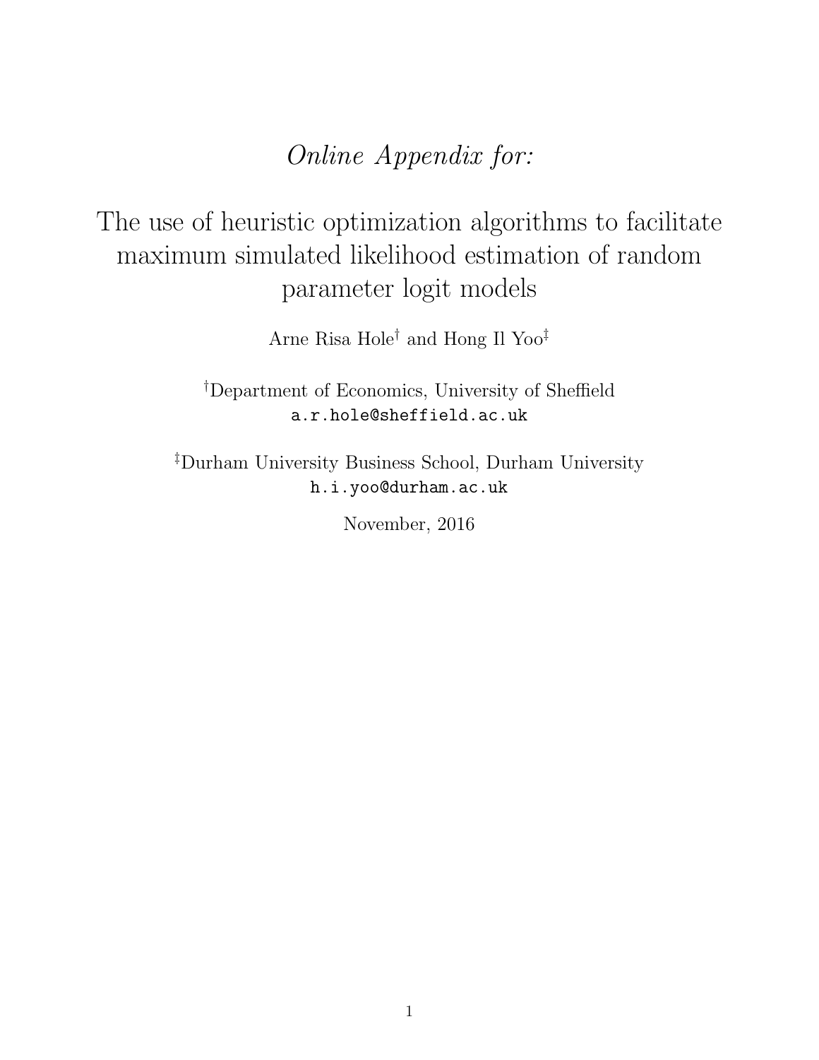# *Online Appendix for:*

# The use of heuristic optimization algorithms to facilitate maximum simulated likelihood estimation of random parameter logit models

Arne Risa Hole[†] and Hong Il Yoo[‡]

[†]Department of Economics, University of Sheffield
`a.r.hole@sheffield.ac.uk`

[‡]Durham University Business School, Durham University
`h.i.yoo@durham.ac.uk`

November, 2016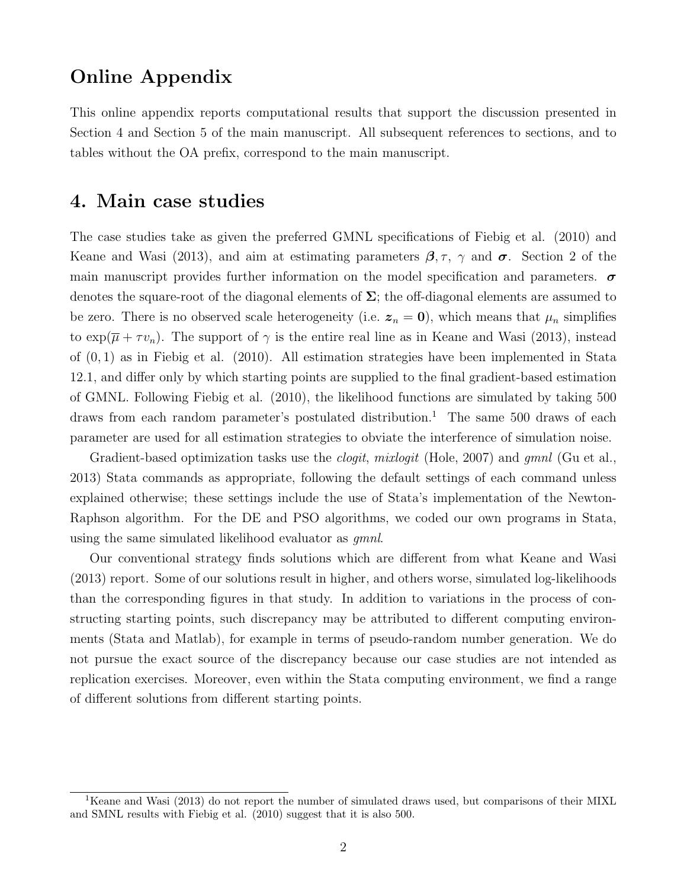## Online Appendix

This online appendix reports computational results that support the discussion presented in Section 4 and Section 5 of the main manuscript. All subsequent references to sections, and to tables without the OA prefix, correspond to the main manuscript.

## 4. Main case studies

The case studies take as given the preferred GMNL specifications of Fiebig et al. (2010) and Keane and Wasi (2013), and aim at estimating parameters $\boldsymbol{\beta}, \tau$, $\gamma$ and $\boldsymbol{\sigma}$. Section 2 of the main manuscript provides further information on the model specification and parameters. $\boldsymbol{\sigma}$ denotes the square-root of the diagonal elements of $\boldsymbol{\Sigma}$; the off-diagonal elements are assumed to be zero. There is no observed scale heterogeneity (i.e. $\boldsymbol{z}_n = \boldsymbol{0}$), which means that $\mu_n$ simplifies to $\exp(\overline{\mu} + \tau v_n)$. The support of $\gamma$ is the entire real line as in Keane and Wasi (2013), instead of $(0, 1)$ as in Fiebig et al. (2010). All estimation strategies have been implemented in Stata 12.1, and differ only by which starting points are supplied to the final gradient-based estimation of GMNL. Following Fiebig et al. (2010), the likelihood functions are simulated by taking 500 draws from each random parameter's postulated distribution.[1] The same 500 draws of each parameter are used for all estimation strategies to obviate the interference of simulation noise.

Gradient-based optimization tasks use the *clogit*, *mixlogit* (Hole, 2007) and *gmnl* (Gu et al., 2013) Stata commands as appropriate, following the default settings of each command unless explained otherwise; these settings include the use of Stata's implementation of the Newton-Raphson algorithm. For the DE and PSO algorithms, we coded our own programs in Stata, using the same simulated likelihood evaluator as *gmnl*.

Our conventional strategy finds solutions which are different from what Keane and Wasi (2013) report. Some of our solutions result in higher, and others worse, simulated log-likelihoods than the corresponding figures in that study. In addition to variations in the process of constructing starting points, such discrepancy may be attributed to different computing environments (Stata and Matlab), for example in terms of pseudo-random number generation. We do not pursue the exact source of the discrepancy because our case studies are not intended as replication exercises. Moreover, even within the Stata computing environment, we find a range of different solutions from different starting points.

[1] Keane and Wasi (2013) do not report the number of simulated draws used, but comparisons of their MIXL and SMNL results with Fiebig et al. (2010) suggest that it is also 500.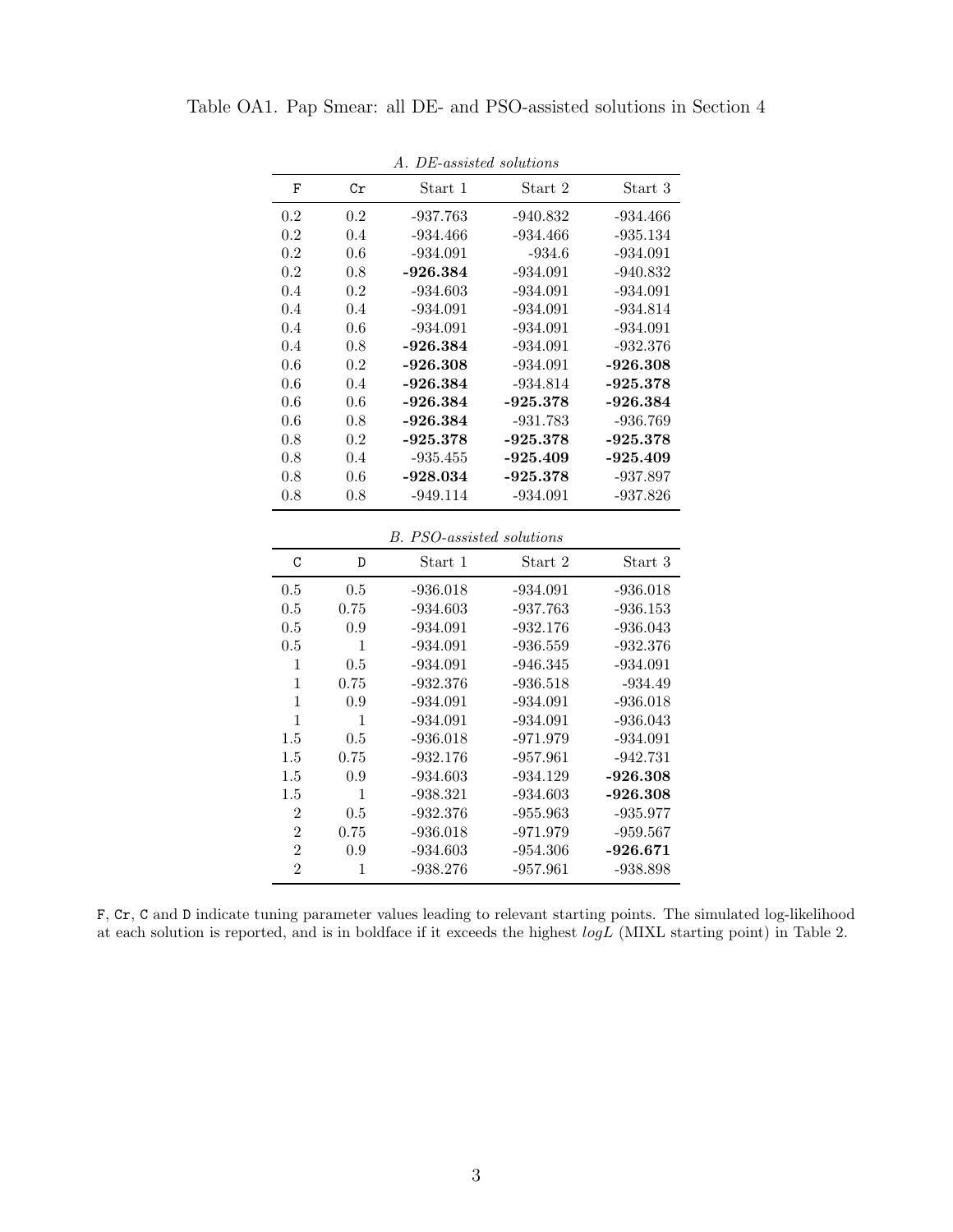Table OA1. Pap Smear: all DE- and PSO-assisted solutions in Section 4

*A. DE-assisted solutions*

| F | Cr | Start 1 | Start 2 | Start 3 |
|---|---|---|---|---|
| 0.2 | 0.2 | -937.763 | -940.832 | -934.466 |
| 0.2 | 0.4 | -934.466 | -934.466 | -935.134 |
| 0.2 | 0.6 | -934.091 | -934.6 | -934.091 |
| 0.2 | 0.8 | **-926.384** | -934.091 | -940.832 |
| 0.4 | 0.2 | -934.603 | -934.091 | -934.091 |
| 0.4 | 0.4 | -934.091 | -934.091 | -934.814 |
| 0.4 | 0.6 | -934.091 | -934.091 | -934.091 |
| 0.4 | 0.8 | **-926.384** | -934.091 | -932.376 |
| 0.6 | 0.2 | **-926.308** | -934.091 | **-926.308** |
| 0.6 | 0.4 | **-926.384** | -934.814 | **-925.378** |
| 0.6 | 0.6 | **-926.384** | **-925.378** | **-926.384** |
| 0.6 | 0.8 | **-926.384** | -931.783 | -936.769 |
| 0.8 | 0.2 | **-925.378** | **-925.378** | **-925.378** |
| 0.8 | 0.4 | -935.455 | **-925.409** | **-925.409** |
| 0.8 | 0.6 | **-928.034** | **-925.378** | -937.897 |
| 0.8 | 0.8 | -949.114 | -934.091 | -937.826 |

*B. PSO-assisted solutions*

| C | D | Start 1 | Start 2 | Start 3 |
|---|---|---|---|---|
| 0.5 | 0.5 | -936.018 | -934.091 | -936.018 |
| 0.5 | 0.75 | -934.603 | -937.763 | -936.153 |
| 0.5 | 0.9 | -934.091 | -932.176 | -936.043 |
| 0.5 | 1 | -934.091 | -936.559 | -932.376 |
| 1 | 0.5 | -934.091 | -946.345 | -934.091 |
| 1 | 0.75 | -932.376 | -936.518 | -934.49 |
| 1 | 0.9 | -934.091 | -934.091 | -936.018 |
| 1 | 1 | -934.091 | -934.091 | -936.043 |
| 1.5 | 0.5 | -936.018 | -971.979 | -934.091 |
| 1.5 | 0.75 | -932.176 | -957.961 | -942.731 |
| 1.5 | 0.9 | -934.603 | -934.129 | **-926.308** |
| 1.5 | 1 | -938.321 | -934.603 | **-926.308** |
| 2 | 0.5 | -932.376 | -955.963 | -935.977 |
| 2 | 0.75 | -936.018 | -971.979 | -959.567 |
| 2 | 0.9 | -934.603 | -954.306 | **-926.671** |
| 2 | 1 | -938.276 | -957.961 | -938.898 |

F, Cr, C and D indicate tuning parameter values leading to relevant starting points. The simulated log-likelihood at each solution is reported, and is in boldface if it exceeds the highest $logL$ (MIXL starting point) in Table 2.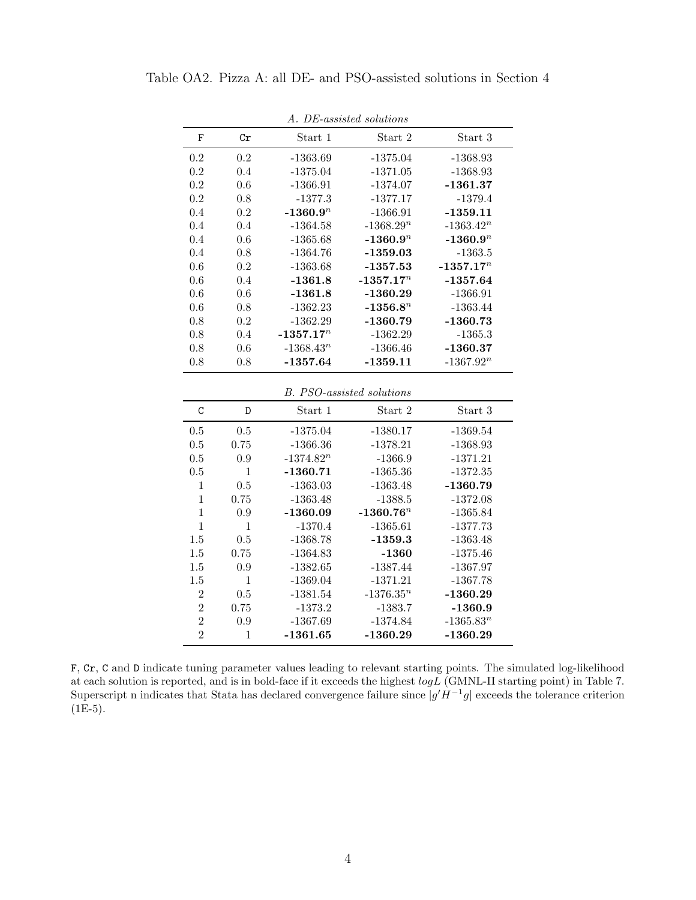Table OA2. Pizza A: all DE- and PSO-assisted solutions in Section 4

*A. DE-assisted solutions*

| F | Cr | Start 1 | Start 2 | Start 3 |
|---|---|---|---|---|
| 0.2 | 0.2 | -1363.69 | -1375.04 | -1368.93 |
| 0.2 | 0.4 | -1375.04 | -1371.05 | -1368.93 |
| 0.2 | 0.6 | -1366.91 | -1374.07 | **-1361.37** |
| 0.2 | 0.8 | -1377.3 | -1377.17 | -1379.4 |
| 0.4 | 0.2 | **-1360.9**$^n$ | -1366.91 | **-1359.11** |
| 0.4 | 0.4 | -1364.58 | -1368.29$^n$ | -1363.42$^n$ |
| 0.4 | 0.6 | -1365.68 | **-1360.9**$^n$ | **-1360.9**$^n$ |
| 0.4 | 0.8 | -1364.76 | **-1359.03** | -1363.5 |
| 0.6 | 0.2 | -1363.68 | **-1357.53** | **-1357.17**$^n$ |
| 0.6 | 0.4 | **-1361.8** | **-1357.17**$^n$ | **-1357.64** |
| 0.6 | 0.6 | **-1361.8** | **-1360.29** | -1366.91 |
| 0.6 | 0.8 | -1362.23 | **-1356.8**$^n$ | -1363.44 |
| 0.8 | 0.2 | -1362.29 | **-1360.79** | **-1360.73** |
| 0.8 | 0.4 | **-1357.17**$^n$ | -1362.29 | -1365.3 |
| 0.8 | 0.6 | -1368.43$^n$ | -1366.46 | **-1360.37** |
| 0.8 | 0.8 | **-1357.64** | **-1359.11** | -1367.92$^n$ |

*B. PSO-assisted solutions*

| C | D | Start 1 | Start 2 | Start 3 |
|---|---|---|---|---|
| 0.5 | 0.5 | -1375.04 | -1380.17 | -1369.54 |
| 0.5 | 0.75 | -1366.36 | -1378.21 | -1368.93 |
| 0.5 | 0.9 | -1374.82$^n$ | -1366.9 | -1371.21 |
| 0.5 | 1 | **-1360.71** | -1365.36 | -1372.35 |
| 1 | 0.5 | -1363.03 | -1363.48 | **-1360.79** |
| 1 | 0.75 | -1363.48 | -1388.5 | -1372.08 |
| 1 | 0.9 | **-1360.09** | **-1360.76**$^n$ | -1365.84 |
| 1 | 1 | -1370.4 | -1365.61 | -1377.73 |
| 1.5 | 0.5 | -1368.78 | **-1359.3** | -1363.48 |
| 1.5 | 0.75 | -1364.83 | **-1360** | -1375.46 |
| 1.5 | 0.9 | -1382.65 | -1387.44 | -1367.97 |
| 1.5 | 1 | -1369.04 | -1371.21 | -1367.78 |
| 2 | 0.5 | -1381.54 | -1376.35$^n$ | **-1360.29** |
| 2 | 0.75 | -1373.2 | -1383.7 | **-1360.9** |
| 2 | 0.9 | -1367.69 | -1374.84 | -1365.83$^n$ |
| 2 | 1 | **-1361.65** | **-1360.29** | **-1360.29** |

F, Cr, C and D indicate tuning parameter values leading to relevant starting points. The simulated log-likelihood at each solution is reported, and is in bold-face if it exceeds the highest $logL$ (GMNL-II starting point) in Table 7. Superscript n indicates that Stata has declared convergence failure since $|g'H^{-1}g|$ exceeds the tolerance criterion (1E-5).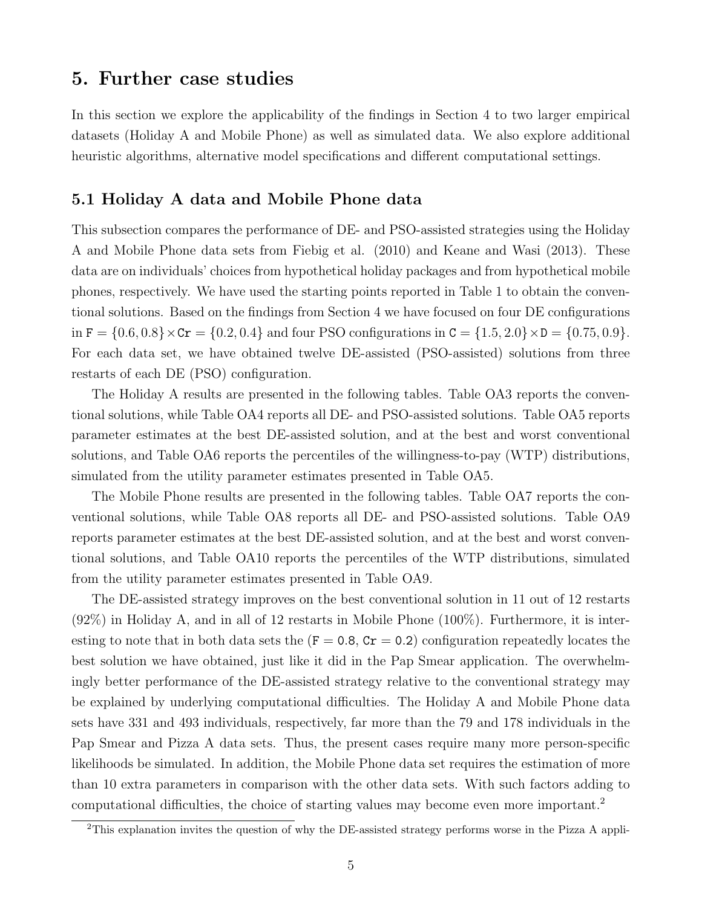# 5. Further case studies

In this section we explore the applicability of the findings in Section 4 to two larger empirical datasets (Holiday A and Mobile Phone) as well as simulated data. We also explore additional heuristic algorithms, alternative model specifications and different computational settings.

## 5.1 Holiday A data and Mobile Phone data

This subsection compares the performance of DE- and PSO-assisted strategies using the Holiday A and Mobile Phone data sets from Fiebig et al. (2010) and Keane and Wasi (2013). These data are on individuals' choices from hypothetical holiday packages and from hypothetical mobile phones, respectively. We have used the starting points reported in Table 1 to obtain the conventional solutions. Based on the findings from Section 4 we have focused on four DE configurations in $\texttt{F} = \{0.6, 0.8\} \times \texttt{Cr} = \{0.2, 0.4\}$ and four PSO configurations in $\texttt{C} = \{1.5, 2.0\} \times \texttt{D} = \{0.75, 0.9\}$. For each data set, we have obtained twelve DE-assisted (PSO-assisted) solutions from three restarts of each DE (PSO) configuration.

The Holiday A results are presented in the following tables. Table OA3 reports the conventional solutions, while Table OA4 reports all DE- and PSO-assisted solutions. Table OA5 reports parameter estimates at the best DE-assisted solution, and at the best and worst conventional solutions, and Table OA6 reports the percentiles of the willingness-to-pay (WTP) distributions, simulated from the utility parameter estimates presented in Table OA5.

The Mobile Phone results are presented in the following tables. Table OA7 reports the conventional solutions, while Table OA8 reports all DE- and PSO-assisted solutions. Table OA9 reports parameter estimates at the best DE-assisted solution, and at the best and worst conventional solutions, and Table OA10 reports the percentiles of the WTP distributions, simulated from the utility parameter estimates presented in Table OA9.

The DE-assisted strategy improves on the best conventional solution in 11 out of 12 restarts (92%) in Holiday A, and in all of 12 restarts in Mobile Phone (100%). Furthermore, it is interesting to note that in both data sets the ($\texttt{F} = 0.8$, $\texttt{Cr} = 0.2$) configuration repeatedly locates the best solution we have obtained, just like it did in the Pap Smear application. The overwhelmingly better performance of the DE-assisted strategy relative to the conventional strategy may be explained by underlying computational difficulties. The Holiday A and Mobile Phone data sets have 331 and 493 individuals, respectively, far more than the 79 and 178 individuals in the Pap Smear and Pizza A data sets. Thus, the present cases require many more person-specific likelihoods be simulated. In addition, the Mobile Phone data set requires the estimation of more than 10 extra parameters in comparison with the other data sets. With such factors adding to computational difficulties, the choice of starting values may become even more important.[2]

[2] This explanation invites the question of why the DE-assisted strategy performs worse in the Pizza A appli-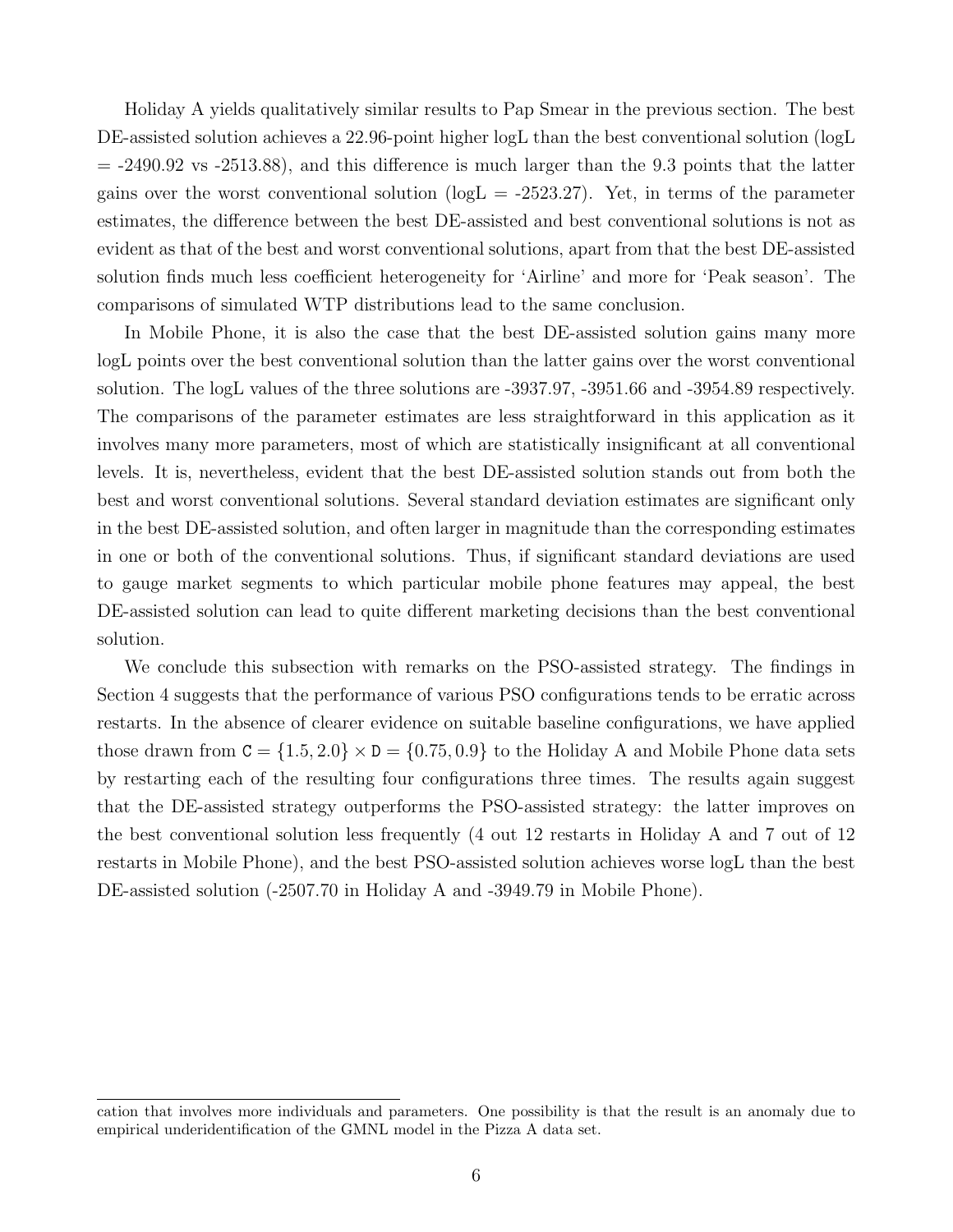Holiday A yields qualitatively similar results to Pap Smear in the previous section. The best DE-assisted solution achieves a 22.96-point higher logL than the best conventional solution (logL = -2490.92 vs -2513.88), and this difference is much larger than the 9.3 points that the latter gains over the worst conventional solution (logL = -2523.27). Yet, in terms of the parameter estimates, the difference between the best DE-assisted and best conventional solutions is not as evident as that of the best and worst conventional solutions, apart from that the best DE-assisted solution finds much less coefficient heterogeneity for 'Airline' and more for 'Peak season'. The comparisons of simulated WTP distributions lead to the same conclusion.

In Mobile Phone, it is also the case that the best DE-assisted solution gains many more logL points over the best conventional solution than the latter gains over the worst conventional solution. The logL values of the three solutions are -3937.97, -3951.66 and -3954.89 respectively. The comparisons of the parameter estimates are less straightforward in this application as it involves many more parameters, most of which are statistically insignificant at all conventional levels. It is, nevertheless, evident that the best DE-assisted solution stands out from both the best and worst conventional solutions. Several standard deviation estimates are significant only in the best DE-assisted solution, and often larger in magnitude than the corresponding estimates in one or both of the conventional solutions. Thus, if significant standard deviations are used to gauge market segments to which particular mobile phone features may appeal, the best DE-assisted solution can lead to quite different marketing decisions than the best conventional solution.

We conclude this subsection with remarks on the PSO-assisted strategy. The findings in Section 4 suggests that the performance of various PSO configurations tends to be erratic across restarts. In the absence of clearer evidence on suitable baseline configurations, we have applied those drawn from $\mathtt{C} = \{1.5, 2.0\} \times \mathtt{D} = \{0.75, 0.9\}$ to the Holiday A and Mobile Phone data sets by restarting each of the resulting four configurations three times. The results again suggest that the DE-assisted strategy outperforms the PSO-assisted strategy: the latter improves on the best conventional solution less frequently (4 out 12 restarts in Holiday A and 7 out of 12 restarts in Mobile Phone), and the best PSO-assisted solution achieves worse logL than the best DE-assisted solution (-2507.70 in Holiday A and -3949.79 in Mobile Phone).

cation that involves more individuals and parameters. One possibility is that the result is an anomaly due to empirical underidentification of the GMNL model in the Pizza A data set.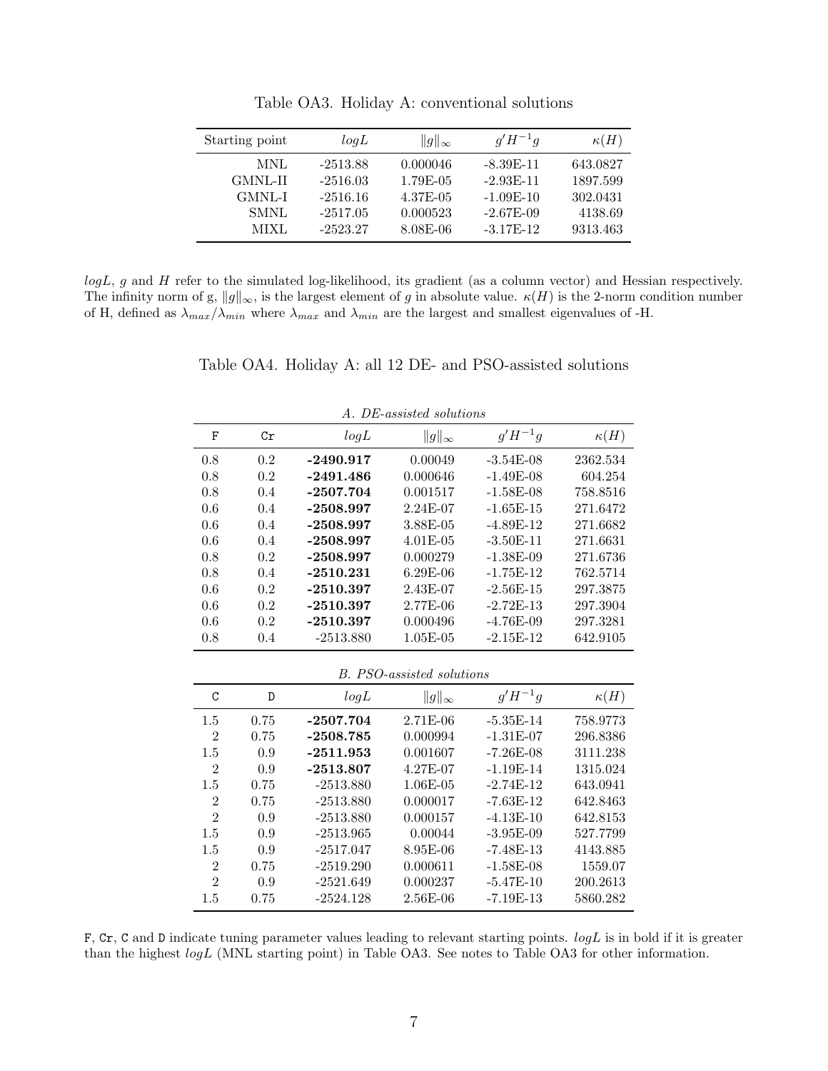Table OA3. Holiday A: conventional solutions

| Starting point | $logL$ | $\|g\|_\infty$ | $g'H^{-1}g$ | $\kappa(H)$ |
|---|---|---|---|---|
| MNL | -2513.88 | 0.000046 | -8.39E-11 | 643.0827 |
| GMNL-II | -2516.03 | 1.79E-05 | -2.93E-11 | 1897.599 |
| GMNL-I | -2516.16 | 4.37E-05 | -1.09E-10 | 302.0431 |
| SMNL | -2517.05 | 0.000523 | -2.67E-09 | 4138.69 |
| MIXL | -2523.27 | 8.08E-06 | -3.17E-12 | 9313.463 |

$logL$, $g$ and $H$ refer to the simulated log-likelihood, its gradient (as a column vector) and Hessian respectively. The infinity norm of g, $\|g\|_\infty$, is the largest element of $g$ in absolute value. $\kappa(H)$ is the 2-norm condition number of H, defined as $\lambda_{max}/\lambda_{min}$ where $\lambda_{max}$ and $\lambda_{min}$ are the largest and smallest eigenvalues of -H.

Table OA4. Holiday A: all 12 DE- and PSO-assisted solutions

*A. DE-assisted solutions*

| F | Cr | $logL$ | $\|g\|_\infty$ | $g'H^{-1}g$ | $\kappa(H)$ |
|---|---|---|---|---|---|
| 0.8 | 0.2 | **-2490.917** | 0.00049 | -3.54E-08 | 2362.534 |
| 0.8 | 0.2 | **-2491.486** | 0.000646 | -1.49E-08 | 604.254 |
| 0.8 | 0.4 | **-2507.704** | 0.001517 | -1.58E-08 | 758.8516 |
| 0.6 | 0.4 | **-2508.997** | 2.24E-07 | -1.65E-15 | 271.6472 |
| 0.6 | 0.4 | **-2508.997** | 3.88E-05 | -4.89E-12 | 271.6682 |
| 0.6 | 0.4 | **-2508.997** | 4.01E-05 | -3.50E-11 | 271.6631 |
| 0.8 | 0.2 | **-2508.997** | 0.000279 | -1.38E-09 | 271.6736 |
| 0.8 | 0.4 | **-2510.231** | 6.29E-06 | -1.75E-12 | 762.5714 |
| 0.6 | 0.2 | **-2510.397** | 2.43E-07 | -2.56E-15 | 297.3875 |
| 0.6 | 0.2 | **-2510.397** | 2.77E-06 | -2.72E-13 | 297.3904 |
| 0.6 | 0.2 | **-2510.397** | 0.000496 | -4.76E-09 | 297.3281 |
| 0.8 | 0.4 | -2513.880 | 1.05E-05 | -2.15E-12 | 642.9105 |

*B. PSO-assisted solutions*

| C | D | $logL$ | $\|g\|_\infty$ | $g'H^{-1}g$ | $\kappa(H)$ |
|---|---|---|---|---|---|
| 1.5 | 0.75 | **-2507.704** | 2.71E-06 | -5.35E-14 | 758.9773 |
| 2 | 0.75 | **-2508.785** | 0.000994 | -1.31E-07 | 296.8386 |
| 1.5 | 0.9 | **-2511.953** | 0.001607 | -7.26E-08 | 3111.238 |
| 2 | 0.9 | **-2513.807** | 4.27E-07 | -1.19E-14 | 1315.024 |
| 1.5 | 0.75 | -2513.880 | 1.06E-05 | -2.74E-12 | 643.0941 |
| 2 | 0.75 | -2513.880 | 0.000017 | -7.63E-12 | 642.8463 |
| 2 | 0.9 | -2513.880 | 0.000157 | -4.13E-10 | 642.8153 |
| 1.5 | 0.9 | -2513.965 | 0.00044 | -3.95E-09 | 527.7799 |
| 1.5 | 0.9 | -2517.047 | 8.95E-06 | -7.48E-13 | 4143.885 |
| 2 | 0.75 | -2519.290 | 0.000611 | -1.58E-08 | 1559.07 |
| 2 | 0.9 | -2521.649 | 0.000237 | -5.47E-10 | 200.2613 |
| 1.5 | 0.75 | -2524.128 | 2.56E-06 | -7.19E-13 | 5860.282 |

F, Cr, C and D indicate tuning parameter values leading to relevant starting points. $logL$ is in bold if it is greater than the highest $logL$ (MNL starting point) in Table OA3. See notes to Table OA3 for other information.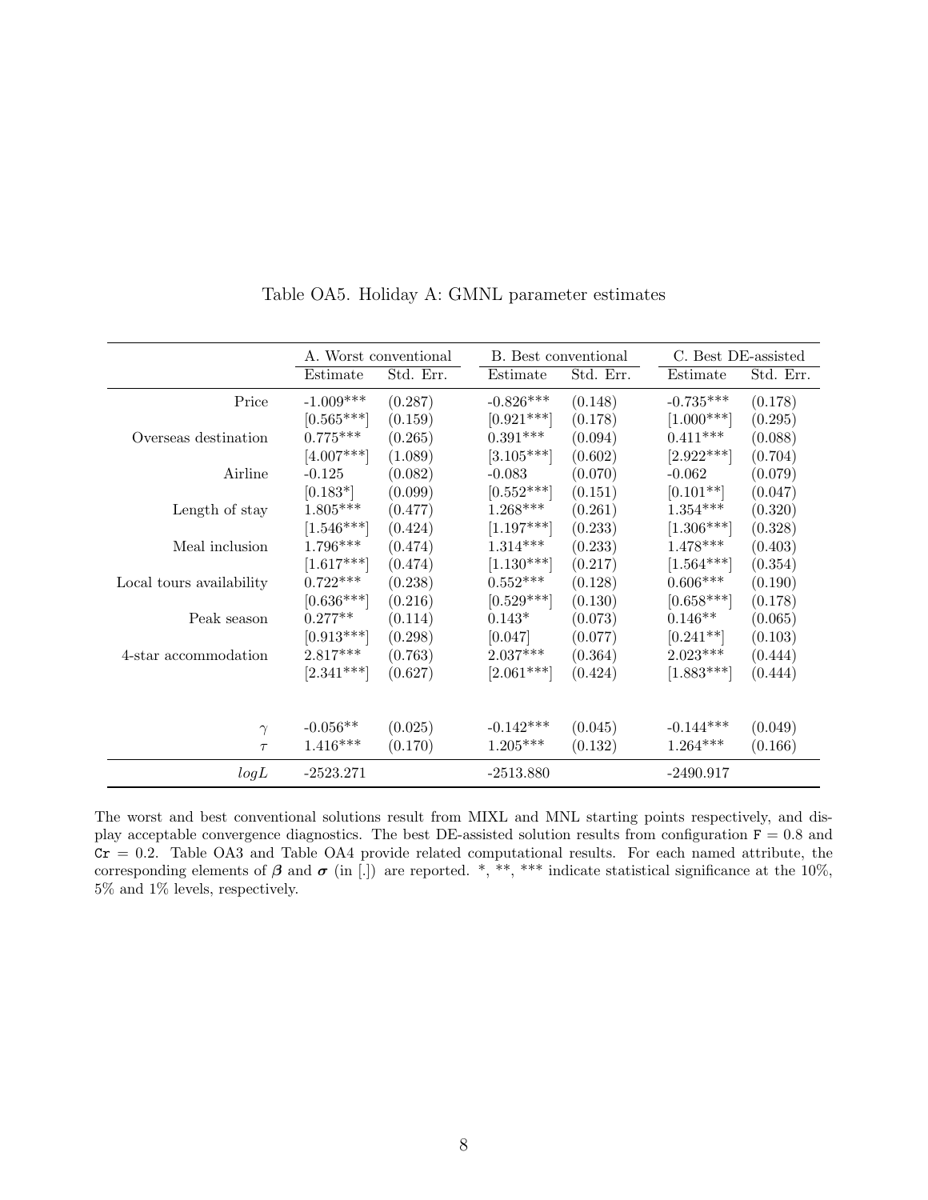Table OA5. Holiday A: GMNL parameter estimates

| | A. Worst conventional | | B. Best conventional | | C. Best DE-assisted | |
|---|---|---|---|---|---|---|
| | Estimate | Std. Err. | Estimate | Std. Err. | Estimate | Std. Err. |
| Price | -1.009*** | (0.287) | -0.826*** | (0.148) | -0.735*** | (0.178) |
| | [0.565***] | (0.159) | [0.921***] | (0.178) | [1.000***] | (0.295) |
| Overseas destination | 0.775*** | (0.265) | 0.391*** | (0.094) | 0.411*** | (0.088) |
| | [4.007***] | (1.089) | [3.105***] | (0.602) | [2.922***] | (0.704) |
| Airline | -0.125 | (0.082) | -0.083 | (0.070) | -0.062 | (0.079) |
| | [0.183*] | (0.099) | [0.552***] | (0.151) | [0.101**] | (0.047) |
| Length of stay | 1.805*** | (0.477) | 1.268*** | (0.261) | 1.354*** | (0.320) |
| | [1.546***] | (0.424) | [1.197***] | (0.233) | [1.306***] | (0.328) |
| Meal inclusion | 1.796*** | (0.474) | 1.314*** | (0.233) | 1.478*** | (0.403) |
| | [1.617***] | (0.474) | [1.130***] | (0.217) | [1.564***] | (0.354) |
| Local tours availability | 0.722*** | (0.238) | 0.552*** | (0.128) | 0.606*** | (0.190) |
| | [0.636***] | (0.216) | [0.529***] | (0.130) | [0.658***] | (0.178) |
| Peak season | 0.277** | (0.114) | 0.143* | (0.073) | 0.146** | (0.065) |
| | [0.913***] | (0.298) | [0.047] | (0.077) | [0.241**] | (0.103) |
| 4-star accommodation | 2.817*** | (0.763) | 2.037*** | (0.364) | 2.023*** | (0.444) |
| | [2.341***] | (0.627) | [2.061***] | (0.424) | [1.883***] | (0.444) |
| $\gamma$ | -0.056** | (0.025) | -0.142*** | (0.045) | -0.144*** | (0.049) |
| $\tau$ | 1.416*** | (0.170) | 1.205*** | (0.132) | 1.264*** | (0.166) |
| $logL$ | -2523.271 | | -2513.880 | | -2490.917 | |

The worst and best conventional solutions result from MIXL and MNL starting points respectively, and display acceptable convergence diagnostics. The best DE-assisted solution results from configuration F = 0.8 and Cr = 0.2. Table OA3 and Table OA4 provide related computational results. For each named attribute, the corresponding elements of $\boldsymbol{\beta}$ and $\boldsymbol{\sigma}$ (in [.]) are reported. *, **, *** indicate statistical significance at the 10%, 5% and 1% levels, respectively.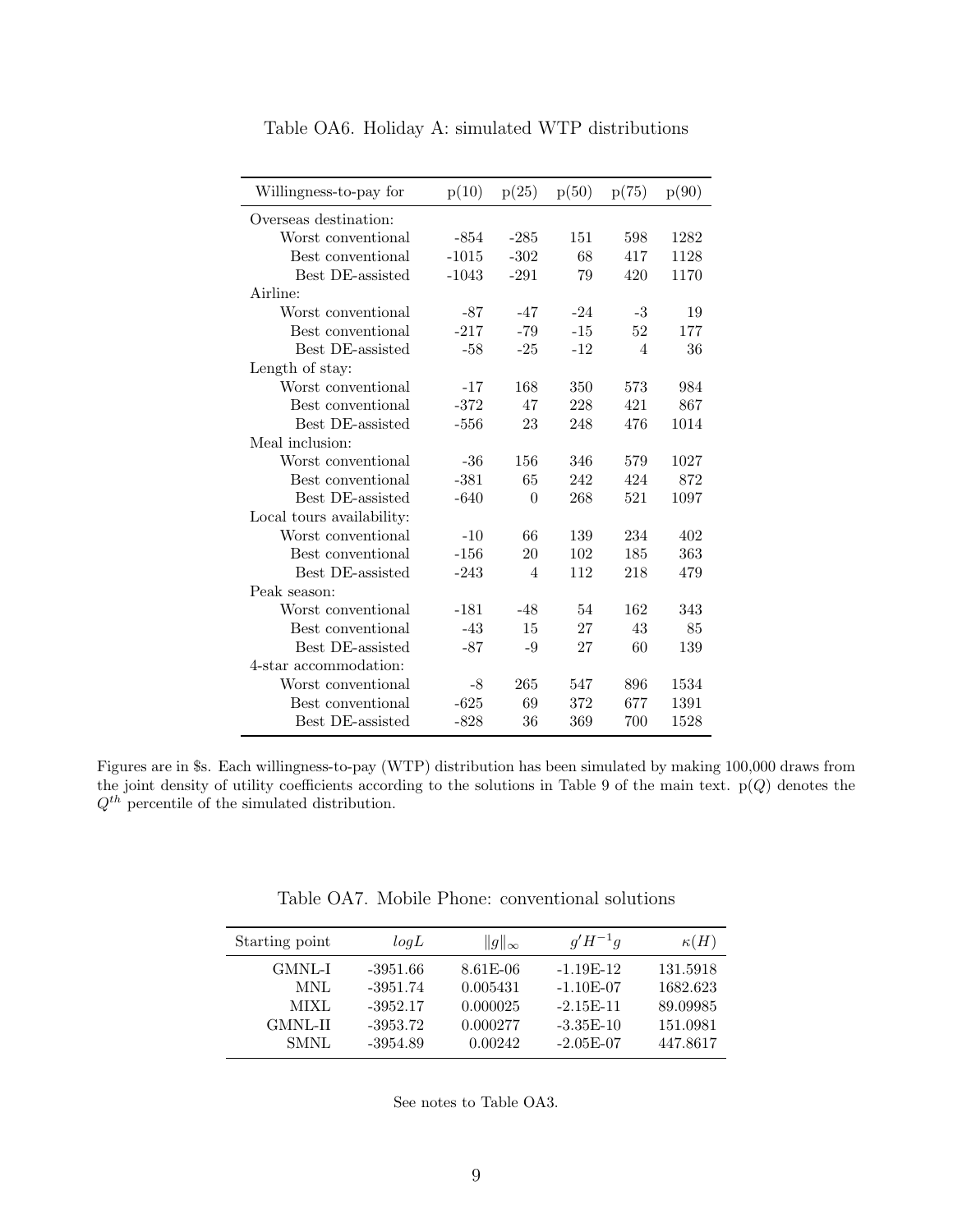Table OA6. Holiday A: simulated WTP distributions

| Willingness-to-pay for | p(10) | p(25) | p(50) | p(75) | p(90) |
|---|---|---|---|---|---|
| Overseas destination: | | | | | |
| Worst conventional | -854 | -285 | 151 | 598 | 1282 |
| Best conventional | -1015 | -302 | 68 | 417 | 1128 |
| Best DE-assisted | -1043 | -291 | 79 | 420 | 1170 |
| Airline: | | | | | |
| Worst conventional | -87 | -47 | -24 | -3 | 19 |
| Best conventional | -217 | -79 | -15 | 52 | 177 |
| Best DE-assisted | -58 | -25 | -12 | 4 | 36 |
| Length of stay: | | | | | |
| Worst conventional | -17 | 168 | 350 | 573 | 984 |
| Best conventional | -372 | 47 | 228 | 421 | 867 |
| Best DE-assisted | -556 | 23 | 248 | 476 | 1014 |
| Meal inclusion: | | | | | |
| Worst conventional | -36 | 156 | 346 | 579 | 1027 |
| Best conventional | -381 | 65 | 242 | 424 | 872 |
| Best DE-assisted | -640 | 0 | 268 | 521 | 1097 |
| Local tours availability: | | | | | |
| Worst conventional | -10 | 66 | 139 | 234 | 402 |
| Best conventional | -156 | 20 | 102 | 185 | 363 |
| Best DE-assisted | -243 | 4 | 112 | 218 | 479 |
| Peak season: | | | | | |
| Worst conventional | -181 | -48 | 54 | 162 | 343 |
| Best conventional | -43 | 15 | 27 | 43 | 85 |
| Best DE-assisted | -87 | -9 | 27 | 60 | 139 |
| 4-star accommodation: | | | | | |
| Worst conventional | -8 | 265 | 547 | 896 | 1534 |
| Best conventional | -625 | 69 | 372 | 677 | 1391 |
| Best DE-assisted | -828 | 36 | 369 | 700 | 1528 |

Figures are in \$s. Each willingness-to-pay (WTP) distribution has been simulated by making 100,000 draws from the joint density of utility coefficients according to the solutions in Table 9 of the main text. p($Q$) denotes the $Q^{th}$ percentile of the simulated distribution.

Table OA7. Mobile Phone: conventional solutions

| Starting point | $logL$ | $\|g\|_\infty$ | $g'H^{-1}g$ | $\kappa(H)$ |
|---|---|---|---|---|
| GMNL-I | -3951.66 | 8.61E-06 | -1.19E-12 | 131.5918 |
| MNL | -3951.74 | 0.005431 | -1.10E-07 | 1682.623 |
| MIXL | -3952.17 | 0.000025 | -2.15E-11 | 89.09985 |
| GMNL-II | -3953.72 | 0.000277 | -3.35E-10 | 151.0981 |
| SMNL | -3954.89 | 0.00242 | -2.05E-07 | 447.8617 |

See notes to Table OA3.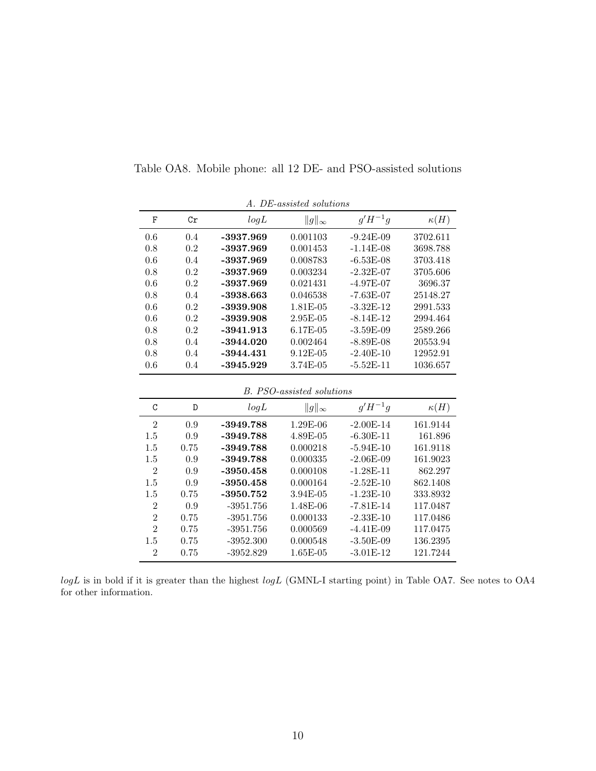Table OA8. Mobile phone: all 12 DE- and PSO-assisted solutions

*A. DE-assisted solutions*

| F | Cr | $logL$ | $\|g\|_\infty$ | $g'H^{-1}g$ | $\kappa(H)$ |
|---|---|---|---|---|---|
| 0.6 | 0.4 | **-3937.969** | 0.001103 | -9.24E-09 | 3702.611 |
| 0.8 | 0.2 | **-3937.969** | 0.001453 | -1.14E-08 | 3698.788 |
| 0.6 | 0.4 | **-3937.969** | 0.008783 | -6.53E-08 | 3703.418 |
| 0.8 | 0.2 | **-3937.969** | 0.003234 | -2.32E-07 | 3705.606 |
| 0.6 | 0.2 | **-3937.969** | 0.021431 | -4.97E-07 | 3696.37 |
| 0.8 | 0.4 | **-3938.663** | 0.046538 | -7.63E-07 | 25148.27 |
| 0.6 | 0.2 | **-3939.908** | 1.81E-05 | -3.32E-12 | 2991.533 |
| 0.6 | 0.2 | **-3939.908** | 2.95E-05 | -8.14E-12 | 2994.464 |
| 0.8 | 0.2 | **-3941.913** | 6.17E-05 | -3.59E-09 | 2589.266 |
| 0.8 | 0.4 | **-3944.020** | 0.002464 | -8.89E-08 | 20553.94 |
| 0.8 | 0.4 | **-3944.431** | 9.12E-05 | -2.40E-10 | 12952.91 |
| 0.6 | 0.4 | **-3945.929** | 3.74E-05 | -5.52E-11 | 1036.657 |

*B. PSO-assisted solutions*

| C | D | $logL$ | $\|g\|_\infty$ | $g'H^{-1}g$ | $\kappa(H)$ |
|---|---|---|---|---|---|
| 2 | 0.9 | **-3949.788** | 1.29E-06 | -2.00E-14 | 161.9144 |
| 1.5 | 0.9 | **-3949.788** | 4.89E-05 | -6.30E-11 | 161.896 |
| 1.5 | 0.75 | **-3949.788** | 0.000218 | -5.94E-10 | 161.9118 |
| 1.5 | 0.9 | **-3949.788** | 0.000335 | -2.06E-09 | 161.9023 |
| 2 | 0.9 | **-3950.458** | 0.000108 | -1.28E-11 | 862.297 |
| 1.5 | 0.9 | **-3950.458** | 0.000164 | -2.52E-10 | 862.1408 |
| 1.5 | 0.75 | **-3950.752** | 3.94E-05 | -1.23E-10 | 333.8932 |
| 2 | 0.9 | -3951.756 | 1.48E-06 | -7.81E-14 | 117.0487 |
| 2 | 0.75 | -3951.756 | 0.000133 | -2.33E-10 | 117.0486 |
| 2 | 0.75 | -3951.756 | 0.000569 | -4.41E-09 | 117.0475 |
| 1.5 | 0.75 | -3952.300 | 0.000548 | -3.50E-09 | 136.2395 |
| 2 | 0.75 | -3952.829 | 1.65E-05 | -3.01E-12 | 121.7244 |

$logL$ is in bold if it is greater than the highest $logL$ (GMNL-I starting point) in Table OA7. See notes to OA4 for other information.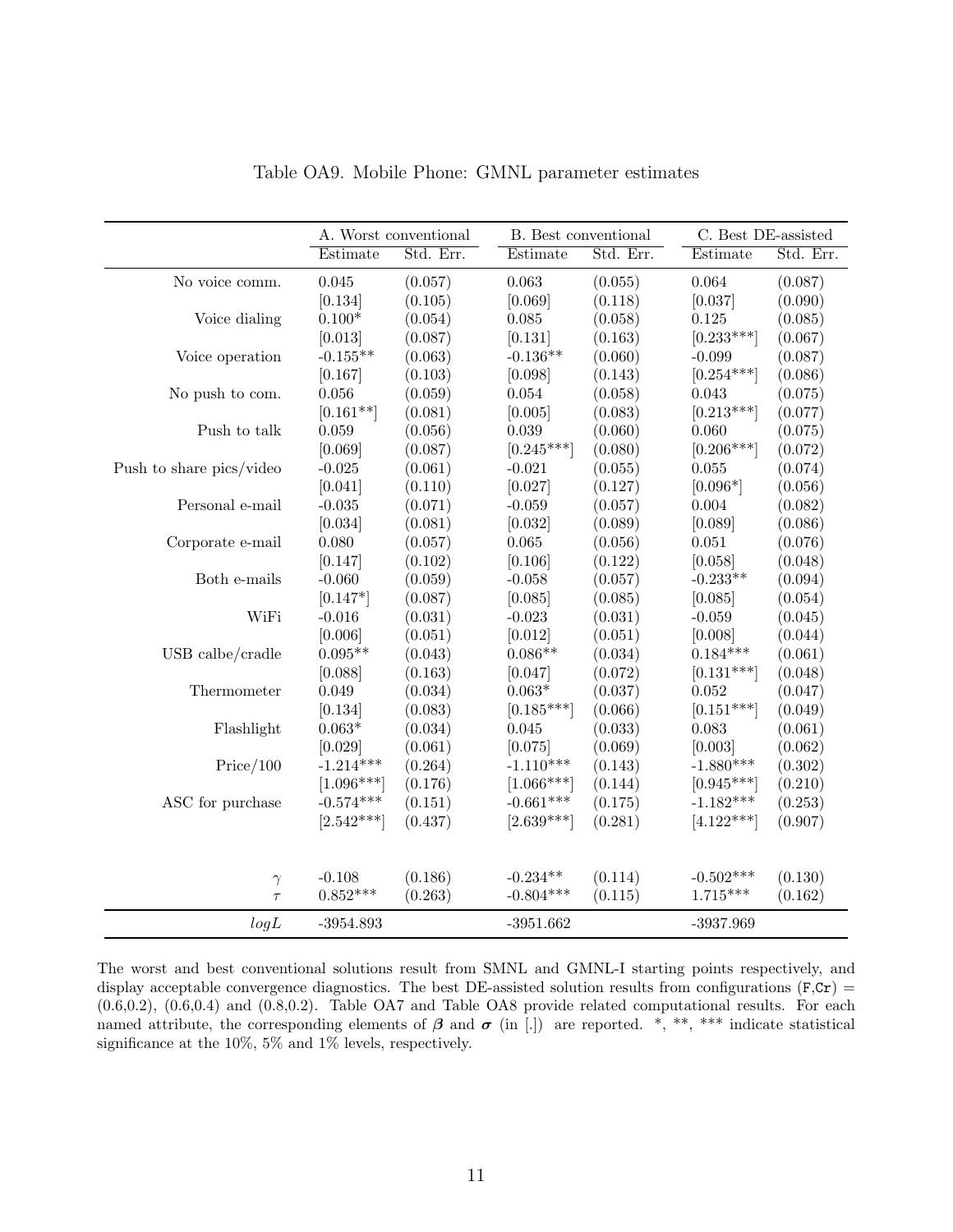Table OA9. Mobile Phone: GMNL parameter estimates

| | A. Worst conventional | | B. Best conventional | | C. Best DE-assisted | |
|---|---|---|---|---|---|---|
| | Estimate | Std. Err. | Estimate | Std. Err. | Estimate | Std. Err. |
| No voice comm. | 0.045 | (0.057) | 0.063 | (0.055) | 0.064 | (0.087) |
| | [0.134] | (0.105) | [0.069] | (0.118) | [0.037] | (0.090) |
| Voice dialing | 0.100* | (0.054) | 0.085 | (0.058) | 0.125 | (0.085) |
| | [0.013] | (0.087) | [0.131] | (0.163) | [0.233***] | (0.067) |
| Voice operation | -0.155** | (0.063) | -0.136** | (0.060) | -0.099 | (0.087) |
| | [0.167] | (0.103) | [0.098] | (0.143) | [0.254***] | (0.086) |
| No push to com. | 0.056 | (0.059) | 0.054 | (0.058) | 0.043 | (0.075) |
| | [0.161**] | (0.081) | [0.005] | (0.083) | [0.213***] | (0.077) |
| Push to talk | 0.059 | (0.056) | 0.039 | (0.060) | 0.060 | (0.075) |
| | [0.069] | (0.087) | [0.245***] | (0.080) | [0.206***] | (0.072) |
| Push to share pics/video | -0.025 | (0.061) | -0.021 | (0.055) | 0.055 | (0.074) |
| | [0.041] | (0.110) | [0.027] | (0.127) | [0.096*] | (0.056) |
| Personal e-mail | -0.035 | (0.071) | -0.059 | (0.057) | 0.004 | (0.082) |
| | [0.034] | (0.081) | [0.032] | (0.089) | [0.089] | (0.086) |
| Corporate e-mail | 0.080 | (0.057) | 0.065 | (0.056) | 0.051 | (0.076) |
| | [0.147] | (0.102) | [0.106] | (0.122) | [0.058] | (0.048) |
| Both e-mails | -0.060 | (0.059) | -0.058 | (0.057) | -0.233** | (0.094) |
| | [0.147*] | (0.087) | [0.085] | (0.085) | [0.085] | (0.054) |
| WiFi | -0.016 | (0.031) | -0.023 | (0.031) | -0.059 | (0.045) |
| | [0.006] | (0.051) | [0.012] | (0.051) | [0.008] | (0.044) |
| USB calbe/cradle | 0.095** | (0.043) | 0.086** | (0.034) | 0.184*** | (0.061) |
| | [0.088] | (0.163) | [0.047] | (0.072) | [0.131***] | (0.048) |
| Thermometer | 0.049 | (0.034) | 0.063* | (0.037) | 0.052 | (0.047) |
| | [0.134] | (0.083) | [0.185***] | (0.066) | [0.151***] | (0.049) |
| Flashlight | 0.063* | (0.034) | 0.045 | (0.033) | 0.083 | (0.061) |
| | [0.029] | (0.061) | [0.075] | (0.069) | [0.003] | (0.062) |
| Price/100 | -1.214*** | (0.264) | -1.110*** | (0.143) | -1.880*** | (0.302) |
| | [1.096***] | (0.176) | [1.066***] | (0.144) | [0.945***] | (0.210) |
| ASC for purchase | -0.574*** | (0.151) | -0.661*** | (0.175) | -1.182*** | (0.253) |
| | [2.542***] | (0.437) | [2.639***] | (0.281) | [4.122***] | (0.907) |
| $\gamma$ | -0.108 | (0.186) | -0.234** | (0.114) | -0.502*** | (0.130) |
| $\tau$ | 0.852*** | (0.263) | -0.804*** | (0.115) | 1.715*** | (0.162) |
| $logL$ | -3954.893 | | -3951.662 | | -3937.969 | |

The worst and best conventional solutions result from SMNL and GMNL-I starting points respectively, and display acceptable convergence diagnostics. The best DE-assisted solution results from configurations (F,Cr) = (0.6,0.2), (0.6,0.4) and (0.8,0.2). Table OA7 and Table OA8 provide related computational results. For each named attribute, the corresponding elements of $\boldsymbol{\beta}$ and $\boldsymbol{\sigma}$ (in [.]) are reported. *, **, *** indicate statistical significance at the 10%, 5% and 1% levels, respectively.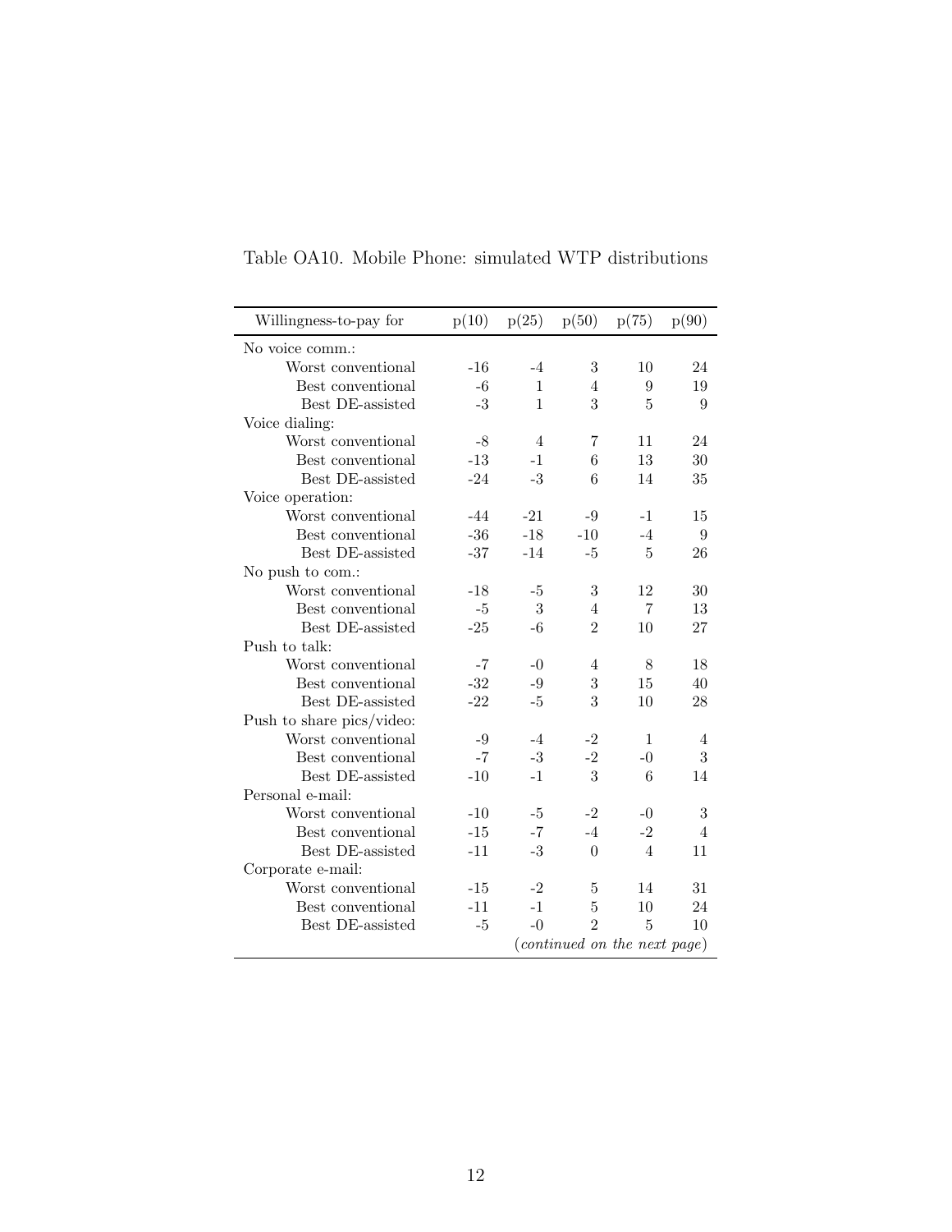Table OA10. Mobile Phone: simulated WTP distributions

| Willingness-to-pay for | p(10) | p(25) | p(50) | p(75) | p(90) |
|---|---|---|---|---|---|
| No voice comm.: | | | | | |
| Worst conventional | -16 | -4 | 3 | 10 | 24 |
| Best conventional | -6 | 1 | 4 | 9 | 19 |
| Best DE-assisted | -3 | 1 | 3 | 5 | 9 |
| Voice dialing: | | | | | |
| Worst conventional | -8 | 4 | 7 | 11 | 24 |
| Best conventional | -13 | -1 | 6 | 13 | 30 |
| Best DE-assisted | -24 | -3 | 6 | 14 | 35 |
| Voice operation: | | | | | |
| Worst conventional | -44 | -21 | -9 | -1 | 15 |
| Best conventional | -36 | -18 | -10 | -4 | 9 |
| Best DE-assisted | -37 | -14 | -5 | 5 | 26 |
| No push to com.: | | | | | |
| Worst conventional | -18 | -5 | 3 | 12 | 30 |
| Best conventional | -5 | 3 | 4 | 7 | 13 |
| Best DE-assisted | -25 | -6 | 2 | 10 | 27 |
| Push to talk: | | | | | |
| Worst conventional | -7 | -0 | 4 | 8 | 18 |
| Best conventional | -32 | -9 | 3 | 15 | 40 |
| Best DE-assisted | -22 | -5 | 3 | 10 | 28 |
| Push to share pics/video: | | | | | |
| Worst conventional | -9 | -4 | -2 | 1 | 4 |
| Best conventional | -7 | -3 | -2 | -0 | 3 |
| Best DE-assisted | -10 | -1 | 3 | 6 | 14 |
| Personal e-mail: | | | | | |
| Worst conventional | -10 | -5 | -2 | -0 | 3 |
| Best conventional | -15 | -7 | -4 | -2 | 4 |
| Best DE-assisted | -11 | -3 | 0 | 4 | 11 |
| Corporate e-mail: | | | | | |
| Worst conventional | -15 | -2 | 5 | 14 | 31 |
| Best conventional | -11 | -1 | 5 | 10 | 24 |
| Best DE-assisted | -5 | -0 | 2 | 5 | 10 |

(*continued on the next page*)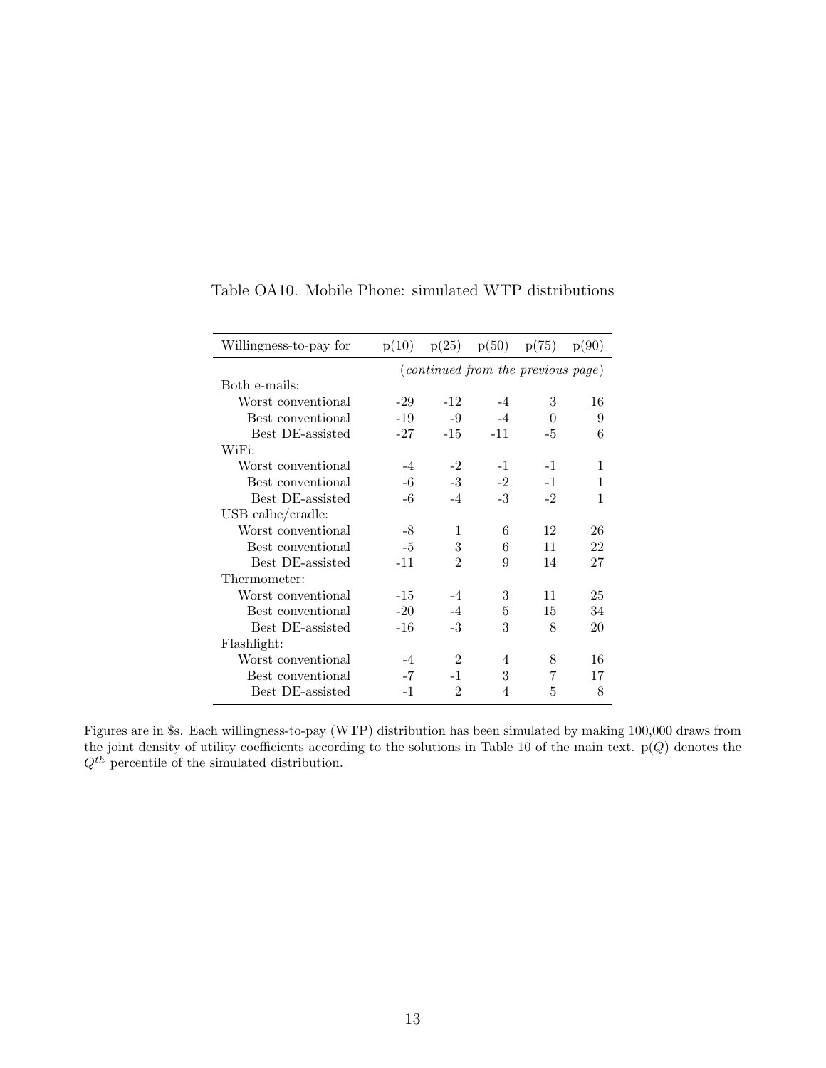Table OA10. Mobile Phone: simulated WTP distributions

| Willingness-to-pay for | p(10) | p(25) | p(50) | p(75) | p(90) |
|---|---|---|---|---|---|
| | *(continued from the previous page)* | | | | |
| Both e-mails: | | | | | |
| Worst conventional | -29 | -12 | -4 | 3 | 16 |
| Best conventional | -19 | -9 | -4 | 0 | 9 |
| Best DE-assisted | -27 | -15 | -11 | -5 | 6 |
| WiFi: | | | | | |
| Worst conventional | -4 | -2 | -1 | -1 | 1 |
| Best conventional | -6 | -3 | -2 | -1 | 1 |
| Best DE-assisted | -6 | -4 | -3 | -2 | 1 |
| USB calbe/cradle: | | | | | |
| Worst conventional | -8 | 1 | 6 | 12 | 26 |
| Best conventional | -5 | 3 | 6 | 11 | 22 |
| Best DE-assisted | -11 | 2 | 9 | 14 | 27 |
| Thermometer: | | | | | |
| Worst conventional | -15 | -4 | 3 | 11 | 25 |
| Best conventional | -20 | -4 | 5 | 15 | 34 |
| Best DE-assisted | -16 | -3 | 3 | 8 | 20 |
| Flashlight: | | | | | |
| Worst conventional | -4 | 2 | 4 | 8 | 16 |
| Best conventional | -7 | -1 | 3 | 7 | 17 |
| Best DE-assisted | -1 | 2 | 4 | 5 | 8 |

Figures are in \$s. Each willingness-to-pay (WTP) distribution has been simulated by making 100,000 draws from the joint density of utility coefficients according to the solutions in Table 10 of the main text. p($Q$) denotes the $Q^{th}$ percentile of the simulated distribution.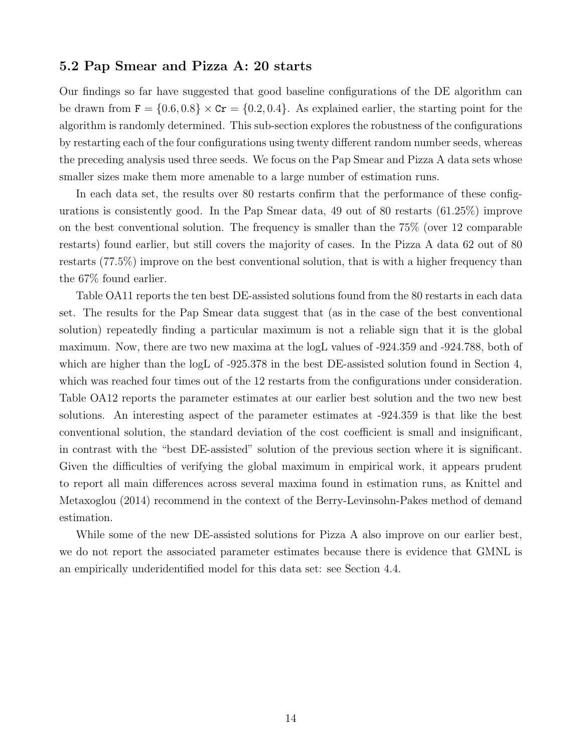### 5.2 Pap Smear and Pizza A: 20 starts

Our findings so far have suggested that good baseline configurations of the DE algorithm can be drawn from $\mathtt{F} = \{0.6, 0.8\} \times \mathtt{Cr} = \{0.2, 0.4\}$. As explained earlier, the starting point for the algorithm is randomly determined. This sub-section explores the robustness of the configurations by restarting each of the four configurations using twenty different random number seeds, whereas the preceding analysis used three seeds. We focus on the Pap Smear and Pizza A data sets whose smaller sizes make them more amenable to a large number of estimation runs.

In each data set, the results over 80 restarts confirm that the performance of these configurations is consistently good. In the Pap Smear data, 49 out of 80 restarts (61.25%) improve on the best conventional solution. The frequency is smaller than the 75% (over 12 comparable restarts) found earlier, but still covers the majority of cases. In the Pizza A data 62 out of 80 restarts (77.5%) improve on the best conventional solution, that is with a higher frequency than the 67% found earlier.

Table OA11 reports the ten best DE-assisted solutions found from the 80 restarts in each data set. The results for the Pap Smear data suggest that (as in the case of the best conventional solution) repeatedly finding a particular maximum is not a reliable sign that it is the global maximum. Now, there are two new maxima at the logL values of -924.359 and -924.788, both of which are higher than the logL of -925.378 in the best DE-assisted solution found in Section 4, which was reached four times out of the 12 restarts from the configurations under consideration. Table OA12 reports the parameter estimates at our earlier best solution and the two new best solutions. An interesting aspect of the parameter estimates at -924.359 is that like the best conventional solution, the standard deviation of the cost coefficient is small and insignificant, in contrast with the "best DE-assisted" solution of the previous section where it is significant. Given the difficulties of verifying the global maximum in empirical work, it appears prudent to report all main differences across several maxima found in estimation runs, as Knittel and Metaxoglou (2014) recommend in the context of the Berry-Levinsohn-Pakes method of demand estimation.

While some of the new DE-assisted solutions for Pizza A also improve on our earlier best, we do not report the associated parameter estimates because there is evidence that GMNL is an empirically underidentified model for this data set: see Section 4.4.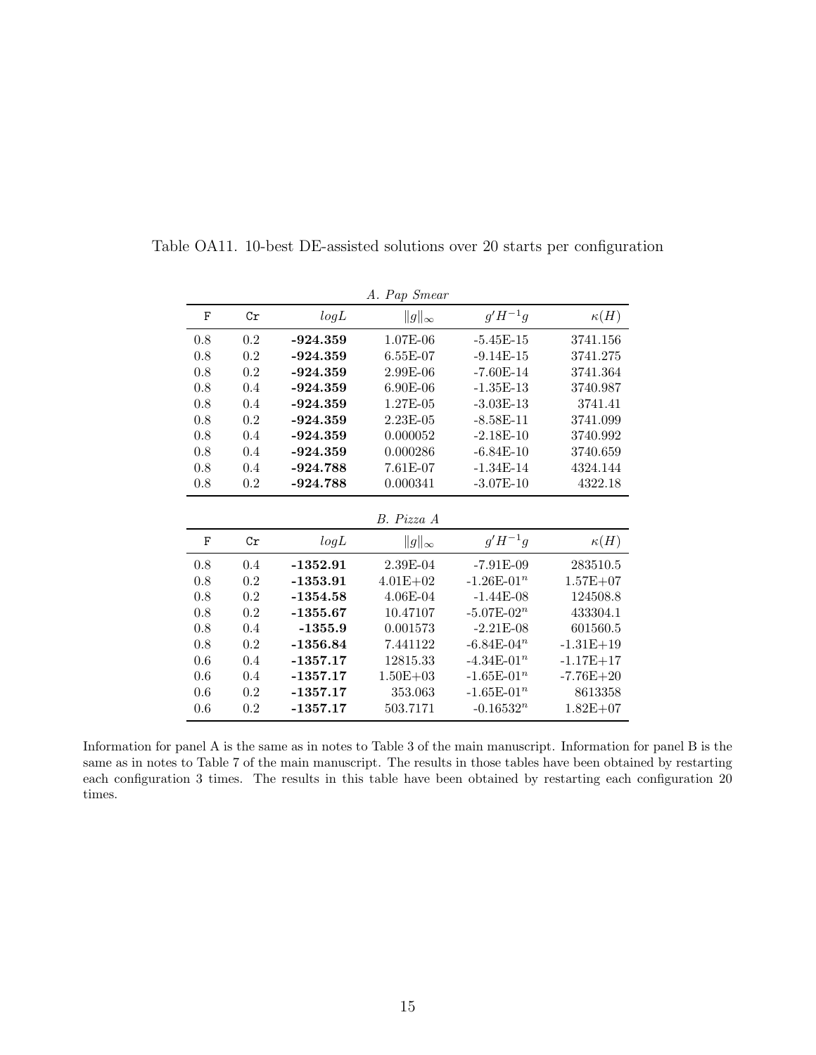Table OA11. 10-best DE-assisted solutions over 20 starts per configuration

*A. Pap Smear*

| F | Cr | *logL* | $\|g\|_\infty$ | $g'H^{-1}g$ | $\kappa(H)$ |
|---|---|---|---|---|---|
| 0.8 | 0.2 | **-924.359** | 1.07E-06 | -5.45E-15 | 3741.156 |
| 0.8 | 0.2 | **-924.359** | 6.55E-07 | -9.14E-15 | 3741.275 |
| 0.8 | 0.2 | **-924.359** | 2.99E-06 | -7.60E-14 | 3741.364 |
| 0.8 | 0.4 | **-924.359** | 6.90E-06 | -1.35E-13 | 3740.987 |
| 0.8 | 0.4 | **-924.359** | 1.27E-05 | -3.03E-13 | 3741.41 |
| 0.8 | 0.2 | **-924.359** | 2.23E-05 | -8.58E-11 | 3741.099 |
| 0.8 | 0.4 | **-924.359** | 0.000052 | -2.18E-10 | 3740.992 |
| 0.8 | 0.4 | **-924.359** | 0.000286 | -6.84E-10 | 3740.659 |
| 0.8 | 0.4 | **-924.788** | 7.61E-07 | -1.34E-14 | 4324.144 |
| 0.8 | 0.2 | **-924.788** | 0.000341 | -3.07E-10 | 4322.18 |

*B. Pizza A*

| F | Cr | *logL* | $\|g\|_\infty$ | $g'H^{-1}g$ | $\kappa(H)$ |
|---|---|---|---|---|---|
| 0.8 | 0.4 | **-1352.91** | 2.39E-04 | -7.91E-09 | 283510.5 |
| 0.8 | 0.2 | **-1353.91** | 4.01E+02 | -1.26E-01$^n$ | 1.57E+07 |
| 0.8 | 0.2 | **-1354.58** | 4.06E-04 | -1.44E-08 | 124508.8 |
| 0.8 | 0.2 | **-1355.67** | 10.47107 | -5.07E-02$^n$ | 433304.1 |
| 0.8 | 0.4 | **-1355.9** | 0.001573 | -2.21E-08 | 601560.5 |
| 0.8 | 0.2 | **-1356.84** | 7.441122 | -6.84E-04$^n$ | -1.31E+19 |
| 0.6 | 0.4 | **-1357.17** | 12815.33 | -4.34E-01$^n$ | -1.17E+17 |
| 0.6 | 0.4 | **-1357.17** | 1.50E+03 | -1.65E-01$^n$ | -7.76E+20 |
| 0.6 | 0.2 | **-1357.17** | 353.063 | -1.65E-01$^n$ | 8613358 |
| 0.6 | 0.2 | **-1357.17** | 503.7171 | -0.16532$^n$ | 1.82E+07 |

Information for panel A is the same as in notes to Table 3 of the main manuscript. Information for panel B is the same as in notes to Table 7 of the main manuscript. The results in those tables have been obtained by restarting each configuration 3 times. The results in this table have been obtained by restarting each configuration 20 times.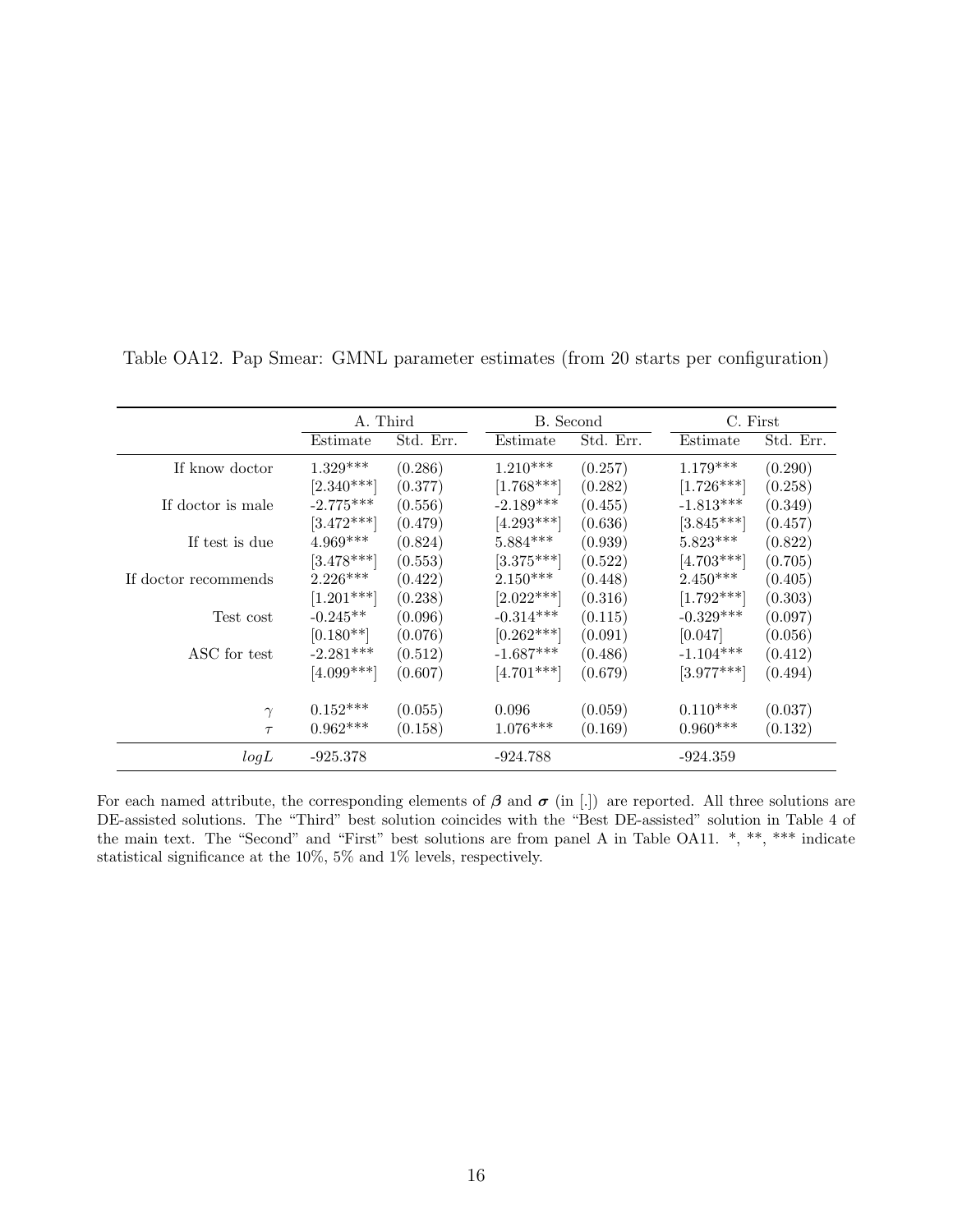Table OA12. Pap Smear: GMNL parameter estimates (from 20 starts per configuration)

| | A. Third | | B. Second | | C. First | |
|---|---|---|---|---|---|---|
| | Estimate | Std. Err. | Estimate | Std. Err. | Estimate | Std. Err. |
| If know doctor | 1.329*** | (0.286) | 1.210*** | (0.257) | 1.179*** | (0.290) |
| | [2.340***] | (0.377) | [1.768***] | (0.282) | [1.726***] | (0.258) |
| If doctor is male | -2.775*** | (0.556) | -2.189*** | (0.455) | -1.813*** | (0.349) |
| | [3.472***] | (0.479) | [4.293***] | (0.636) | [3.845***] | (0.457) |
| If test is due | 4.969*** | (0.824) | 5.884*** | (0.939) | 5.823*** | (0.822) |
| | [3.478***] | (0.553) | [3.375***] | (0.522) | [4.703***] | (0.705) |
| If doctor recommends | 2.226*** | (0.422) | 2.150*** | (0.448) | 2.450*** | (0.405) |
| | [1.201***] | (0.238) | [2.022***] | (0.316) | [1.792***] | (0.303) |
| Test cost | -0.245** | (0.096) | -0.314*** | (0.115) | -0.329*** | (0.097) |
| | [0.180**] | (0.076) | [0.262***] | (0.091) | [0.047] | (0.056) |
| ASC for test | -2.281*** | (0.512) | -1.687*** | (0.486) | -1.104*** | (0.412) |
| | [4.099***] | (0.607) | [4.701***] | (0.679) | [3.977***] | (0.494) |
| $\gamma$ | 0.152*** | (0.055) | 0.096 | (0.059) | 0.110*** | (0.037) |
| $\tau$ | 0.962*** | (0.158) | 1.076*** | (0.169) | 0.960*** | (0.132) |
| $logL$ | -925.378 | | -924.788 | | -924.359 | |

For each named attribute, the corresponding elements of $\boldsymbol{\beta}$ and $\boldsymbol{\sigma}$ (in [.]) are reported. All three solutions are DE-assisted solutions. The "Third" best solution coincides with the "Best DE-assisted" solution in Table 4 of the main text. The "Second" and "First" best solutions are from panel A in Table OA11. *, **, *** indicate statistical significance at the 10%, 5% and 1% levels, respectively.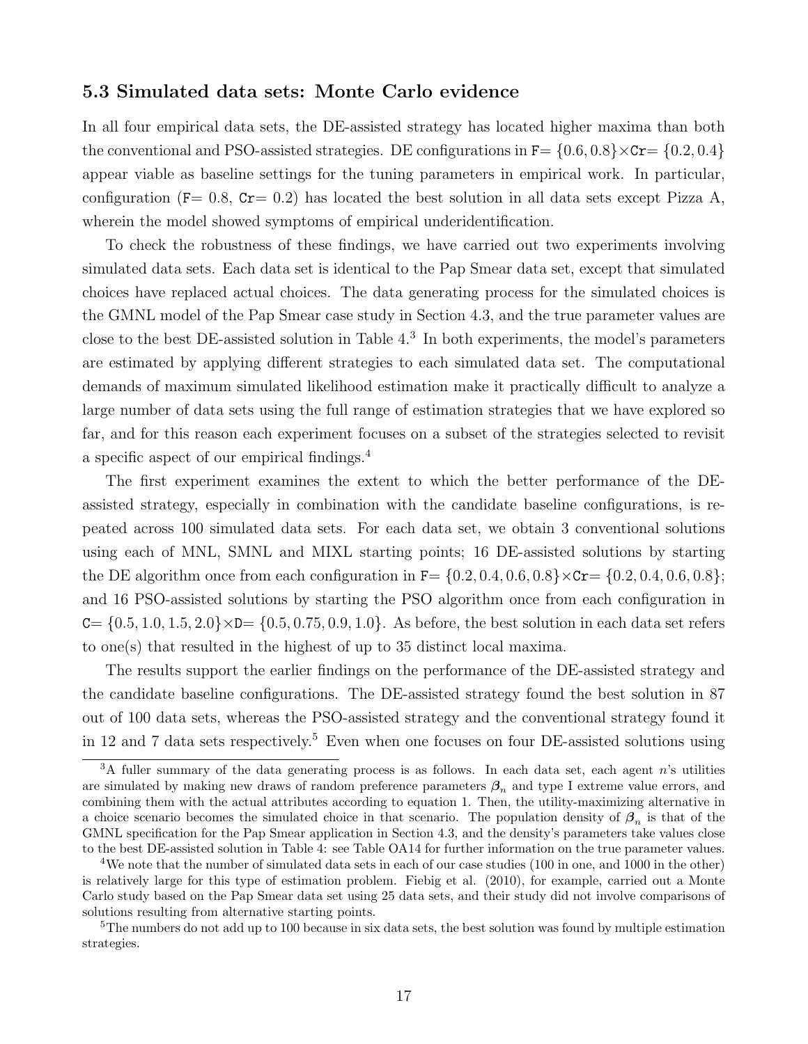### 5.3 Simulated data sets: Monte Carlo evidence

In all four empirical data sets, the DE-assisted strategy has located higher maxima than both the conventional and PSO-assisted strategies. DE configurations in F= $\{0.6, 0.8\}$ × Cr= $\{0.2, 0.4\}$ appear viable as baseline settings for the tuning parameters in empirical work. In particular, configuration (F= 0.8, Cr= 0.2) has located the best solution in all data sets except Pizza A, wherein the model showed symptoms of empirical underidentification.

To check the robustness of these findings, we have carried out two experiments involving simulated data sets. Each data set is identical to the Pap Smear data set, except that simulated choices have replaced actual choices. The data generating process for the simulated choices is the GMNL model of the Pap Smear case study in Section 4.3, and the true parameter values are close to the best DE-assisted solution in Table 4.[3] In both experiments, the model's parameters are estimated by applying different strategies to each simulated data set. The computational demands of maximum simulated likelihood estimation make it practically difficult to analyze a large number of data sets using the full range of estimation strategies that we have explored so far, and for this reason each experiment focuses on a subset of the strategies selected to revisit a specific aspect of our empirical findings.[4]

The first experiment examines the extent to which the better performance of the DE-assisted strategy, especially in combination with the candidate baseline configurations, is repeated across 100 simulated data sets. For each data set, we obtain 3 conventional solutions using each of MNL, SMNL and MIXL starting points; 16 DE-assisted solutions by starting the DE algorithm once from each configuration in F= $\{0.2, 0.4, 0.6, 0.8\}$ × Cr= $\{0.2, 0.4, 0.6, 0.8\}$; and 16 PSO-assisted solutions by starting the PSO algorithm once from each configuration in C= $\{0.5, 1.0, 1.5, 2.0\}$ × D= $\{0.5, 0.75, 0.9, 1.0\}$. As before, the best solution in each data set refers to one(s) that resulted in the highest of up to 35 distinct local maxima.

The results support the earlier findings on the performance of the DE-assisted strategy and the candidate baseline configurations. The DE-assisted strategy found the best solution in 87 out of 100 data sets, whereas the PSO-assisted strategy and the conventional strategy found it in 12 and 7 data sets respectively.[5] Even when one focuses on four DE-assisted solutions using

[3] A fuller summary of the data generating process is as follows. In each data set, each agent $n$'s utilities are simulated by making new draws of random preference parameters $\boldsymbol{\beta}_n$ and type I extreme value errors, and combining them with the actual attributes according to equation 1. Then, the utility-maximizing alternative in a choice scenario becomes the simulated choice in that scenario. The population density of $\boldsymbol{\beta}_n$ is that of the GMNL specification for the Pap Smear application in Section 4.3, and the density's parameters take values close to the best DE-assisted solution in Table 4: see Table OA14 for further information on the true parameter values.

[4] We note that the number of simulated data sets in each of our case studies (100 in one, and 1000 in the other) is relatively large for this type of estimation problem. Fiebig et al. (2010), for example, carried out a Monte Carlo study based on the Pap Smear data set using 25 data sets, and their study did not involve comparisons of solutions resulting from alternative starting points.

[5] The numbers do not add up to 100 because in six data sets, the best solution was found by multiple estimation strategies.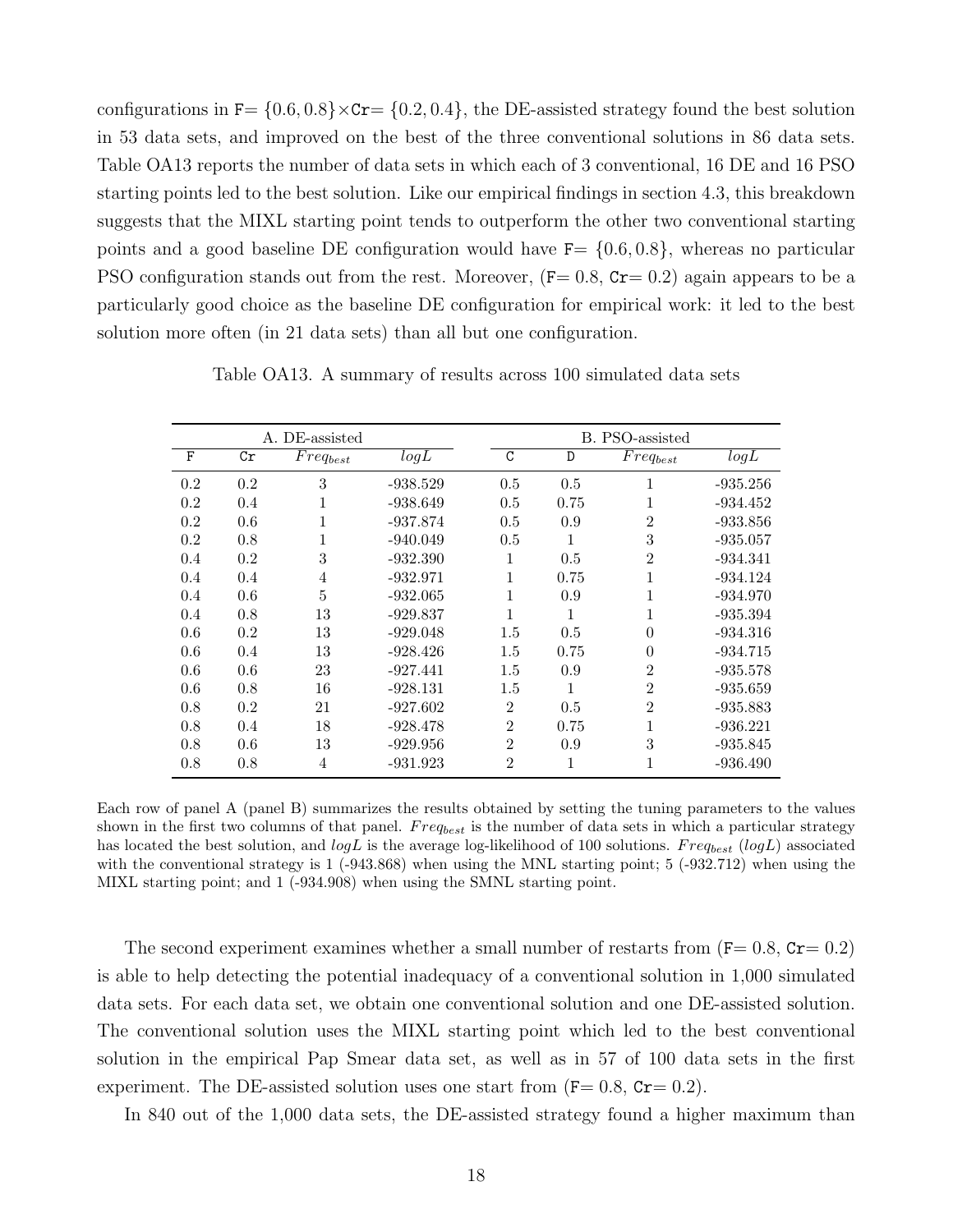configurations in F= $\{0.6, 0.8\}$×Cr= $\{0.2, 0.4\}$, the DE-assisted strategy found the best solution in 53 data sets, and improved on the best of the three conventional solutions in 86 data sets. Table OA13 reports the number of data sets in which each of 3 conventional, 16 DE and 16 PSO starting points led to the best solution. Like our empirical findings in section 4.3, this breakdown suggests that the MIXL starting point tends to outperform the other two conventional starting points and a good baseline DE configuration would have F= $\{0.6, 0.8\}$, whereas no particular PSO configuration stands out from the rest. Moreover, (F= 0.8, Cr= 0.2) again appears to be a particularly good choice as the baseline DE configuration for empirical work: it led to the best solution more often (in 21 data sets) than all but one configuration.

Table OA13. A summary of results across 100 simulated data sets

| A. DE-assisted | | | | B. PSO-assisted | | | |
|---|---|---|---|---|---|---|---|
| F | Cr | $Freq_{best}$ | $logL$ | C | D | $Freq_{best}$ | $logL$ |
| 0.2 | 0.2 | 3 | -938.529 | 0.5 | 0.5 | 1 | -935.256 |
| 0.2 | 0.4 | 1 | -938.649 | 0.5 | 0.75 | 1 | -934.452 |
| 0.2 | 0.6 | 1 | -937.874 | 0.5 | 0.9 | 2 | -933.856 |
| 0.2 | 0.8 | 1 | -940.049 | 0.5 | 1 | 3 | -935.057 |
| 0.4 | 0.2 | 3 | -932.390 | 1 | 0.5 | 2 | -934.341 |
| 0.4 | 0.4 | 4 | -932.971 | 1 | 0.75 | 1 | -934.124 |
| 0.4 | 0.6 | 5 | -932.065 | 1 | 0.9 | 1 | -934.970 |
| 0.4 | 0.8 | 13 | -929.837 | 1 | 1 | 1 | -935.394 |
| 0.6 | 0.2 | 13 | -929.048 | 1.5 | 0.5 | 0 | -934.316 |
| 0.6 | 0.4 | 13 | -928.426 | 1.5 | 0.75 | 0 | -934.715 |
| 0.6 | 0.6 | 23 | -927.441 | 1.5 | 0.9 | 2 | -935.578 |
| 0.6 | 0.8 | 16 | -928.131 | 1.5 | 1 | 2 | -935.659 |
| 0.8 | 0.2 | 21 | -927.602 | 2 | 0.5 | 2 | -935.883 |
| 0.8 | 0.4 | 18 | -928.478 | 2 | 0.75 | 1 | -936.221 |
| 0.8 | 0.6 | 13 | -929.956 | 2 | 0.9 | 3 | -935.845 |
| 0.8 | 0.8 | 4 | -931.923 | 2 | 1 | 1 | -936.490 |

Each row of panel A (panel B) summarizes the results obtained by setting the tuning parameters to the values shown in the first two columns of that panel. $Freq_{best}$ is the number of data sets in which a particular strategy has located the best solution, and $logL$ is the average log-likelihood of 100 solutions. $Freq_{best}$ ($logL$) associated with the conventional strategy is 1 (-943.868) when using the MNL starting point; 5 (-932.712) when using the MIXL starting point; and 1 (-934.908) when using the SMNL starting point.

The second experiment examines whether a small number of restarts from (F= 0.8, Cr= 0.2) is able to help detecting the potential inadequacy of a conventional solution in 1,000 simulated data sets. For each data set, we obtain one conventional solution and one DE-assisted solution. The conventional solution uses the MIXL starting point which led to the best conventional solution in the empirical Pap Smear data set, as well as in 57 of 100 data sets in the first experiment. The DE-assisted solution uses one start from (F= 0.8, Cr= 0.2).

In 840 out of the 1,000 data sets, the DE-assisted strategy found a higher maximum than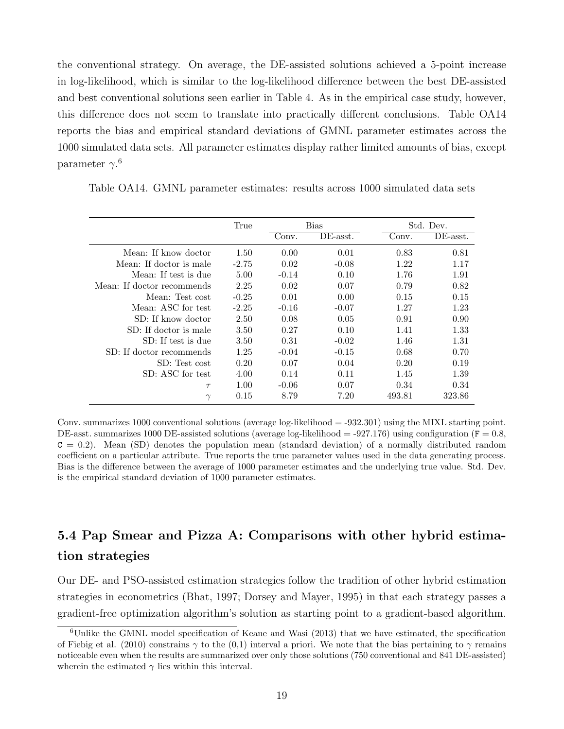the conventional strategy. On average, the DE-assisted solutions achieved a 5-point increase in log-likelihood, which is similar to the log-likelihood difference between the best DE-assisted and best conventional solutions seen earlier in Table 4. As in the empirical case study, however, this difference does not seem to translate into practically different conclusions. Table OA14 reports the bias and empirical standard deviations of GMNL parameter estimates across the 1000 simulated data sets. All parameter estimates display rather limited amounts of bias, except parameter $\gamma$.[6]

Table OA14. GMNL parameter estimates: results across 1000 simulated data sets

| | True | Bias | | Std. Dev. | |
|---|---|---|---|---|---|
| | | Conv. | DE-asst. | Conv. | DE-asst. |
| Mean: If know doctor | 1.50 | 0.00 | 0.01 | 0.83 | 0.81 |
| Mean: If doctor is male | -2.75 | 0.02 | -0.08 | 1.22 | 1.17 |
| Mean: If test is due | 5.00 | -0.14 | 0.10 | 1.76 | 1.91 |
| Mean: If doctor recommends | 2.25 | 0.02 | 0.07 | 0.79 | 0.82 |
| Mean: Test cost | -0.25 | 0.01 | 0.00 | 0.15 | 0.15 |
| Mean: ASC for test | -2.25 | -0.16 | -0.07 | 1.27 | 1.23 |
| SD: If know doctor | 2.50 | 0.08 | 0.05 | 0.91 | 0.90 |
| SD: If doctor is male | 3.50 | 0.27 | 0.10 | 1.41 | 1.33 |
| SD: If test is due | 3.50 | 0.31 | -0.02 | 1.46 | 1.31 |
| SD: If doctor recommends | 1.25 | -0.04 | -0.15 | 0.68 | 0.70 |
| SD: Test cost | 0.20 | 0.07 | 0.04 | 0.20 | 0.19 |
| SD: ASC for test | 4.00 | 0.14 | 0.11 | 1.45 | 1.39 |
| $\tau$ | 1.00 | -0.06 | 0.07 | 0.34 | 0.34 |
| $\gamma$ | 0.15 | 8.79 | 7.20 | 493.81 | 323.86 |

Conv. summarizes 1000 conventional solutions (average log-likelihood = -932.301) using the MIXL starting point. DE-asst. summarizes 1000 DE-assisted solutions (average log-likelihood = -927.176) using configuration (F = 0.8, C = 0.2). Mean (SD) denotes the population mean (standard deviation) of a normally distributed random coefficient on a particular attribute. True reports the true parameter values used in the data generating process. Bias is the difference between the average of 1000 parameter estimates and the underlying true value. Std. Dev. is the empirical standard deviation of 1000 parameter estimates.

## 5.4 Pap Smear and Pizza A: Comparisons with other hybrid estimation strategies

Our DE- and PSO-assisted estimation strategies follow the tradition of other hybrid estimation strategies in econometrics (Bhat, 1997; Dorsey and Mayer, 1995) in that each strategy passes a gradient-free optimization algorithm's solution as starting point to a gradient-based algorithm.

[6] Unlike the GMNL model specification of Keane and Wasi (2013) that we have estimated, the specification of Fiebig et al. (2010) constrains $\gamma$ to the (0,1) interval a priori. We note that the bias pertaining to $\gamma$ remains noticeable even when the results are summarized over only those solutions (750 conventional and 841 DE-assisted) wherein the estimated $\gamma$ lies within this interval.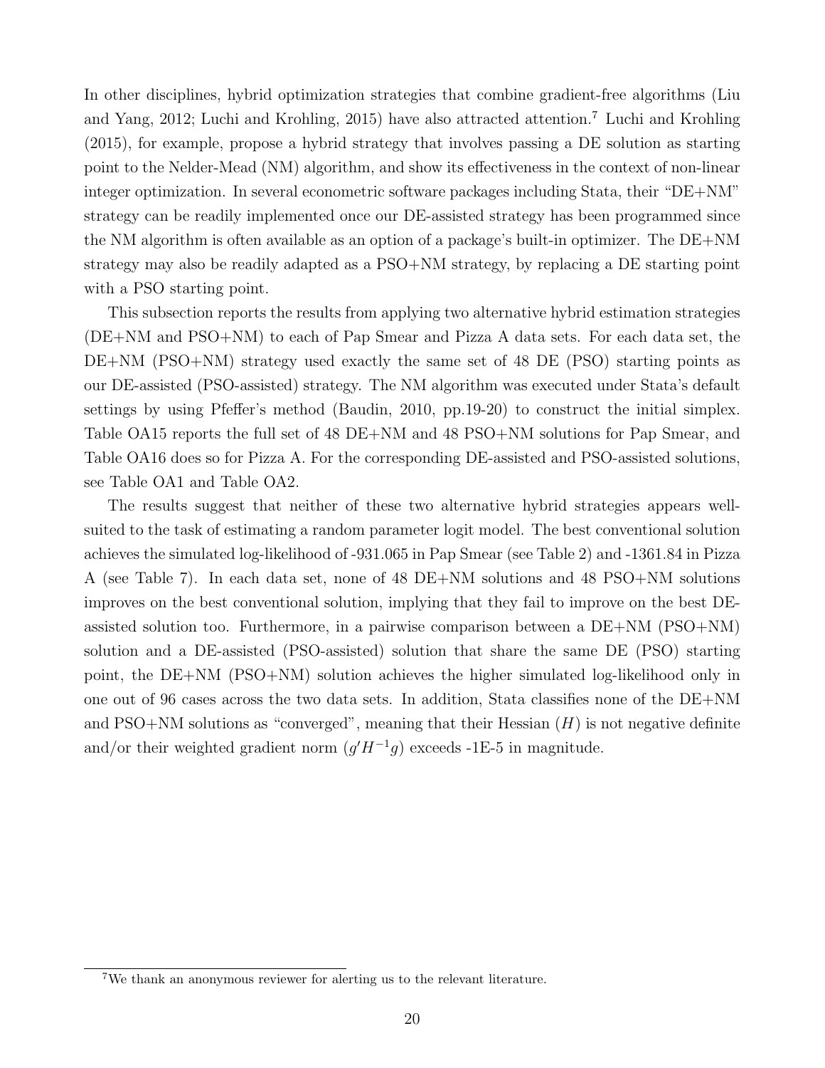In other disciplines, hybrid optimization strategies that combine gradient-free algorithms (Liu and Yang, 2012; Luchi and Krohling, 2015) have also attracted attention.[7] Luchi and Krohling (2015), for example, propose a hybrid strategy that involves passing a DE solution as starting point to the Nelder-Mead (NM) algorithm, and show its effectiveness in the context of non-linear integer optimization. In several econometric software packages including Stata, their "DE+NM" strategy can be readily implemented once our DE-assisted strategy has been programmed since the NM algorithm is often available as an option of a package's built-in optimizer. The DE+NM strategy may also be readily adapted as a PSO+NM strategy, by replacing a DE starting point with a PSO starting point.

This subsection reports the results from applying two alternative hybrid estimation strategies (DE+NM and PSO+NM) to each of Pap Smear and Pizza A data sets. For each data set, the DE+NM (PSO+NM) strategy used exactly the same set of 48 DE (PSO) starting points as our DE-assisted (PSO-assisted) strategy. The NM algorithm was executed under Stata's default settings by using Pfeffer's method (Baudin, 2010, pp.19-20) to construct the initial simplex. Table OA15 reports the full set of 48 DE+NM and 48 PSO+NM solutions for Pap Smear, and Table OA16 does so for Pizza A. For the corresponding DE-assisted and PSO-assisted solutions, see Table OA1 and Table OA2.

The results suggest that neither of these two alternative hybrid strategies appears well-suited to the task of estimating a random parameter logit model. The best conventional solution achieves the simulated log-likelihood of -931.065 in Pap Smear (see Table 2) and -1361.84 in Pizza A (see Table 7). In each data set, none of 48 DE+NM solutions and 48 PSO+NM solutions improves on the best conventional solution, implying that they fail to improve on the best DE-assisted solution too. Furthermore, in a pairwise comparison between a DE+NM (PSO+NM) solution and a DE-assisted (PSO-assisted) solution that share the same DE (PSO) starting point, the DE+NM (PSO+NM) solution achieves the higher simulated log-likelihood only in one out of 96 cases across the two data sets. In addition, Stata classifies none of the DE+NM and PSO+NM solutions as "converged", meaning that their Hessian ($H$) is not negative definite and/or their weighted gradient norm ($g'H^{-1}g$) exceeds -1E-5 in magnitude.

[7] We thank an anonymous reviewer for alerting us to the relevant literature.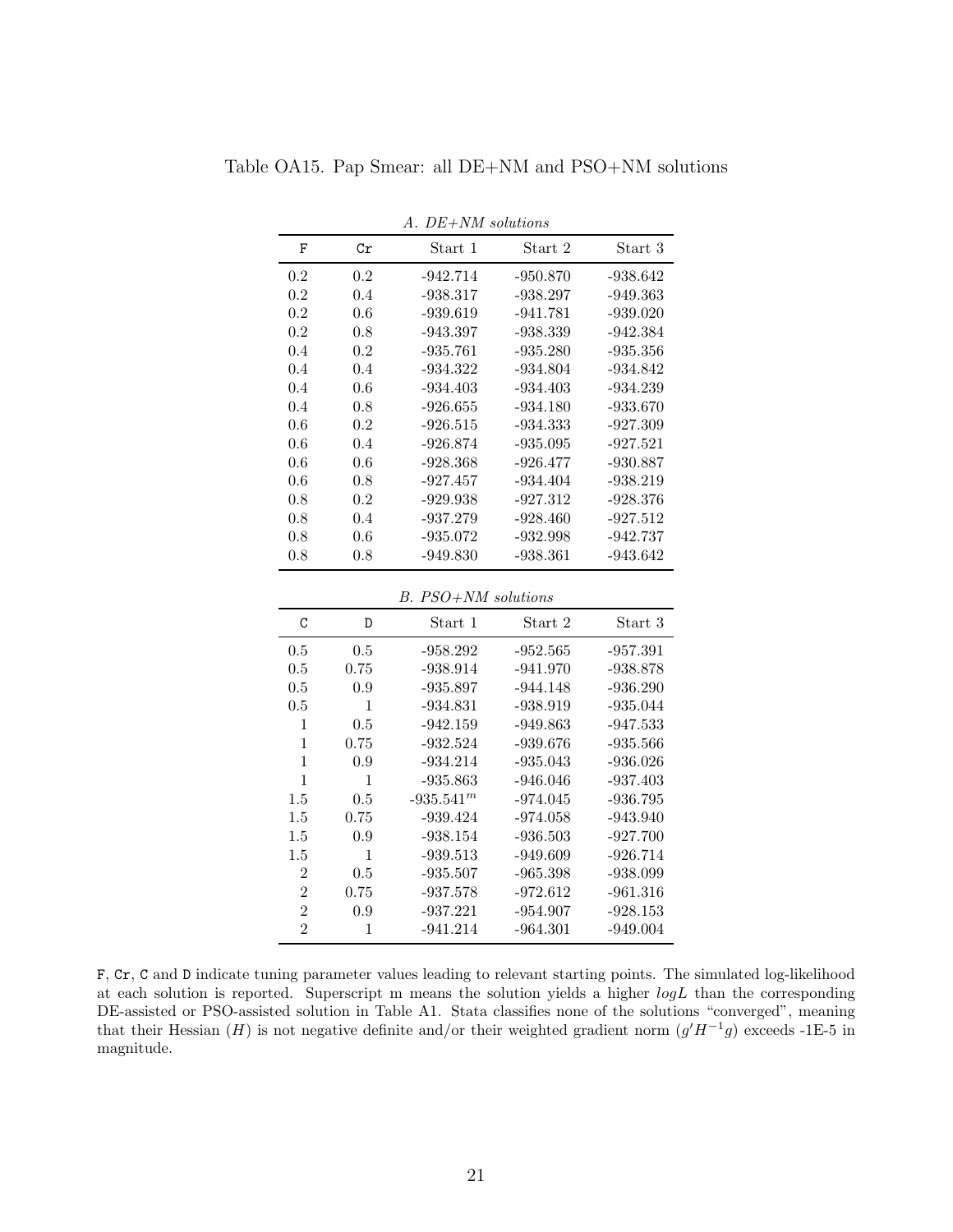Table OA15. Pap Smear: all DE+NM and PSO+NM solutions

*A. DE+NM solutions*

| F | Cr | Start 1 | Start 2 | Start 3 |
|---|---|---|---|---|
| 0.2 | 0.2 | -942.714 | -950.870 | -938.642 |
| 0.2 | 0.4 | -938.317 | -938.297 | -949.363 |
| 0.2 | 0.6 | -939.619 | -941.781 | -939.020 |
| 0.2 | 0.8 | -943.397 | -938.339 | -942.384 |
| 0.4 | 0.2 | -935.761 | -935.280 | -935.356 |
| 0.4 | 0.4 | -934.322 | -934.804 | -934.842 |
| 0.4 | 0.6 | -934.403 | -934.403 | -934.239 |
| 0.4 | 0.8 | -926.655 | -934.180 | -933.670 |
| 0.6 | 0.2 | -926.515 | -934.333 | -927.309 |
| 0.6 | 0.4 | -926.874 | -935.095 | -927.521 |
| 0.6 | 0.6 | -928.368 | -926.477 | -930.887 |
| 0.6 | 0.8 | -927.457 | -934.404 | -938.219 |
| 0.8 | 0.2 | -929.938 | -927.312 | -928.376 |
| 0.8 | 0.4 | -937.279 | -928.460 | -927.512 |
| 0.8 | 0.6 | -935.072 | -932.998 | -942.737 |
| 0.8 | 0.8 | -949.830 | -938.361 | -943.642 |

*B. PSO+NM solutions*

| C | D | Start 1 | Start 2 | Start 3 |
|---|---|---|---|---|
| 0.5 | 0.5 | -958.292 | -952.565 | -957.391 |
| 0.5 | 0.75 | -938.914 | -941.970 | -938.878 |
| 0.5 | 0.9 | -935.897 | -944.148 | -936.290 |
| 0.5 | 1 | -934.831 | -938.919 | -935.044 |
| 1 | 0.5 | -942.159 | -949.863 | -947.533 |
| 1 | 0.75 | -932.524 | -939.676 | -935.566 |
| 1 | 0.9 | -934.214 | -935.043 | -936.026 |
| 1 | 1 | -935.863 | -946.046 | -937.403 |
| 1.5 | 0.5 | $-935.541^{m}$ | -974.045 | -936.795 |
| 1.5 | 0.75 | -939.424 | -974.058 | -943.940 |
| 1.5 | 0.9 | -938.154 | -936.503 | -927.700 |
| 1.5 | 1 | -939.513 | -949.609 | -926.714 |
| 2 | 0.5 | -935.507 | -965.398 | -938.099 |
| 2 | 0.75 | -937.578 | -972.612 | -961.316 |
| 2 | 0.9 | -937.221 | -954.907 | -928.153 |
| 2 | 1 | -941.214 | -964.301 | -949.004 |

F, Cr, C and D indicate tuning parameter values leading to relevant starting points. The simulated log-likelihood at each solution is reported. Superscript m means the solution yields a higher $logL$ than the corresponding DE-assisted or PSO-assisted solution in Table A1. Stata classifies none of the solutions "converged", meaning that their Hessian ($H$) is not negative definite and/or their weighted gradient norm ($g'H^{-1}g$) exceeds -1E-5 in magnitude.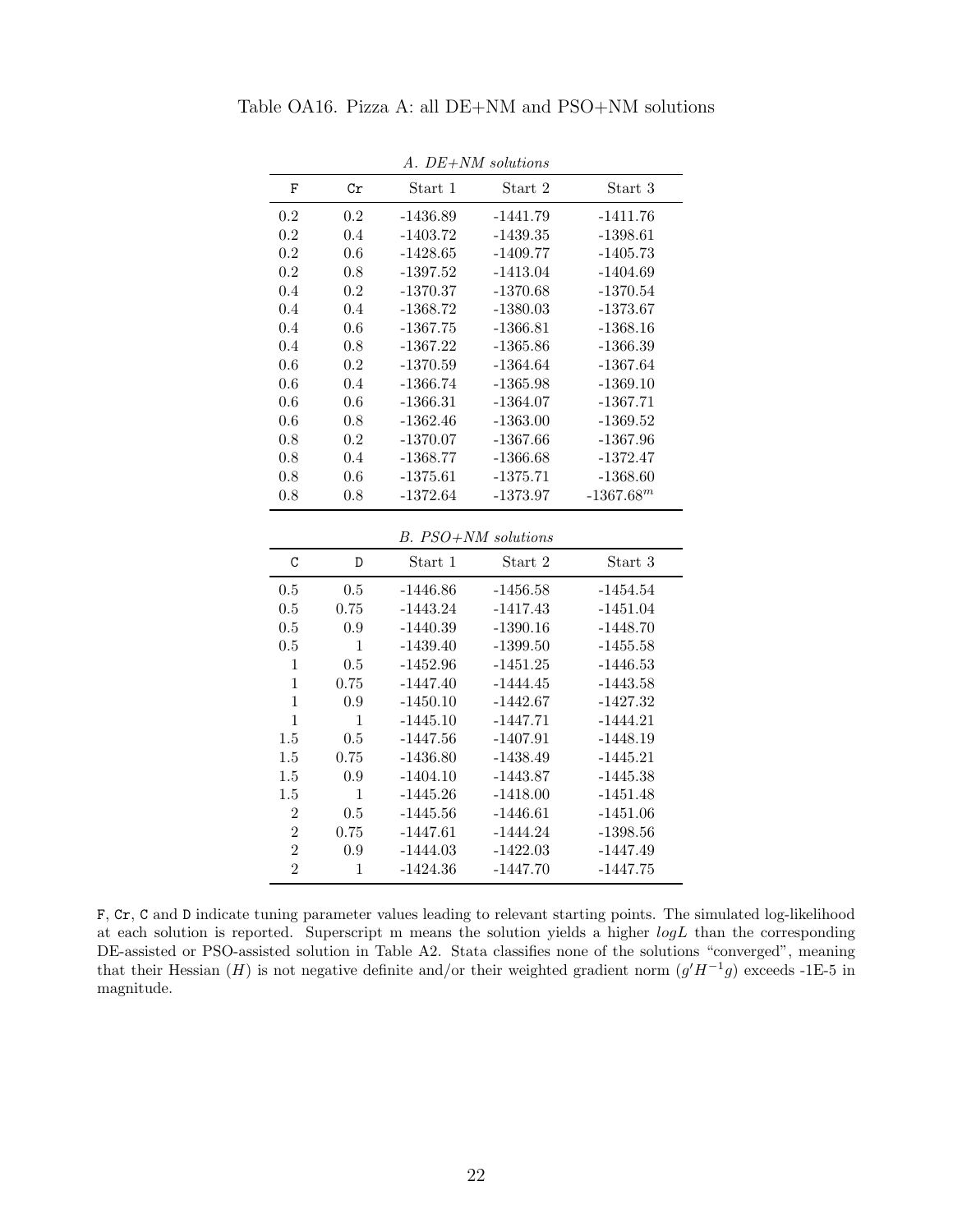Table OA16. Pizza A: all DE+NM and PSO+NM solutions

*A. DE+NM solutions*

| F | Cr | Start 1 | Start 2 | Start 3 |
|---|---|---|---|---|
| 0.2 | 0.2 | -1436.89 | -1441.79 | -1411.76 |
| 0.2 | 0.4 | -1403.72 | -1439.35 | -1398.61 |
| 0.2 | 0.6 | -1428.65 | -1409.77 | -1405.73 |
| 0.2 | 0.8 | -1397.52 | -1413.04 | -1404.69 |
| 0.4 | 0.2 | -1370.37 | -1370.68 | -1370.54 |
| 0.4 | 0.4 | -1368.72 | -1380.03 | -1373.67 |
| 0.4 | 0.6 | -1367.75 | -1366.81 | -1368.16 |
| 0.4 | 0.8 | -1367.22 | -1365.86 | -1366.39 |
| 0.6 | 0.2 | -1370.59 | -1364.64 | -1367.64 |
| 0.6 | 0.4 | -1366.74 | -1365.98 | -1369.10 |
| 0.6 | 0.6 | -1366.31 | -1364.07 | -1367.71 |
| 0.6 | 0.8 | -1362.46 | -1363.00 | -1369.52 |
| 0.8 | 0.2 | -1370.07 | -1367.66 | -1367.96 |
| 0.8 | 0.4 | -1368.77 | -1366.68 | -1372.47 |
| 0.8 | 0.6 | -1375.61 | -1375.71 | -1368.60 |
| 0.8 | 0.8 | -1372.64 | -1373.97 | $-1367.68^{m}$ |

*B. PSO+NM solutions*

| C | D | Start 1 | Start 2 | Start 3 |
|---|---|---|---|---|
| 0.5 | 0.5 | -1446.86 | -1456.58 | -1454.54 |
| 0.5 | 0.75 | -1443.24 | -1417.43 | -1451.04 |
| 0.5 | 0.9 | -1440.39 | -1390.16 | -1448.70 |
| 0.5 | 1 | -1439.40 | -1399.50 | -1455.58 |
| 1 | 0.5 | -1452.96 | -1451.25 | -1446.53 |
| 1 | 0.75 | -1447.40 | -1444.45 | -1443.58 |
| 1 | 0.9 | -1450.10 | -1442.67 | -1427.32 |
| 1 | 1 | -1445.10 | -1447.71 | -1444.21 |
| 1.5 | 0.5 | -1447.56 | -1407.91 | -1448.19 |
| 1.5 | 0.75 | -1436.80 | -1438.49 | -1445.21 |
| 1.5 | 0.9 | -1404.10 | -1443.87 | -1445.38 |
| 1.5 | 1 | -1445.26 | -1418.00 | -1451.48 |
| 2 | 0.5 | -1445.56 | -1446.61 | -1451.06 |
| 2 | 0.75 | -1447.61 | -1444.24 | -1398.56 |
| 2 | 0.9 | -1444.03 | -1422.03 | -1447.49 |
| 2 | 1 | -1424.36 | -1447.70 | -1447.75 |

F, Cr, C and D indicate tuning parameter values leading to relevant starting points. The simulated log-likelihood at each solution is reported. Superscript m means the solution yields a higher $logL$ than the corresponding DE-assisted or PSO-assisted solution in Table A2. Stata classifies none of the solutions "converged", meaning that their Hessian ($H$) is not negative definite and/or their weighted gradient norm ($g'H^{-1}g$) exceeds -1E-5 in magnitude.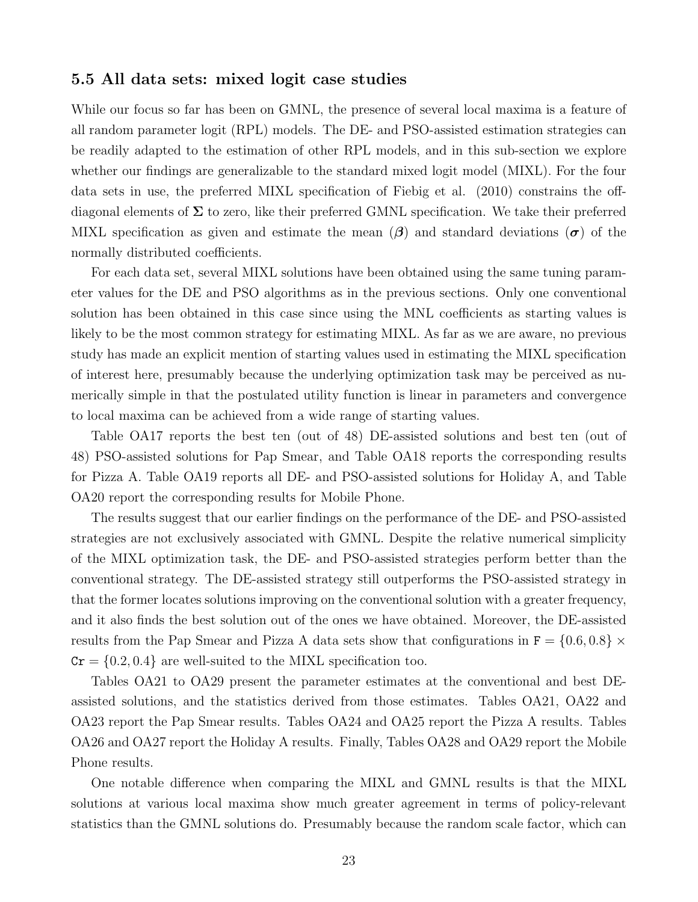### 5.5 All data sets: mixed logit case studies

While our focus so far has been on GMNL, the presence of several local maxima is a feature of all random parameter logit (RPL) models. The DE- and PSO-assisted estimation strategies can be readily adapted to the estimation of other RPL models, and in this sub-section we explore whether our findings are generalizable to the standard mixed logit model (MIXL). For the four data sets in use, the preferred MIXL specification of Fiebig et al. (2010) constrains the off-diagonal elements of $\mathbf{\Sigma}$ to zero, like their preferred GMNL specification. We take their preferred MIXL specification as given and estimate the mean ($\boldsymbol{\beta}$) and standard deviations ($\boldsymbol{\sigma}$) of the normally distributed coefficients.

For each data set, several MIXL solutions have been obtained using the same tuning parameter values for the DE and PSO algorithms as in the previous sections. Only one conventional solution has been obtained in this case since using the MNL coefficients as starting values is likely to be the most common strategy for estimating MIXL. As far as we are aware, no previous study has made an explicit mention of starting values used in estimating the MIXL specification of interest here, presumably because the underlying optimization task may be perceived as numerically simple in that the postulated utility function is linear in parameters and convergence to local maxima can be achieved from a wide range of starting values.

Table OA17 reports the best ten (out of 48) DE-assisted solutions and best ten (out of 48) PSO-assisted solutions for Pap Smear, and Table OA18 reports the corresponding results for Pizza A. Table OA19 reports all DE- and PSO-assisted solutions for Holiday A, and Table OA20 report the corresponding results for Mobile Phone.

The results suggest that our earlier findings on the performance of the DE- and PSO-assisted strategies are not exclusively associated with GMNL. Despite the relative numerical simplicity of the MIXL optimization task, the DE- and PSO-assisted strategies perform better than the conventional strategy. The DE-assisted strategy still outperforms the PSO-assisted strategy in that the former locates solutions improving on the conventional solution with a greater frequency, and it also finds the best solution out of the ones we have obtained. Moreover, the DE-assisted results from the Pap Smear and Pizza A data sets show that configurations in $\texttt{F} = \{0.6, 0.8\} \times \texttt{Cr} = \{0.2, 0.4\}$ are well-suited to the MIXL specification too.

Tables OA21 to OA29 present the parameter estimates at the conventional and best DE-assisted solutions, and the statistics derived from those estimates. Tables OA21, OA22 and OA23 report the Pap Smear results. Tables OA24 and OA25 report the Pizza A results. Tables OA26 and OA27 report the Holiday A results. Finally, Tables OA28 and OA29 report the Mobile Phone results.

One notable difference when comparing the MIXL and GMNL results is that the MIXL solutions at various local maxima show much greater agreement in terms of policy-relevant statistics than the GMNL solutions do. Presumably because the random scale factor, which can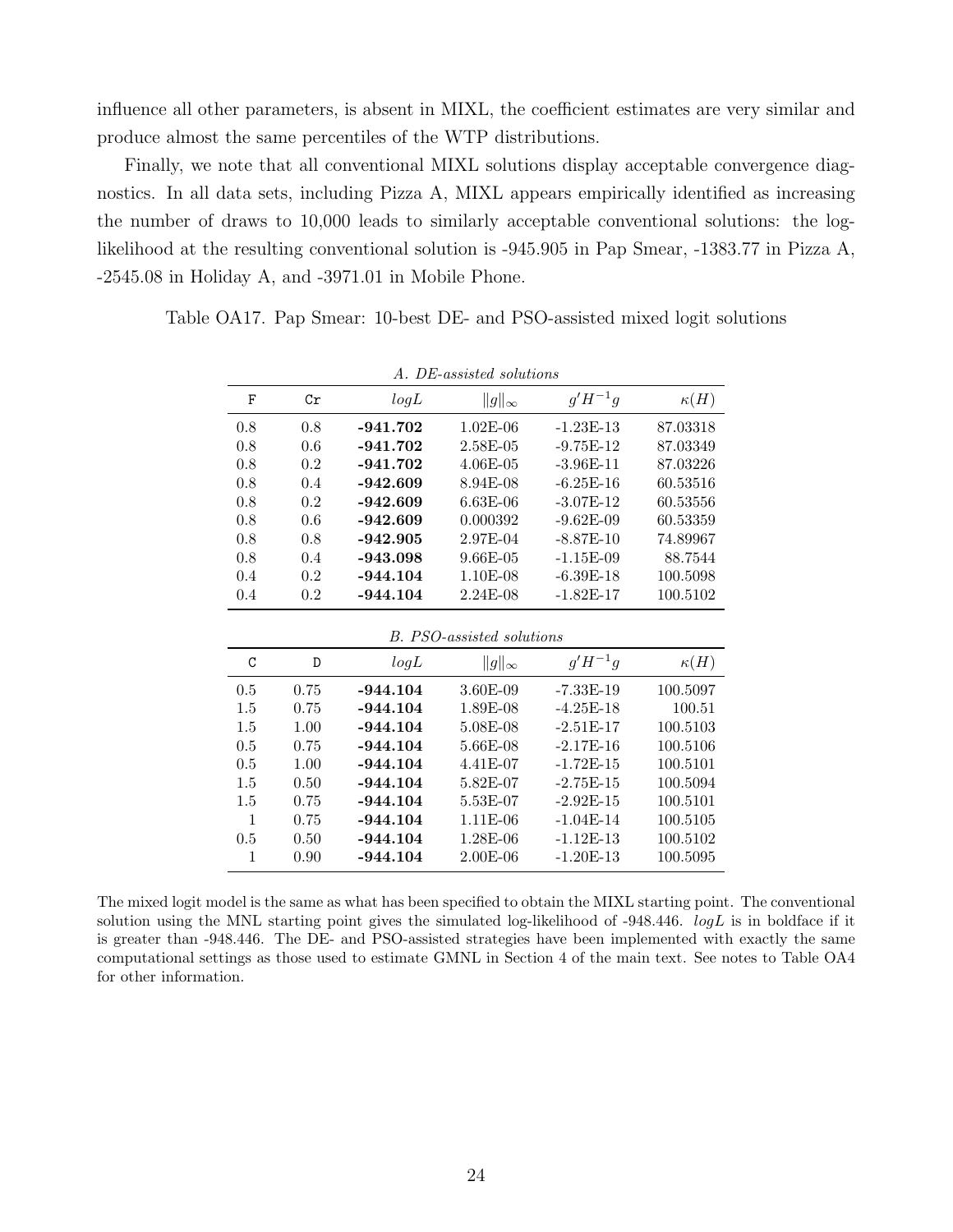influence all other parameters, is absent in MIXL, the coefficient estimates are very similar and produce almost the same percentiles of the WTP distributions.

Finally, we note that all conventional MIXL solutions display acceptable convergence diagnostics. In all data sets, including Pizza A, MIXL appears empirically identified as increasing the number of draws to 10,000 leads to similarly acceptable conventional solutions: the log-likelihood at the resulting conventional solution is -945.905 in Pap Smear, -1383.77 in Pizza A, -2545.08 in Holiday A, and -3971.01 in Mobile Phone.

Table OA17. Pap Smear: 10-best DE- and PSO-assisted mixed logit solutions

*A. DE-assisted solutions*

| F | Cr | $logL$ | $\|g\|_\infty$ | $g'H^{-1}g$ | $\kappa(H)$ |
|---|---|---|---|---|---|
| 0.8 | 0.8 | **-941.702** | 1.02E-06 | -1.23E-13 | 87.03318 |
| 0.8 | 0.6 | **-941.702** | 2.58E-05 | -9.75E-12 | 87.03349 |
| 0.8 | 0.2 | **-941.702** | 4.06E-05 | -3.96E-11 | 87.03226 |
| 0.8 | 0.4 | **-942.609** | 8.94E-08 | -6.25E-16 | 60.53516 |
| 0.8 | 0.2 | **-942.609** | 6.63E-06 | -3.07E-12 | 60.53556 |
| 0.8 | 0.6 | **-942.609** | 0.000392 | -9.62E-09 | 60.53359 |
| 0.8 | 0.8 | **-942.905** | 2.97E-04 | -8.87E-10 | 74.89967 |
| 0.8 | 0.4 | **-943.098** | 9.66E-05 | -1.15E-09 | 88.7544 |
| 0.4 | 0.2 | **-944.104** | 1.10E-08 | -6.39E-18 | 100.5098 |
| 0.4 | 0.2 | **-944.104** | 2.24E-08 | -1.82E-17 | 100.5102 |

*B. PSO-assisted solutions*

| C | D | $logL$ | $\|g\|_\infty$ | $g'H^{-1}g$ | $\kappa(H)$ |
|---|---|---|---|---|---|
| 0.5 | 0.75 | **-944.104** | 3.60E-09 | -7.33E-19 | 100.5097 |
| 1.5 | 0.75 | **-944.104** | 1.89E-08 | -4.25E-18 | 100.51 |
| 1.5 | 1.00 | **-944.104** | 5.08E-08 | -2.51E-17 | 100.5103 |
| 0.5 | 0.75 | **-944.104** | 5.66E-08 | -2.17E-16 | 100.5106 |
| 0.5 | 1.00 | **-944.104** | 4.41E-07 | -1.72E-15 | 100.5101 |
| 1.5 | 0.50 | **-944.104** | 5.82E-07 | -2.75E-15 | 100.5094 |
| 1.5 | 0.75 | **-944.104** | 5.53E-07 | -2.92E-15 | 100.5101 |
| 1 | 0.75 | **-944.104** | 1.11E-06 | -1.04E-14 | 100.5105 |
| 0.5 | 0.50 | **-944.104** | 1.28E-06 | -1.12E-13 | 100.5102 |
| 1 | 0.90 | **-944.104** | 2.00E-06 | -1.20E-13 | 100.5095 |

The mixed logit model is the same as what has been specified to obtain the MIXL starting point. The conventional solution using the MNL starting point gives the simulated log-likelihood of -948.446. $logL$ is in boldface if it is greater than -948.446. The DE- and PSO-assisted strategies have been implemented with exactly the same computational settings as those used to estimate GMNL in Section 4 of the main text. See notes to Table OA4 for other information.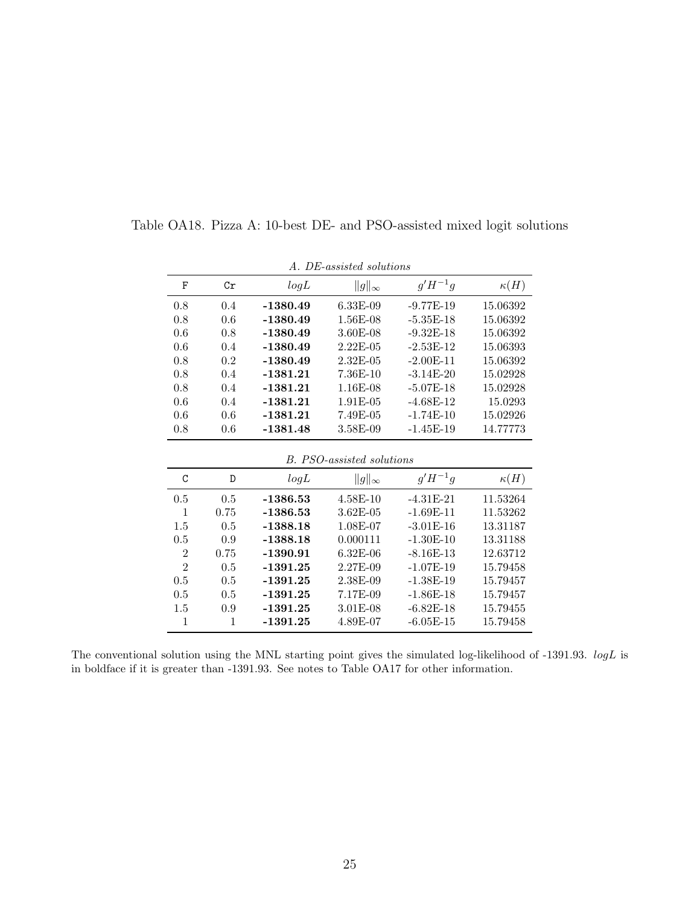Table OA18. Pizza A: 10-best DE- and PSO-assisted mixed logit solutions

*A. DE-assisted solutions*

| F | Cr | $logL$ | $\|g\|_\infty$ | $g'H^{-1}g$ | $\kappa(H)$ |
|---|---|---|---|---|---|
| 0.8 | 0.4 | **-1380.49** | 6.33E-09 | -9.77E-19 | 15.06392 |
| 0.8 | 0.6 | **-1380.49** | 1.56E-08 | -5.35E-18 | 15.06392 |
| 0.6 | 0.8 | **-1380.49** | 3.60E-08 | -9.32E-18 | 15.06392 |
| 0.6 | 0.4 | **-1380.49** | 2.22E-05 | -2.53E-12 | 15.06393 |
| 0.8 | 0.2 | **-1380.49** | 2.32E-05 | -2.00E-11 | 15.06392 |
| 0.8 | 0.4 | **-1381.21** | 7.36E-10 | -3.14E-20 | 15.02928 |
| 0.8 | 0.4 | **-1381.21** | 1.16E-08 | -5.07E-18 | 15.02928 |
| 0.6 | 0.4 | **-1381.21** | 1.91E-05 | -4.68E-12 | 15.0293 |
| 0.6 | 0.6 | **-1381.21** | 7.49E-05 | -1.74E-10 | 15.02926 |
| 0.8 | 0.6 | **-1381.48** | 3.58E-09 | -1.45E-19 | 14.77773 |

*B. PSO-assisted solutions*

| C | D | $logL$ | $\|g\|_\infty$ | $g'H^{-1}g$ | $\kappa(H)$ |
|---|---|---|---|---|---|
| 0.5 | 0.5 | **-1386.53** | 4.58E-10 | -4.31E-21 | 11.53264 |
| 1 | 0.75 | **-1386.53** | 3.62E-05 | -1.69E-11 | 11.53262 |
| 1.5 | 0.5 | **-1388.18** | 1.08E-07 | -3.01E-16 | 13.31187 |
| 0.5 | 0.9 | **-1388.18** | 0.000111 | -1.30E-10 | 13.31188 |
| 2 | 0.75 | **-1390.91** | 6.32E-06 | -8.16E-13 | 12.63712 |
| 2 | 0.5 | **-1391.25** | 2.27E-09 | -1.07E-19 | 15.79458 |
| 0.5 | 0.5 | **-1391.25** | 2.38E-09 | -1.38E-19 | 15.79457 |
| 0.5 | 0.5 | **-1391.25** | 7.17E-09 | -1.86E-18 | 15.79457 |
| 1.5 | 0.9 | **-1391.25** | 3.01E-08 | -6.82E-18 | 15.79455 |
| 1 | 1 | **-1391.25** | 4.89E-07 | -6.05E-15 | 15.79458 |

The conventional solution using the MNL starting point gives the simulated log-likelihood of -1391.93. $logL$ is in boldface if it is greater than -1391.93. See notes to Table OA17 for other information.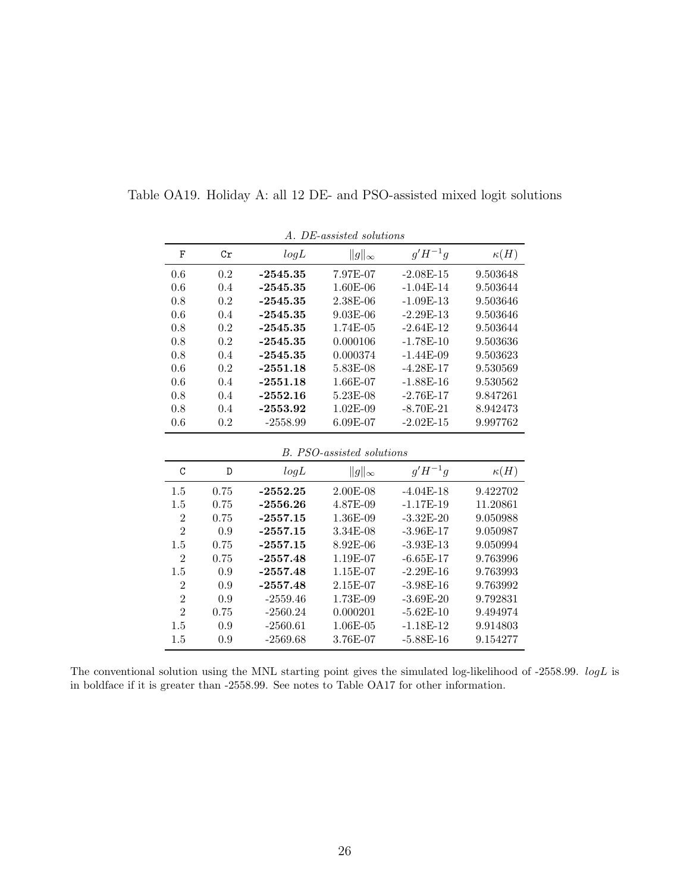Table OA19. Holiday A: all 12 DE- and PSO-assisted mixed logit solutions

*A. DE-assisted solutions*

| F | Cr | $logL$ | $\|g\|_\infty$ | $g'H^{-1}g$ | $\kappa(H)$ |
|---|---|---|---|---|---|
| 0.6 | 0.2 | **-2545.35** | 7.97E-07 | -2.08E-15 | 9.503648 |
| 0.6 | 0.4 | **-2545.35** | 1.60E-06 | -1.04E-14 | 9.503644 |
| 0.8 | 0.2 | **-2545.35** | 2.38E-06 | -1.09E-13 | 9.503646 |
| 0.6 | 0.4 | **-2545.35** | 9.03E-06 | -2.29E-13 | 9.503646 |
| 0.8 | 0.2 | **-2545.35** | 1.74E-05 | -2.64E-12 | 9.503644 |
| 0.8 | 0.2 | **-2545.35** | 0.000106 | -1.78E-10 | 9.503636 |
| 0.8 | 0.4 | **-2545.35** | 0.000374 | -1.44E-09 | 9.503623 |
| 0.6 | 0.2 | **-2551.18** | 5.83E-08 | -4.28E-17 | 9.530569 |
| 0.6 | 0.4 | **-2551.18** | 1.66E-07 | -1.88E-16 | 9.530562 |
| 0.8 | 0.4 | **-2552.16** | 5.23E-08 | -2.76E-17 | 9.847261 |
| 0.8 | 0.4 | **-2553.92** | 1.02E-09 | -8.70E-21 | 8.942473 |
| 0.6 | 0.2 | -2558.99 | 6.09E-07 | -2.02E-15 | 9.997762 |

*B. PSO-assisted solutions*

| C | D | $logL$ | $\|g\|_\infty$ | $g'H^{-1}g$ | $\kappa(H)$ |
|---|---|---|---|---|---|
| 1.5 | 0.75 | **-2552.25** | 2.00E-08 | -4.04E-18 | 9.422702 |
| 1.5 | 0.75 | **-2556.26** | 4.87E-09 | -1.17E-19 | 11.20861 |
| 2 | 0.75 | **-2557.15** | 1.36E-09 | -3.32E-20 | 9.050988 |
| 2 | 0.9 | **-2557.15** | 3.34E-08 | -3.96E-17 | 9.050987 |
| 1.5 | 0.75 | **-2557.15** | 8.92E-06 | -3.93E-13 | 9.050994 |
| 2 | 0.75 | **-2557.48** | 1.19E-07 | -6.65E-17 | 9.763996 |
| 1.5 | 0.9 | **-2557.48** | 1.15E-07 | -2.29E-16 | 9.763993 |
| 2 | 0.9 | **-2557.48** | 2.15E-07 | -3.98E-16 | 9.763992 |
| 2 | 0.9 | -2559.46 | 1.73E-09 | -3.69E-20 | 9.792831 |
| 2 | 0.75 | -2560.24 | 0.000201 | -5.62E-10 | 9.494974 |
| 1.5 | 0.9 | -2560.61 | 1.06E-05 | -1.18E-12 | 9.914803 |
| 1.5 | 0.9 | -2569.68 | 3.76E-07 | -5.88E-16 | 9.154277 |

The conventional solution using the MNL starting point gives the simulated log-likelihood of -2558.99. $logL$ is in boldface if it is greater than -2558.99. See notes to Table OA17 for other information.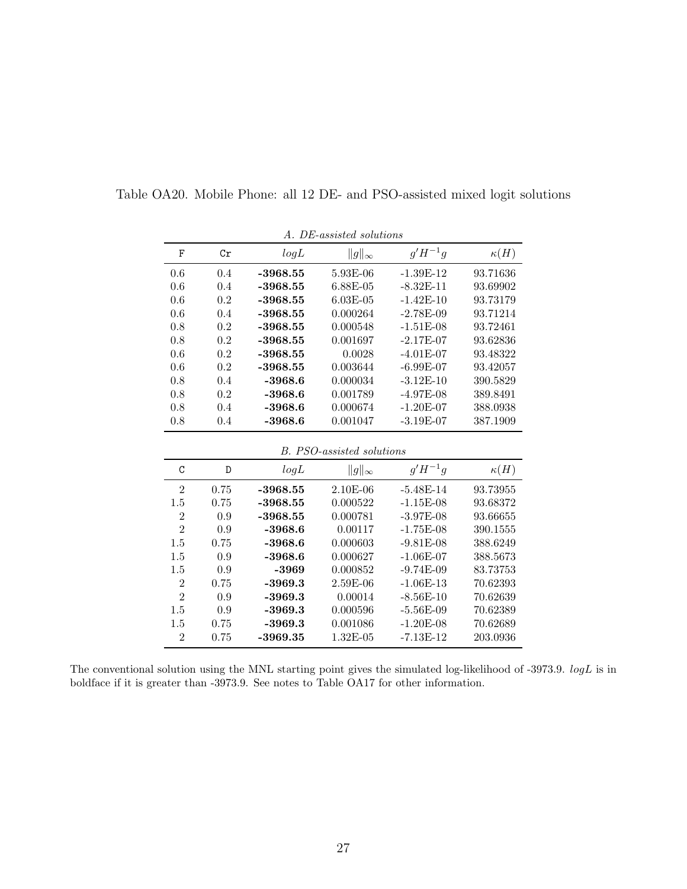Table OA20. Mobile Phone: all 12 DE- and PSO-assisted mixed logit solutions

*A. DE-assisted solutions*

| F | Cr | $logL$ | $\|g\|_\infty$ | $g'H^{-1}g$ | $\kappa(H)$ |
|---|---|---|---|---|---|
| 0.6 | 0.4 | **-3968.55** | 5.93E-06 | -1.39E-12 | 93.71636 |
| 0.6 | 0.4 | **-3968.55** | 6.88E-05 | -8.32E-11 | 93.69902 |
| 0.6 | 0.2 | **-3968.55** | 6.03E-05 | -1.42E-10 | 93.73179 |
| 0.6 | 0.4 | **-3968.55** | 0.000264 | -2.78E-09 | 93.71214 |
| 0.8 | 0.2 | **-3968.55** | 0.000548 | -1.51E-08 | 93.72461 |
| 0.8 | 0.2 | **-3968.55** | 0.001697 | -2.17E-07 | 93.62836 |
| 0.6 | 0.2 | **-3968.55** | 0.0028 | -4.01E-07 | 93.48322 |
| 0.6 | 0.2 | **-3968.55** | 0.003644 | -6.99E-07 | 93.42057 |
| 0.8 | 0.4 | **-3968.6** | 0.000034 | -3.12E-10 | 390.5829 |
| 0.8 | 0.2 | **-3968.6** | 0.001789 | -4.97E-08 | 389.8491 |
| 0.8 | 0.4 | **-3968.6** | 0.000674 | -1.20E-07 | 388.0938 |
| 0.8 | 0.4 | **-3968.6** | 0.001047 | -3.19E-07 | 387.1909 |

*B. PSO-assisted solutions*

| C | D | $logL$ | $\|g\|_\infty$ | $g'H^{-1}g$ | $\kappa(H)$ |
|---|---|---|---|---|---|
| 2 | 0.75 | **-3968.55** | 2.10E-06 | -5.48E-14 | 93.73955 |
| 1.5 | 0.75 | **-3968.55** | 0.000522 | -1.15E-08 | 93.68372 |
| 2 | 0.9 | **-3968.55** | 0.000781 | -3.97E-08 | 93.66655 |
| 2 | 0.9 | **-3968.6** | 0.00117 | -1.75E-08 | 390.1555 |
| 1.5 | 0.75 | **-3968.6** | 0.000603 | -9.81E-08 | 388.6249 |
| 1.5 | 0.9 | **-3968.6** | 0.000627 | -1.06E-07 | 388.5673 |
| 1.5 | 0.9 | **-3969** | 0.000852 | -9.74E-09 | 83.73753 |
| 2 | 0.75 | **-3969.3** | 2.59E-06 | -1.06E-13 | 70.62393 |
| 2 | 0.9 | **-3969.3** | 0.00014 | -8.56E-10 | 70.62639 |
| 1.5 | 0.9 | **-3969.3** | 0.000596 | -5.56E-09 | 70.62389 |
| 1.5 | 0.75 | **-3969.3** | 0.001086 | -1.20E-08 | 70.62689 |
| 2 | 0.75 | **-3969.35** | 1.32E-05 | -7.13E-12 | 203.0936 |

The conventional solution using the MNL starting point gives the simulated log-likelihood of -3973.9. $logL$ is in boldface if it is greater than -3973.9. See notes to Table OA17 for other information.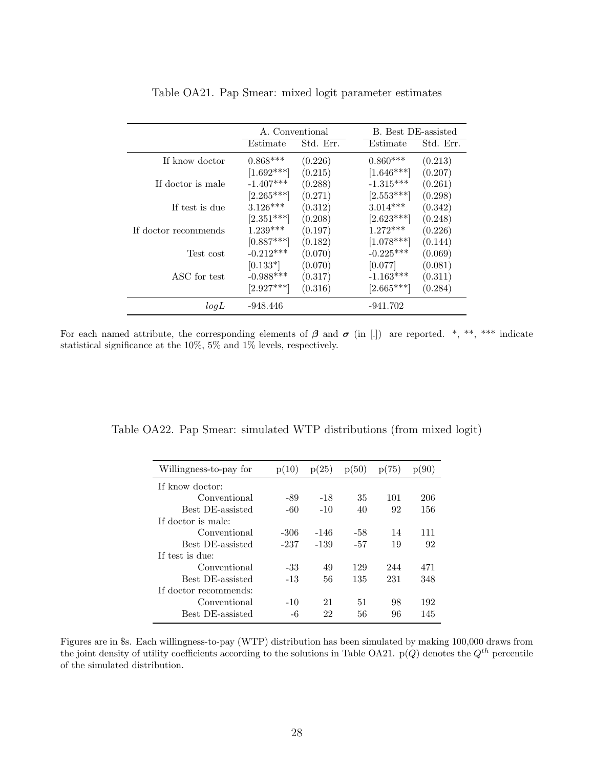Table OA21. Pap Smear: mixed logit parameter estimates

| | A. Conventional | | B. Best DE-assisted | |
|---|---|---|---|---|
| | Estimate | Std. Err. | Estimate | Std. Err. |
| If know doctor | 0.868*** | (0.226) | 0.860*** | (0.213) |
| | [1.692***] | (0.215) | [1.646***] | (0.207) |
| If doctor is male | -1.407*** | (0.288) | -1.315*** | (0.261) |
| | [2.265***] | (0.271) | [2.553***] | (0.298) |
| If test is due | 3.126*** | (0.312) | 3.014*** | (0.342) |
| | [2.351***] | (0.208) | [2.623***] | (0.248) |
| If doctor recommends | 1.239*** | (0.197) | 1.272*** | (0.226) |
| | [0.887***] | (0.182) | [1.078***] | (0.144) |
| Test cost | -0.212*** | (0.070) | -0.225*** | (0.069) |
| | [0.133*] | (0.070) | [0.077] | (0.081) |
| ASC for test | -0.988*** | (0.317) | -1.163*** | (0.311) |
| | [2.927***] | (0.316) | [2.665***] | (0.284) |
| *logL* | -948.446 | | -941.702 | |

For each named attribute, the corresponding elements of $\boldsymbol{\beta}$ and $\boldsymbol{\sigma}$ (in [.]) are reported. *, **, *** indicate statistical significance at the 10%, 5% and 1% levels, respectively.

Table OA22. Pap Smear: simulated WTP distributions (from mixed logit)

| Willingness-to-pay for | p(10) | p(25) | p(50) | p(75) | p(90) |
|---|---|---|---|---|---|
| If know doctor: | | | | | |
| Conventional | -89 | -18 | 35 | 101 | 206 |
| Best DE-assisted | -60 | -10 | 40 | 92 | 156 |
| If doctor is male: | | | | | |
| Conventional | -306 | -146 | -58 | 14 | 111 |
| Best DE-assisted | -237 | -139 | -57 | 19 | 92 |
| If test is due: | | | | | |
| Conventional | -33 | 49 | 129 | 244 | 471 |
| Best DE-assisted | -13 | 56 | 135 | 231 | 348 |
| If doctor recommends: | | | | | |
| Conventional | -10 | 21 | 51 | 98 | 192 |
| Best DE-assisted | -6 | 22 | 56 | 96 | 145 |

Figures are in $s. Each willingness-to-pay (WTP) distribution has been simulated by making 100,000 draws from the joint density of utility coefficients according to the solutions in Table OA21. p($Q$) denotes the $Q^{th}$ percentile of the simulated distribution.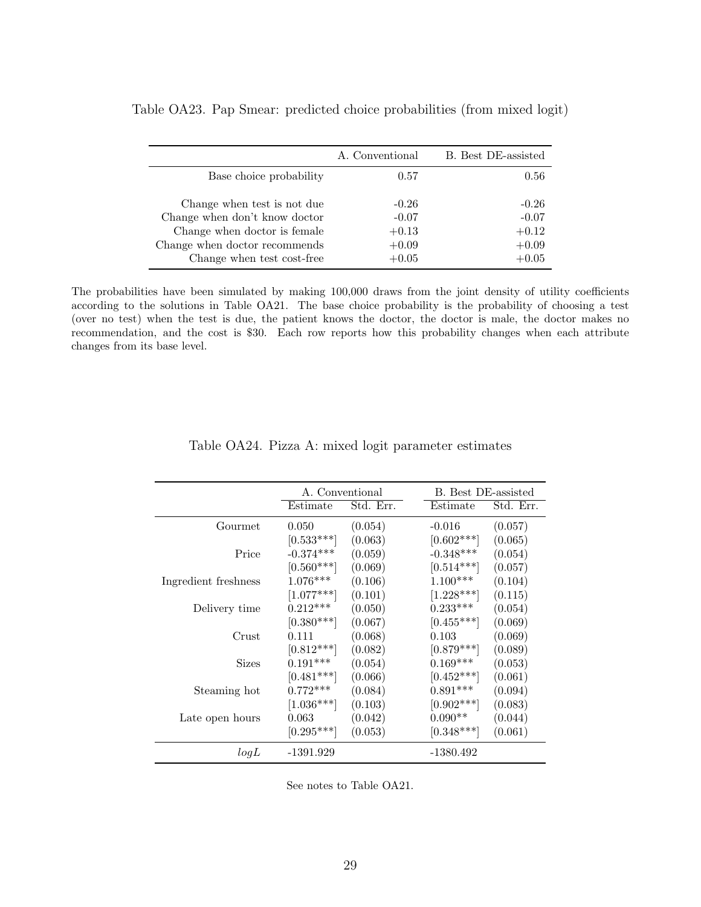Table OA23. Pap Smear: predicted choice probabilities (from mixed logit)

| | A. Conventional | B. Best DE-assisted |
|---|---|---|
| Base choice probability | 0.57 | 0.56 |
| Change when test is not due | -0.26 | -0.26 |
| Change when don't know doctor | -0.07 | -0.07 |
| Change when doctor is female | +0.13 | +0.12 |
| Change when doctor recommends | +0.09 | +0.09 |
| Change when test cost-free | +0.05 | +0.05 |

The probabilities have been simulated by making 100,000 draws from the joint density of utility coefficients according to the solutions in Table OA21. The base choice probability is the probability of choosing a test (over no test) when the test is due, the patient knows the doctor, the doctor is male, the doctor makes no recommendation, and the cost is $30. Each row reports how this probability changes when each attribute changes from its base level.

Table OA24. Pizza A: mixed logit parameter estimates

| | A. Conventional | | B. Best DE-assisted | |
|---|---|---|---|---|
| | Estimate | Std. Err. | Estimate | Std. Err. |
| Gourmet | 0.050 | (0.054) | -0.016 | (0.057) |
| | [0.533***] | (0.063) | [0.602***] | (0.065) |
| Price | -0.374*** | (0.059) | -0.348*** | (0.054) |
| | [0.560***] | (0.069) | [0.514***] | (0.057) |
| Ingredient freshness | 1.076*** | (0.106) | 1.100*** | (0.104) |
| | [1.077***] | (0.101) | [1.228***] | (0.115) |
| Delivery time | 0.212*** | (0.050) | 0.233*** | (0.054) |
| | [0.380***] | (0.067) | [0.455***] | (0.069) |
| Crust | 0.111 | (0.068) | 0.103 | (0.069) |
| | [0.812***] | (0.082) | [0.879***] | (0.089) |
| Sizes | 0.191*** | (0.054) | 0.169*** | (0.053) |
| | [0.481***] | (0.066) | [0.452***] | (0.061) |
| Steaming hot | 0.772*** | (0.084) | 0.891*** | (0.094) |
| | [1.036***] | (0.103) | [0.902***] | (0.083) |
| Late open hours | 0.063 | (0.042) | 0.090** | (0.044) |
| | [0.295***] | (0.053) | [0.348***] | (0.061) |
| *logL* | -1391.929 | | -1380.492 | |

See notes to Table OA21.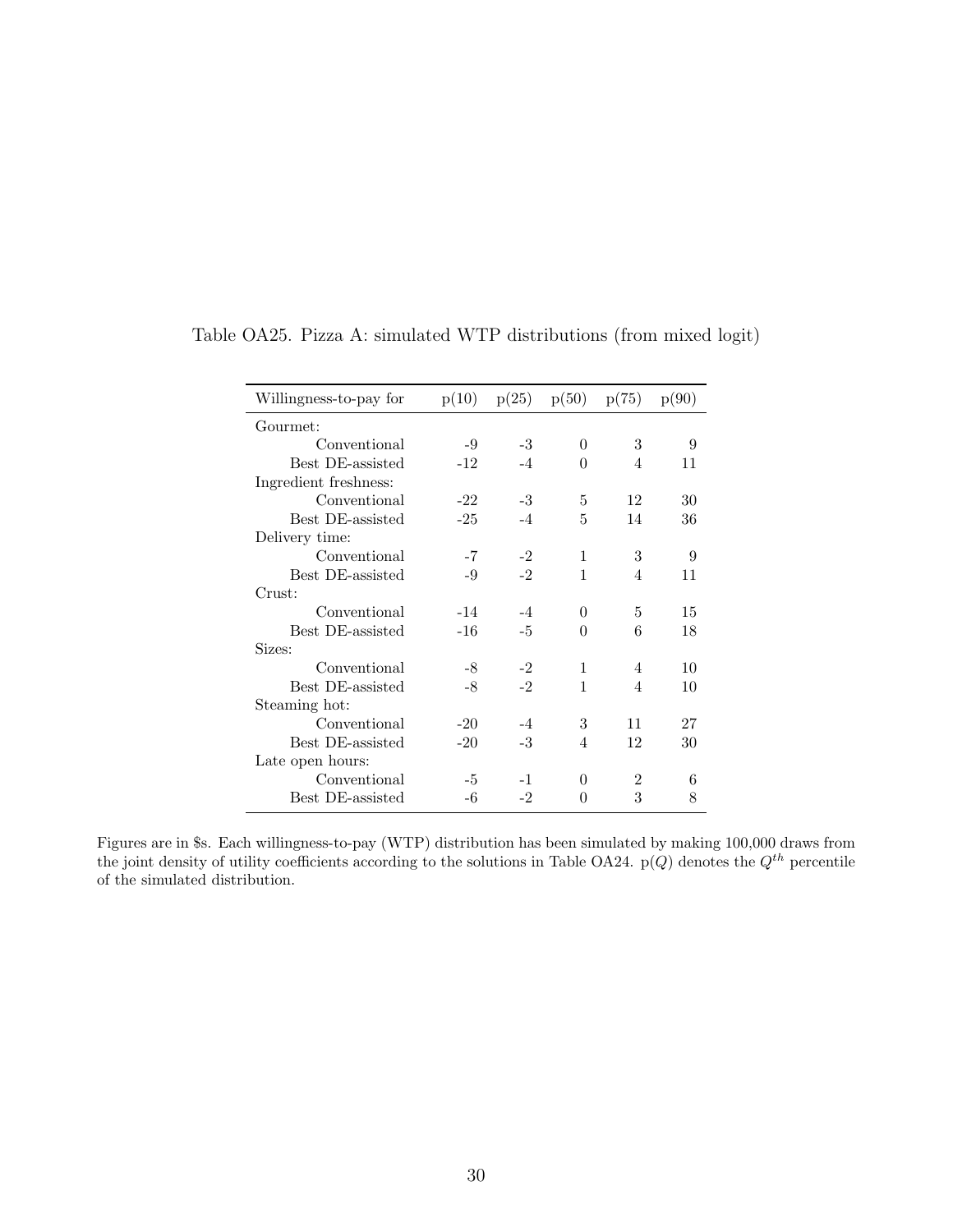Table OA25. Pizza A: simulated WTP distributions (from mixed logit)

| Willingness-to-pay for | p(10) | p(25) | p(50) | p(75) | p(90) |
|---|---|---|---|---|---|
| Gourmet: | | | | | |
| Conventional | -9 | -3 | 0 | 3 | 9 |
| Best DE-assisted | -12 | -4 | 0 | 4 | 11 |
| Ingredient freshness: | | | | | |
| Conventional | -22 | -3 | 5 | 12 | 30 |
| Best DE-assisted | -25 | -4 | 5 | 14 | 36 |
| Delivery time: | | | | | |
| Conventional | -7 | -2 | 1 | 3 | 9 |
| Best DE-assisted | -9 | -2 | 1 | 4 | 11 |
| Crust: | | | | | |
| Conventional | -14 | -4 | 0 | 5 | 15 |
| Best DE-assisted | -16 | -5 | 0 | 6 | 18 |
| Sizes: | | | | | |
| Conventional | -8 | -2 | 1 | 4 | 10 |
| Best DE-assisted | -8 | -2 | 1 | 4 | 10 |
| Steaming hot: | | | | | |
| Conventional | -20 | -4 | 3 | 11 | 27 |
| Best DE-assisted | -20 | -3 | 4 | 12 | 30 |
| Late open hours: | | | | | |
| Conventional | -5 | -1 | 0 | 2 | 6 |
| Best DE-assisted | -6 | -2 | 0 | 3 | 8 |

Figures are in $s. Each willingness-to-pay (WTP) distribution has been simulated by making 100,000 draws from the joint density of utility coefficients according to the solutions in Table OA24. p($Q$) denotes the $Q^{th}$ percentile of the simulated distribution.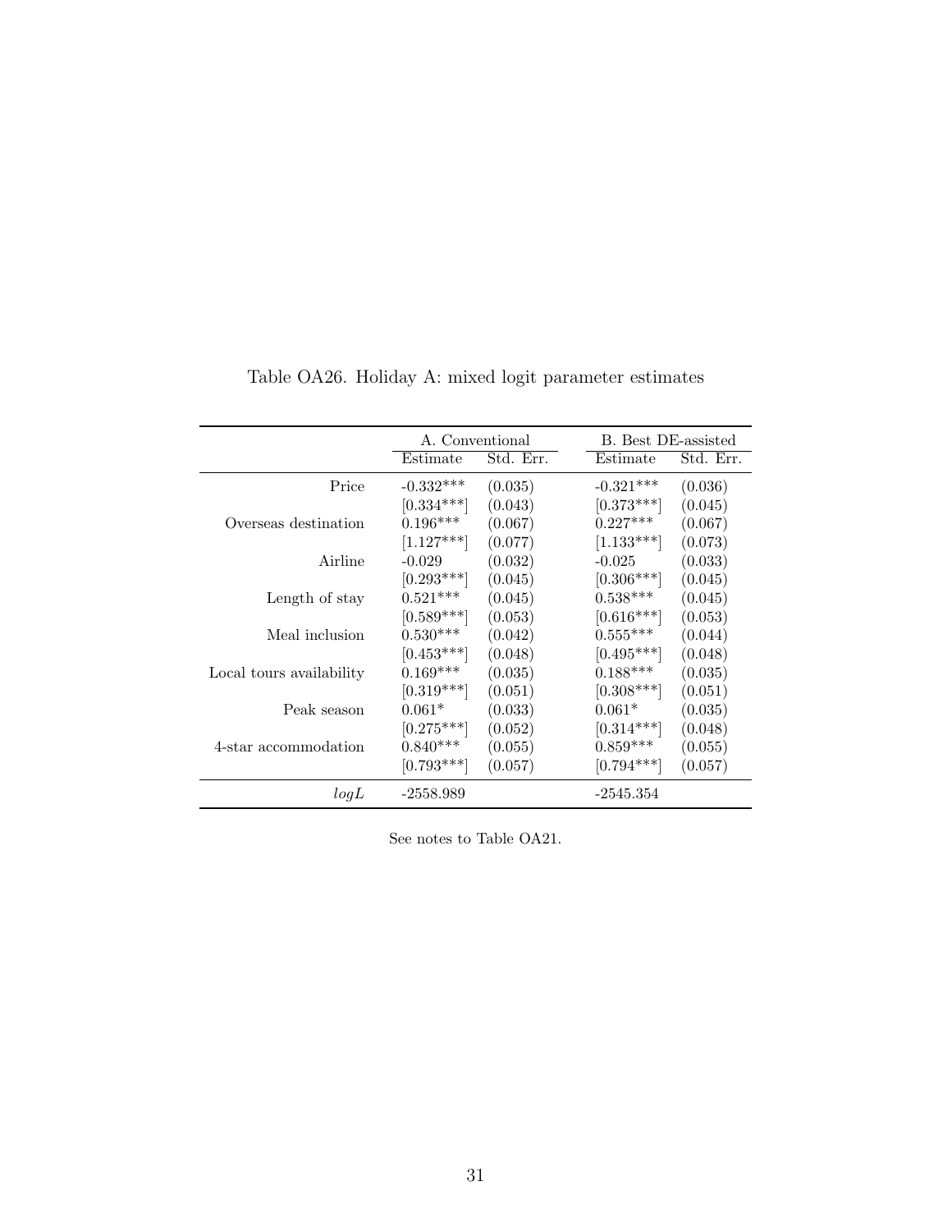Table OA26. Holiday A: mixed logit parameter estimates

| | A. Conventional | | B. Best DE-assisted | |
|---|---|---|---|---|
| | Estimate | Std. Err. | Estimate | Std. Err. |
| Price | -0.332*** | (0.035) | -0.321*** | (0.036) |
| | [0.334***] | (0.043) | [0.373***] | (0.045) |
| Overseas destination | 0.196*** | (0.067) | 0.227*** | (0.067) |
| | [1.127***] | (0.077) | [1.133***] | (0.073) |
| Airline | -0.029 | (0.032) | -0.025 | (0.033) |
| | [0.293***] | (0.045) | [0.306***] | (0.045) |
| Length of stay | 0.521*** | (0.045) | 0.538*** | (0.045) |
| | [0.589***] | (0.053) | [0.616***] | (0.053) |
| Meal inclusion | 0.530*** | (0.042) | 0.555*** | (0.044) |
| | [0.453***] | (0.048) | [0.495***] | (0.048) |
| Local tours availability | 0.169*** | (0.035) | 0.188*** | (0.035) |
| | [0.319***] | (0.051) | [0.308***] | (0.051) |
| Peak season | 0.061* | (0.033) | 0.061* | (0.035) |
| | [0.275***] | (0.052) | [0.314***] | (0.048) |
| 4-star accommodation | 0.840*** | (0.055) | 0.859*** | (0.055) |
| | [0.793***] | (0.057) | [0.794***] | (0.057) |
| *logL* | -2558.989 | | -2545.354 | |

See notes to Table OA21.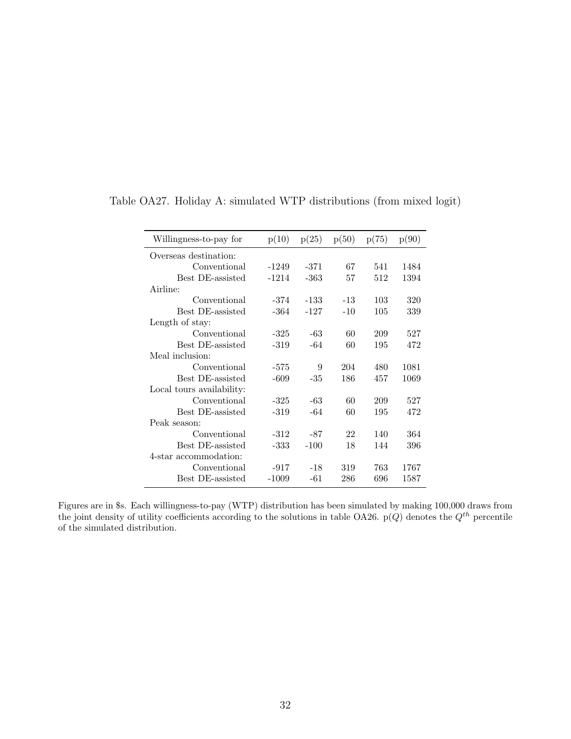Table OA27. Holiday A: simulated WTP distributions (from mixed logit)

| Willingness-to-pay for | p(10) | p(25) | p(50) | p(75) | p(90) |
|---|---|---|---|---|---|
| Overseas destination: | | | | | |
| Conventional | -1249 | -371 | 67 | 541 | 1484 |
| Best DE-assisted | -1214 | -363 | 57 | 512 | 1394 |
| Airline: | | | | | |
| Conventional | -374 | -133 | -13 | 103 | 320 |
| Best DE-assisted | -364 | -127 | -10 | 105 | 339 |
| Length of stay: | | | | | |
| Conventional | -325 | -63 | 60 | 209 | 527 |
| Best DE-assisted | -319 | -64 | 60 | 195 | 472 |
| Meal inclusion: | | | | | |
| Conventional | -575 | 9 | 204 | 480 | 1081 |
| Best DE-assisted | -609 | -35 | 186 | 457 | 1069 |
| Local tours availability: | | | | | |
| Conventional | -325 | -63 | 60 | 209 | 527 |
| Best DE-assisted | -319 | -64 | 60 | 195 | 472 |
| Peak season: | | | | | |
| Conventional | -312 | -87 | 22 | 140 | 364 |
| Best DE-assisted | -333 | -100 | 18 | 144 | 396 |
| 4-star accommodation: | | | | | |
| Conventional | -917 | -18 | 319 | 763 | 1767 |
| Best DE-assisted | -1009 | -61 | 286 | 696 | 1587 |

Figures are in \$s. Each willingness-to-pay (WTP) distribution has been simulated by making 100,000 draws from the joint density of utility coefficients according to the solutions in table OA26. p($Q$) denotes the $Q^{th}$ percentile of the simulated distribution.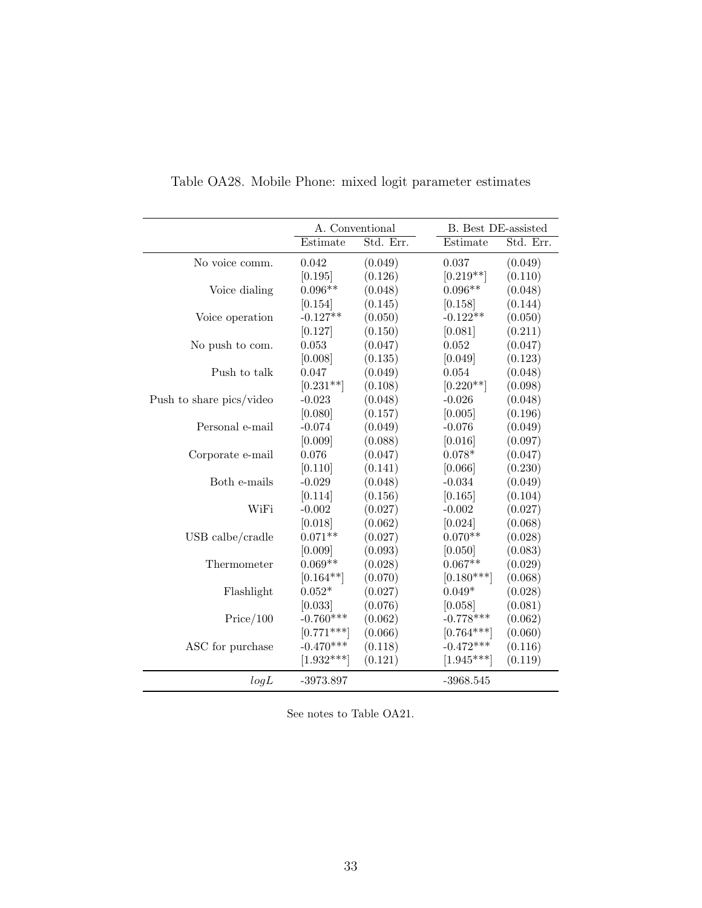Table OA28. Mobile Phone: mixed logit parameter estimates

| | A. Conventional | | B. Best DE-assisted | |
|---|---|---|---|---|
| | Estimate | Std. Err. | Estimate | Std. Err. |
| No voice comm. | 0.042 | (0.049) | 0.037 | (0.049) |
| | [0.195] | (0.126) | [0.219**] | (0.110) |
| Voice dialing | 0.096** | (0.048) | 0.096** | (0.048) |
| | [0.154] | (0.145) | [0.158] | (0.144) |
| Voice operation | -0.127** | (0.050) | -0.122** | (0.050) |
| | [0.127] | (0.150) | [0.081] | (0.211) |
| No push to com. | 0.053 | (0.047) | 0.052 | (0.047) |
| | [0.008] | (0.135) | [0.049] | (0.123) |
| Push to talk | 0.047 | (0.049) | 0.054 | (0.048) |
| | [0.231**] | (0.108) | [0.220**] | (0.098) |
| Push to share pics/video | -0.023 | (0.048) | -0.026 | (0.048) |
| | [0.080] | (0.157) | [0.005] | (0.196) |
| Personal e-mail | -0.074 | (0.049) | -0.076 | (0.049) |
| | [0.009] | (0.088) | [0.016] | (0.097) |
| Corporate e-mail | 0.076 | (0.047) | 0.078* | (0.047) |
| | [0.110] | (0.141) | [0.066] | (0.230) |
| Both e-mails | -0.029 | (0.048) | -0.034 | (0.049) |
| | [0.114] | (0.156) | [0.165] | (0.104) |
| WiFi | -0.002 | (0.027) | -0.002 | (0.027) |
| | [0.018] | (0.062) | [0.024] | (0.068) |
| USB calbe/cradle | 0.071** | (0.027) | 0.070** | (0.028) |
| | [0.009] | (0.093) | [0.050] | (0.083) |
| Thermometer | 0.069** | (0.028) | 0.067** | (0.029) |
| | [0.164**] | (0.070) | [0.180***] | (0.068) |
| Flashlight | 0.052* | (0.027) | 0.049* | (0.028) |
| | [0.033] | (0.076) | [0.058] | (0.081) |
| Price/100 | -0.760*** | (0.062) | -0.778*** | (0.062) |
| | [0.771***] | (0.066) | [0.764***] | (0.060) |
| ASC for purchase | -0.470*** | (0.118) | -0.472*** | (0.116) |
| | [1.932***] | (0.121) | [1.945***] | (0.119) |
| *logL* | -3973.897 | | -3968.545 | |

See notes to Table OA21.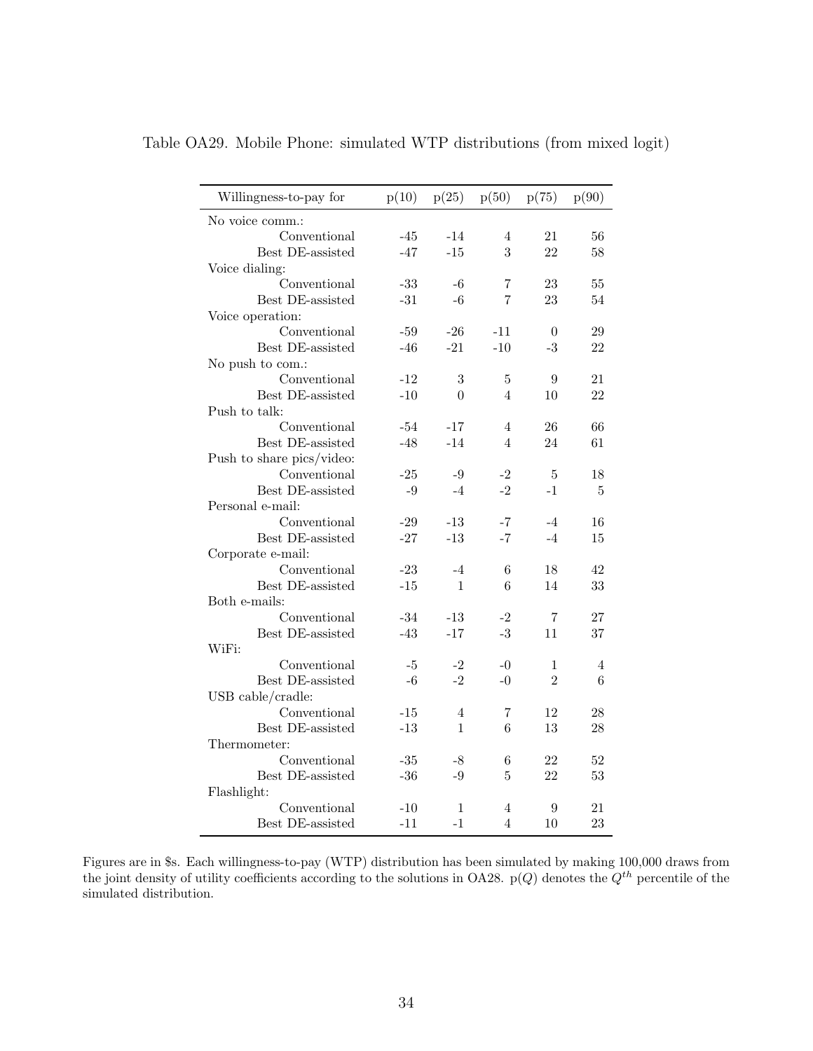Table OA29. Mobile Phone: simulated WTP distributions (from mixed logit)

| Willingness-to-pay for | p(10) | p(25) | p(50) | p(75) | p(90) |
|---|---|---|---|---|---|
| No voice comm.: | | | | | |
| Conventional | -45 | -14 | 4 | 21 | 56 |
| Best DE-assisted | -47 | -15 | 3 | 22 | 58 |
| Voice dialing: | | | | | |
| Conventional | -33 | -6 | 7 | 23 | 55 |
| Best DE-assisted | -31 | -6 | 7 | 23 | 54 |
| Voice operation: | | | | | |
| Conventional | -59 | -26 | -11 | 0 | 29 |
| Best DE-assisted | -46 | -21 | -10 | -3 | 22 |
| No push to com.: | | | | | |
| Conventional | -12 | 3 | 5 | 9 | 21 |
| Best DE-assisted | -10 | 0 | 4 | 10 | 22 |
| Push to talk: | | | | | |
| Conventional | -54 | -17 | 4 | 26 | 66 |
| Best DE-assisted | -48 | -14 | 4 | 24 | 61 |
| Push to share pics/video: | | | | | |
| Conventional | -25 | -9 | -2 | 5 | 18 |
| Best DE-assisted | -9 | -4 | -2 | -1 | 5 |
| Personal e-mail: | | | | | |
| Conventional | -29 | -13 | -7 | -4 | 16 |
| Best DE-assisted | -27 | -13 | -7 | -4 | 15 |
| Corporate e-mail: | | | | | |
| Conventional | -23 | -4 | 6 | 18 | 42 |
| Best DE-assisted | -15 | 1 | 6 | 14 | 33 |
| Both e-mails: | | | | | |
| Conventional | -34 | -13 | -2 | 7 | 27 |
| Best DE-assisted | -43 | -17 | -3 | 11 | 37 |
| WiFi: | | | | | |
| Conventional | -5 | -2 | -0 | 1 | 4 |
| Best DE-assisted | -6 | -2 | -0 | 2 | 6 |
| USB cable/cradle: | | | | | |
| Conventional | -15 | 4 | 7 | 12 | 28 |
| Best DE-assisted | -13 | 1 | 6 | 13 | 28 |
| Thermometer: | | | | | |
| Conventional | -35 | -8 | 6 | 22 | 52 |
| Best DE-assisted | -36 | -9 | 5 | 22 | 53 |
| Flashlight: | | | | | |
| Conventional | -10 | 1 | 4 | 9 | 21 |
| Best DE-assisted | -11 | -1 | 4 | 10 | 23 |

Figures are in $s. Each willingness-to-pay (WTP) distribution has been simulated by making 100,000 draws from the joint density of utility coefficients according to the solutions in OA28. p($Q$) denotes the $Q^{th}$ percentile of the simulated distribution.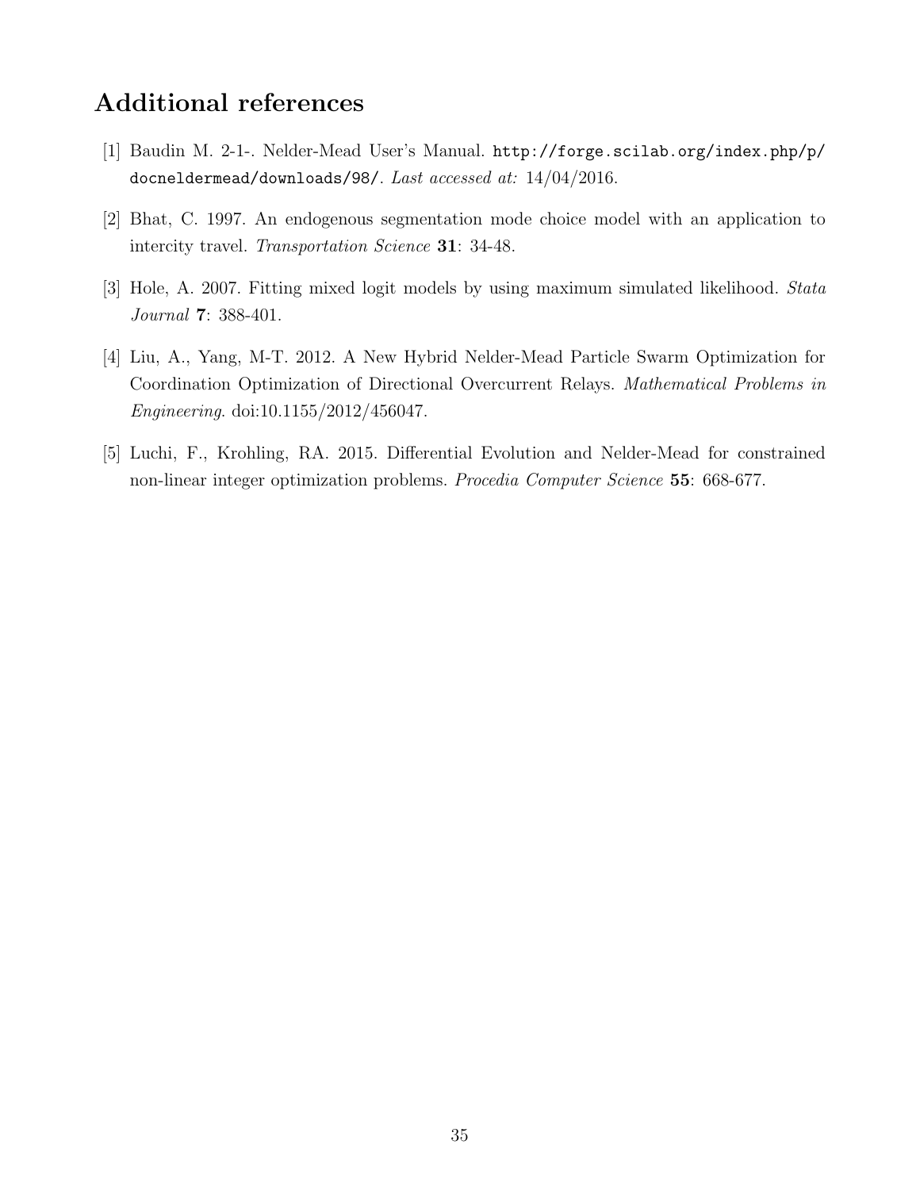## Additional references

[1] Baudin M. 2-1-. Nelder-Mead User's Manual. http://forge.scilab.org/index.php/p/docneldermead/downloads/98/. *Last accessed at:* 14/04/2016.

[2] Bhat, C. 1997. An endogenous segmentation mode choice model with an application to intercity travel. *Transportation Science* **31**: 34-48.

[3] Hole, A. 2007. Fitting mixed logit models by using maximum simulated likelihood. *Stata Journal* **7**: 388-401.

[4] Liu, A., Yang, M-T. 2012. A New Hybrid Nelder-Mead Particle Swarm Optimization for Coordination Optimization of Directional Overcurrent Relays. *Mathematical Problems in Engineering*. doi:10.1155/2012/456047.

[5] Luchi, F., Krohling, RA. 2015. Differential Evolution and Nelder-Mead for constrained non-linear integer optimization problems. *Procedia Computer Science* **55**: 668-677.